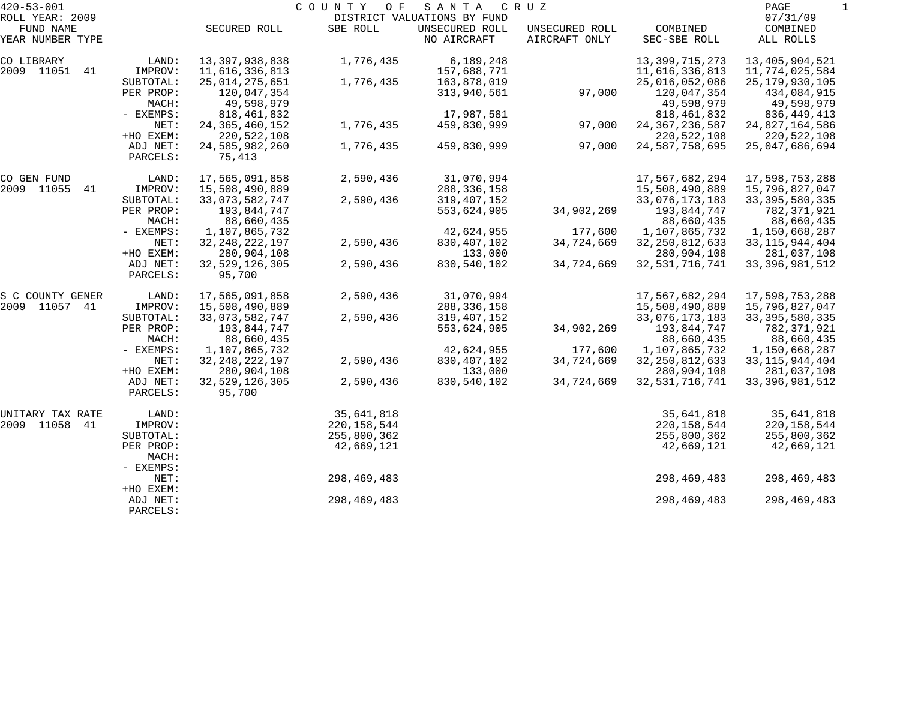420-53-001 COUNTY OF SANTA CRUZ

ROLL YEAR: 2009 DISTRICT VALUATIONS BY FUND 07/31/09

| FUND NAME YEAR NUMBER TYPE | | SECURED ROLL | SBE ROLL | UNSECURED ROLL NO AIRCRAFT | UNSECURED ROLL AIRCRAFT ONLY | COMBINED SEC-SBE ROLL | COMBINED ALL ROLLS |
|---|---|---|---|---|---|---|---|
| CO LIBRARY | LAND: | 13,397,938,838 | 1,776,435 | 6,189,248 | | 13,399,715,273 | 13,405,904,521 |
| 2009 11051 41 | IMPROV: | 11,616,336,813 | | 157,688,771 | | 11,616,336,813 | 11,774,025,584 |
| | SUBTOTAL: | 25,014,275,651 | 1,776,435 | 163,878,019 | | 25,016,052,086 | 25,179,930,105 |
| | PER PROP: | 120,047,354 | | 313,940,561 | 97,000 | 120,047,354 | 434,084,915 |
| | MACH: | 49,598,979 | | | | 49,598,979 | 49,598,979 |
| | - EXEMPS: | 818,461,832 | | 17,987,581 | | 818,461,832 | 836,449,413 |
| | NET: | 24,365,460,152 | 1,776,435 | 459,830,999 | 97,000 | 24,367,236,587 | 24,827,164,586 |
| | +HO EXEM: | 220,522,108 | | | | 220,522,108 | 220,522,108 |
| | ADJ NET: | 24,585,982,260 | 1,776,435 | 459,830,999 | 97,000 | 24,587,758,695 | 25,047,686,694 |
| | PARCELS: | 75,413 | | | | | |
| CO GEN FUND | LAND: | 17,565,091,858 | 2,590,436 | 31,070,994 | | 17,567,682,294 | 17,598,753,288 |
| 2009 11055 41 | IMPROV: | 15,508,490,889 | | 288,336,158 | | 15,508,490,889 | 15,796,827,047 |
| | SUBTOTAL: | 33,073,582,747 | 2,590,436 | 319,407,152 | | 33,076,173,183 | 33,395,580,335 |
| | PER PROP: | 193,844,747 | | 553,624,905 | 34,902,269 | 193,844,747 | 782,371,921 |
| | MACH: | 88,660,435 | | | | 88,660,435 | 88,660,435 |
| | - EXEMPS: | 1,107,865,732 | | 42,624,955 | 177,600 | 1,107,865,732 | 1,150,668,287 |
| | NET: | 32,248,222,197 | 2,590,436 | 830,407,102 | 34,724,669 | 32,250,812,633 | 33,115,944,404 |
| | +HO EXEM: | 280,904,108 | | 133,000 | | 280,904,108 | 281,037,108 |
| | ADJ NET: | 32,529,126,305 | 2,590,436 | 830,540,102 | 34,724,669 | 32,531,716,741 | 33,396,981,512 |
| | PARCELS: | 95,700 | | | | | |
| S C COUNTY GENER | LAND: | 17,565,091,858 | 2,590,436 | 31,070,994 | | 17,567,682,294 | 17,598,753,288 |
| 2009 11057 41 | IMPROV: | 15,508,490,889 | | 288,336,158 | | 15,508,490,889 | 15,796,827,047 |
| | SUBTOTAL: | 33,073,582,747 | 2,590,436 | 319,407,152 | | 33,076,173,183 | 33,395,580,335 |
| | PER PROP: | 193,844,747 | | 553,624,905 | 34,902,269 | 193,844,747 | 782,371,921 |
| | MACH: | 88,660,435 | | | | 88,660,435 | 88,660,435 |
| | - EXEMPS: | 1,107,865,732 | | 42,624,955 | 177,600 | 1,107,865,732 | 1,150,668,287 |
| | NET: | 32,248,222,197 | 2,590,436 | 830,407,102 | 34,724,669 | 32,250,812,633 | 33,115,944,404 |
| | +HO EXEM: | 280,904,108 | | 133,000 | | 280,904,108 | 281,037,108 |
| | ADJ NET: | 32,529,126,305 | 2,590,436 | 830,540,102 | 34,724,669 | 32,531,716,741 | 33,396,981,512 |
| | PARCELS: | 95,700 | | | | | |
| UNITARY TAX RATE | LAND: | | 35,641,818 | | | 35,641,818 | 35,641,818 |
| 2009 11058 41 | IMPROV: | | 220,158,544 | | | 220,158,544 | 220,158,544 |
| | SUBTOTAL: | | 255,800,362 | | | 255,800,362 | 255,800,362 |
| | PER PROP: | | 42,669,121 | | | 42,669,121 | 42,669,121 |
| | MACH: | | | | | | |
| | - EXEMPS: | | | | | | |
| | NET: | | 298,469,483 | | | 298,469,483 | 298,469,483 |
| | +HO EXEM: | | | | | | |
| | ADJ NET: | | 298,469,483 | | | 298,469,483 | 298,469,483 |
| | PARCELS: | | | | | | |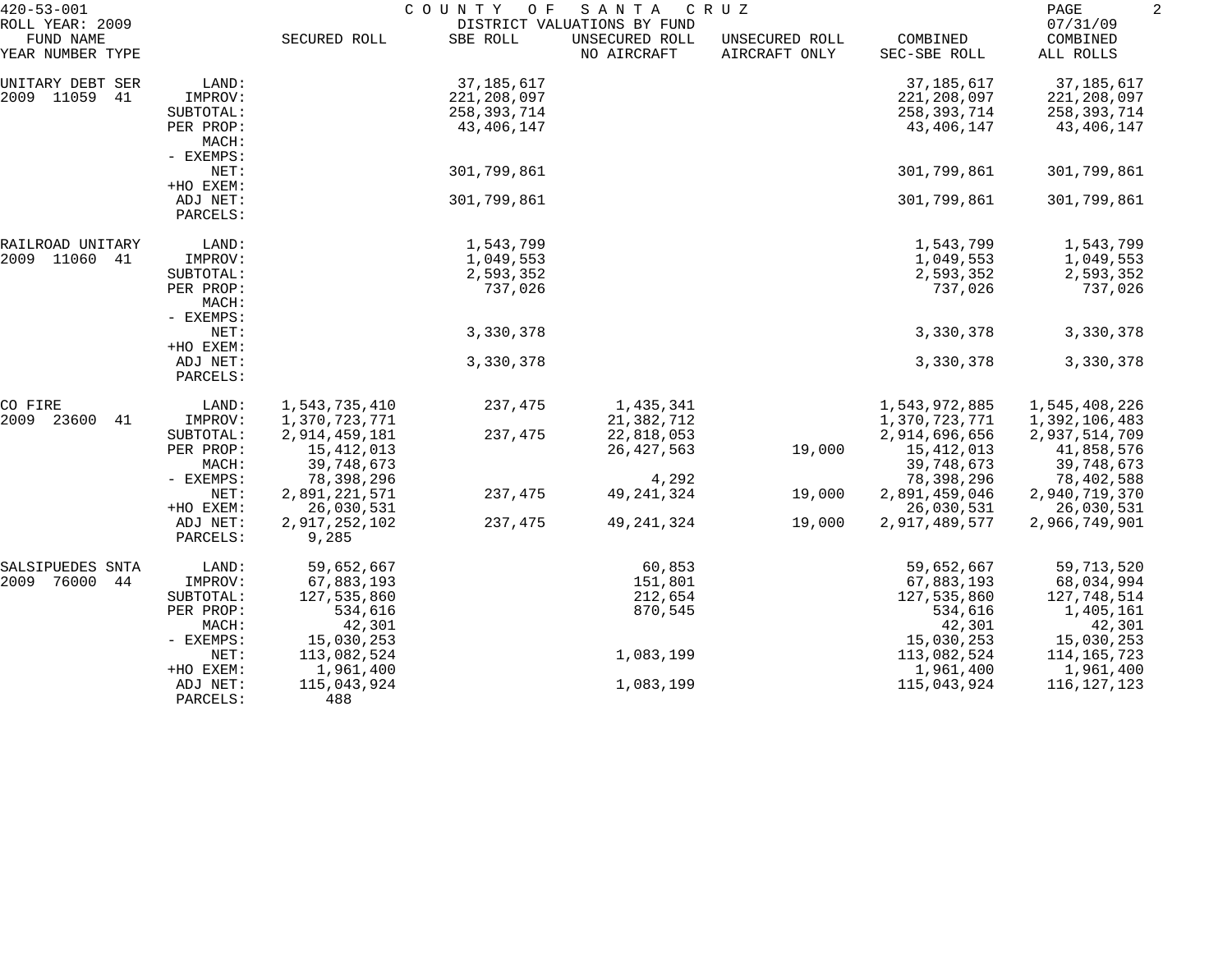420-53-001 COUNTY OF SANTA CRUZ
ROLL YEAR: 2009 DISTRICT VALUATIONS BY FUND 07/31/09

| FUND NAME / YEAR NUMBER TYPE | | SECURED ROLL | SBE ROLL | UNSECURED ROLL NO AIRCRAFT | UNSECURED ROLL AIRCRAFT ONLY | COMBINED SEC-SBE ROLL | COMBINED ALL ROLLS |
|---|---|---|---|---|---|---|---|
| UNITARY DEBT SER | LAND: | | 37,185,617 | | | 37,185,617 | 37,185,617 |
| 2009 11059 41 | IMPROV: | | 221,208,097 | | | 221,208,097 | 221,208,097 |
| | SUBTOTAL: | | 258,393,714 | | | 258,393,714 | 258,393,714 |
| | PER PROP: | | 43,406,147 | | | 43,406,147 | 43,406,147 |
| | MACH: | | | | | | |
| | - EXEMPS: | | | | | | |
| | NET: | | 301,799,861 | | | 301,799,861 | 301,799,861 |
| | +HO EXEM: | | | | | | |
| | ADJ NET: | | 301,799,861 | | | 301,799,861 | 301,799,861 |
| | PARCELS: | | | | | | |
| RAILROAD UNITARY | LAND: | | 1,543,799 | | | 1,543,799 | 1,543,799 |
| 2009 11060 41 | IMPROV: | | 1,049,553 | | | 1,049,553 | 1,049,553 |
| | SUBTOTAL: | | 2,593,352 | | | 2,593,352 | 2,593,352 |
| | PER PROP: | | 737,026 | | | 737,026 | 737,026 |
| | MACH: | | | | | | |
| | - EXEMPS: | | | | | | |
| | NET: | | 3,330,378 | | | 3,330,378 | 3,330,378 |
| | +HO EXEM: | | | | | | |
| | ADJ NET: | | 3,330,378 | | | 3,330,378 | 3,330,378 |
| | PARCELS: | | | | | | |
| CO FIRE | LAND: | 1,543,735,410 | 237,475 | 1,435,341 | | 1,543,972,885 | 1,545,408,226 |
| 2009 23600 41 | IMPROV: | 1,370,723,771 | | 21,382,712 | | 1,370,723,771 | 1,392,106,483 |
| | SUBTOTAL: | 2,914,459,181 | 237,475 | 22,818,053 | | 2,914,696,656 | 2,937,514,709 |
| | PER PROP: | 15,412,013 | | 26,427,563 | 19,000 | 15,412,013 | 41,858,576 |
| | MACH: | 39,748,673 | | | | 39,748,673 | 39,748,673 |
| | - EXEMPS: | 78,398,296 | | 4,292 | | 78,398,296 | 78,402,588 |
| | NET: | 2,891,221,571 | 237,475 | 49,241,324 | 19,000 | 2,891,459,046 | 2,940,719,370 |
| | +HO EXEM: | 26,030,531 | | | | 26,030,531 | 26,030,531 |
| | ADJ NET: | 2,917,252,102 | 237,475 | 49,241,324 | 19,000 | 2,917,489,577 | 2,966,749,901 |
| | PARCELS: | 9,285 | | | | | |
| SALSIPUEDES SNTA | LAND: | 59,652,667 | | 60,853 | | 59,652,667 | 59,713,520 |
| 2009 76000 44 | IMPROV: | 67,883,193 | | 151,801 | | 67,883,193 | 68,034,994 |
| | SUBTOTAL: | 127,535,860 | | 212,654 | | 127,535,860 | 127,748,514 |
| | PER PROP: | 534,616 | | 870,545 | | 534,616 | 1,405,161 |
| | MACH: | 42,301 | | | | 42,301 | 42,301 |
| | - EXEMPS: | 15,030,253 | | | | 15,030,253 | 15,030,253 |
| | NET: | 113,082,524 | | 1,083,199 | | 113,082,524 | 114,165,723 |
| | +HO EXEM: | 1,961,400 | | | | 1,961,400 | 1,961,400 |
| | ADJ NET: | 115,043,924 | | 1,083,199 | | 115,043,924 | 116,127,123 |
| | PARCELS: | 488 | | | | | |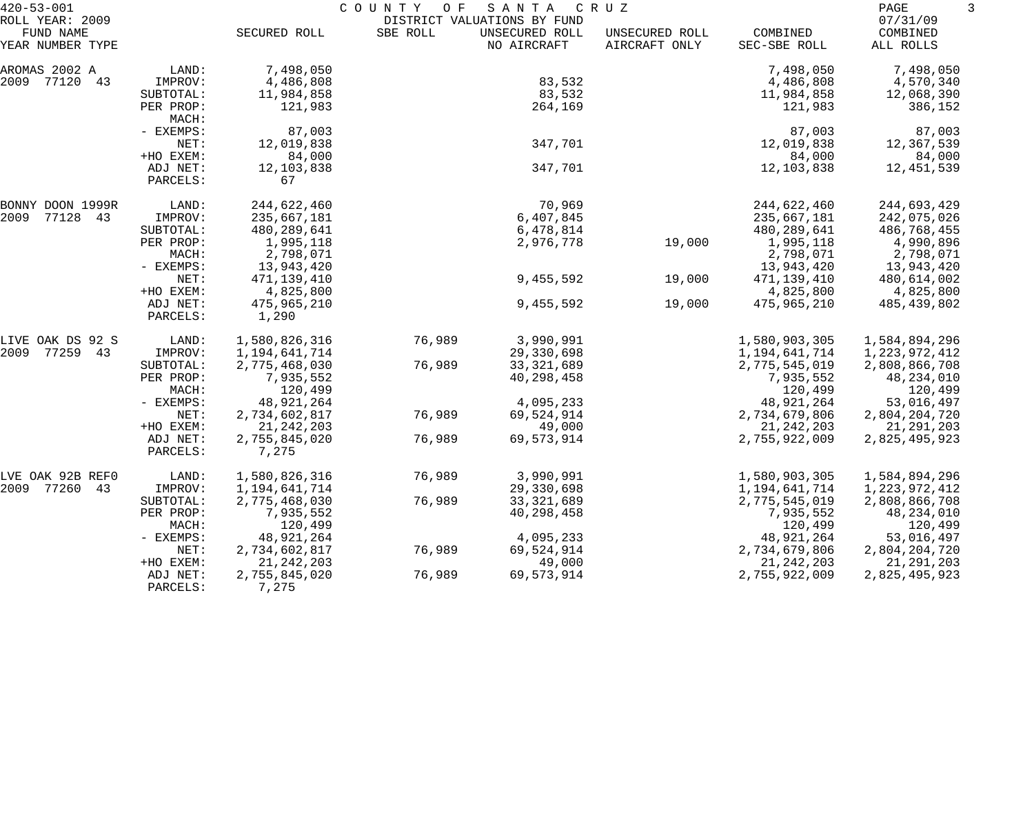COUNTY OF SANTA CRUZ

DISTRICT VALUATIONS BY FUND

ROLL YEAR: 2009 — 07/31/09

| FUND NAME YEAR NUMBER TYPE | | SECURED ROLL | SBE ROLL | UNSECURED ROLL NO AIRCRAFT | UNSECURED ROLL AIRCRAFT ONLY | COMBINED SEC-SBE ROLL | COMBINED ALL ROLLS |
|---|---|---|---|---|---|---|---|
| AROMAS 2002 A | LAND: | 7,498,050 | | | | 7,498,050 | 7,498,050 |
| 2009 77120 43 | IMPROV: | 4,486,808 | | 83,532 | | 4,486,808 | 4,570,340 |
| | SUBTOTAL: | 11,984,858 | | 83,532 | | 11,984,858 | 12,068,390 |
| | PER PROP: | 121,983 | | 264,169 | | 121,983 | 386,152 |
| | MACH: | | | | | | |
| | - EXEMPS: | 87,003 | | | | 87,003 | 87,003 |
| | NET: | 12,019,838 | | 347,701 | | 12,019,838 | 12,367,539 |
| | +HO EXEM: | 84,000 | | | | 84,000 | 84,000 |
| | ADJ NET: | 12,103,838 | | 347,701 | | 12,103,838 | 12,451,539 |
| | PARCELS: | 67 | | | | | |
| BONNY DOON 1999R | LAND: | 244,622,460 | | 70,969 | | 244,622,460 | 244,693,429 |
| 2009 77128 43 | IMPROV: | 235,667,181 | | 6,407,845 | | 235,667,181 | 242,075,026 |
| | SUBTOTAL: | 480,289,641 | | 6,478,814 | | 480,289,641 | 486,768,455 |
| | PER PROP: | 1,995,118 | | 2,976,778 | 19,000 | 1,995,118 | 4,990,896 |
| | MACH: | 2,798,071 | | | | 2,798,071 | 2,798,071 |
| | - EXEMPS: | 13,943,420 | | | | 13,943,420 | 13,943,420 |
| | NET: | 471,139,410 | | 9,455,592 | 19,000 | 471,139,410 | 480,614,002 |
| | +HO EXEM: | 4,825,800 | | | | 4,825,800 | 4,825,800 |
| | ADJ NET: | 475,965,210 | | 9,455,592 | 19,000 | 475,965,210 | 485,439,802 |
| | PARCELS: | 1,290 | | | | | |
| LIVE OAK DS 92 S | LAND: | 1,580,826,316 | 76,989 | 3,990,991 | | 1,580,903,305 | 1,584,894,296 |
| 2009 77259 43 | IMPROV: | 1,194,641,714 | | 29,330,698 | | 1,194,641,714 | 1,223,972,412 |
| | SUBTOTAL: | 2,775,468,030 | 76,989 | 33,321,689 | | 2,775,545,019 | 2,808,866,708 |
| | PER PROP: | 7,935,552 | | 40,298,458 | | 7,935,552 | 48,234,010 |
| | MACH: | 120,499 | | | | 120,499 | 120,499 |
| | - EXEMPS: | 48,921,264 | | 4,095,233 | | 48,921,264 | 53,016,497 |
| | NET: | 2,734,602,817 | 76,989 | 69,524,914 | | 2,734,679,806 | 2,804,204,720 |
| | +HO EXEM: | 21,242,203 | | 49,000 | | 21,242,203 | 21,291,203 |
| | ADJ NET: | 2,755,845,020 | 76,989 | 69,573,914 | | 2,755,922,009 | 2,825,495,923 |
| | PARCELS: | 7,275 | | | | | |
| LVE OAK 92B REF0 | LAND: | 1,580,826,316 | 76,989 | 3,990,991 | | 1,580,903,305 | 1,584,894,296 |
| 2009 77260 43 | IMPROV: | 1,194,641,714 | | 29,330,698 | | 1,194,641,714 | 1,223,972,412 |
| | SUBTOTAL: | 2,775,468,030 | 76,989 | 33,321,689 | | 2,775,545,019 | 2,808,866,708 |
| | PER PROP: | 7,935,552 | | 40,298,458 | | 7,935,552 | 48,234,010 |
| | MACH: | 120,499 | | | | 120,499 | 120,499 |
| | - EXEMPS: | 48,921,264 | | 4,095,233 | | 48,921,264 | 53,016,497 |
| | NET: | 2,734,602,817 | 76,989 | 69,524,914 | | 2,734,679,806 | 2,804,204,720 |
| | +HO EXEM: | 21,242,203 | | 49,000 | | 21,242,203 | 21,291,203 |
| | ADJ NET: | 2,755,845,020 | 76,989 | 69,573,914 | | 2,755,922,009 | 2,825,495,923 |
| | PARCELS: | 7,275 | | | | | |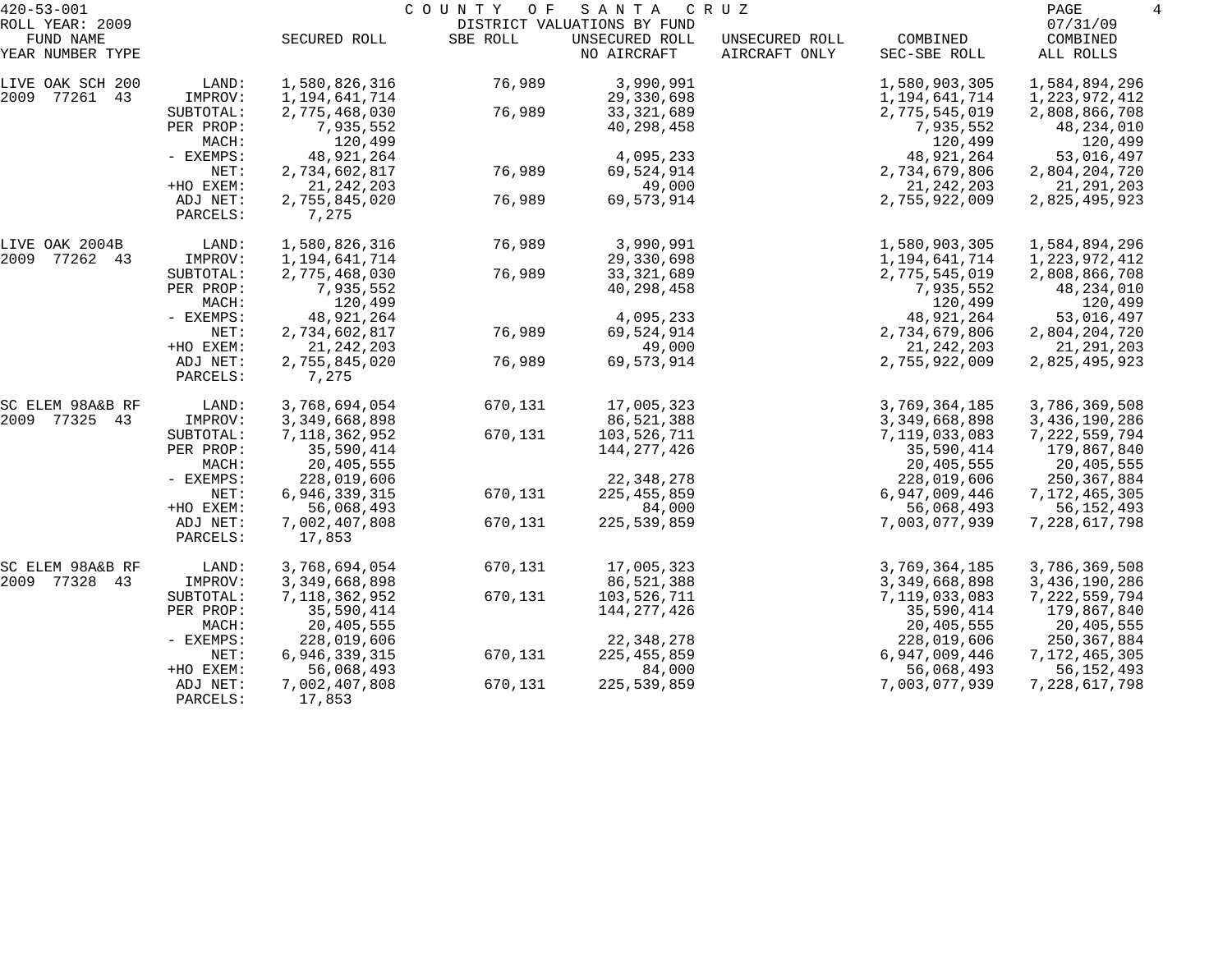420-53-001 COUNTY OF SANTA CRUZ
ROLL YEAR: 2009 DISTRICT VALUATIONS BY FUND 07/31/09

| FUND NAME YEAR NUMBER TYPE | | SECURED ROLL | SBE ROLL | UNSECURED ROLL NO AIRCRAFT | UNSECURED ROLL AIRCRAFT ONLY | COMBINED SEC-SBE ROLL | COMBINED ALL ROLLS |
|---|---|---|---|---|---|---|---|
| LIVE OAK SCH 200 | LAND: | 1,580,826,316 | 76,989 | 3,990,991 | | 1,580,903,305 | 1,584,894,296 |
| 2009 77261 43 | IMPROV: | 1,194,641,714 | | 29,330,698 | | 1,194,641,714 | 1,223,972,412 |
| | SUBTOTAL: | 2,775,468,030 | 76,989 | 33,321,689 | | 2,775,545,019 | 2,808,866,708 |
| | PER PROP: | 7,935,552 | | 40,298,458 | | 7,935,552 | 48,234,010 |
| | MACH: | 120,499 | | | | 120,499 | 120,499 |
| | - EXEMPS: | 48,921,264 | | 4,095,233 | | 48,921,264 | 53,016,497 |
| | NET: | 2,734,602,817 | 76,989 | 69,524,914 | | 2,734,679,806 | 2,804,204,720 |
| | +HO EXEM: | 21,242,203 | | 49,000 | | 21,242,203 | 21,291,203 |
| | ADJ NET: | 2,755,845,020 | 76,989 | 69,573,914 | | 2,755,922,009 | 2,825,495,923 |
| | PARCELS: | 7,275 | | | | | |
| LIVE OAK 2004B | LAND: | 1,580,826,316 | 76,989 | 3,990,991 | | 1,580,903,305 | 1,584,894,296 |
| 2009 77262 43 | IMPROV: | 1,194,641,714 | | 29,330,698 | | 1,194,641,714 | 1,223,972,412 |
| | SUBTOTAL: | 2,775,468,030 | 76,989 | 33,321,689 | | 2,775,545,019 | 2,808,866,708 |
| | PER PROP: | 7,935,552 | | 40,298,458 | | 7,935,552 | 48,234,010 |
| | MACH: | 120,499 | | | | 120,499 | 120,499 |
| | - EXEMPS: | 48,921,264 | | 4,095,233 | | 48,921,264 | 53,016,497 |
| | NET: | 2,734,602,817 | 76,989 | 69,524,914 | | 2,734,679,806 | 2,804,204,720 |
| | +HO EXEM: | 21,242,203 | | 49,000 | | 21,242,203 | 21,291,203 |
| | ADJ NET: | 2,755,845,020 | 76,989 | 69,573,914 | | 2,755,922,009 | 2,825,495,923 |
| | PARCELS: | 7,275 | | | | | |
| SC ELEM 98A&B RF | LAND: | 3,768,694,054 | 670,131 | 17,005,323 | | 3,769,364,185 | 3,786,369,508 |
| 2009 77325 43 | IMPROV: | 3,349,668,898 | | 86,521,388 | | 3,349,668,898 | 3,436,190,286 |
| | SUBTOTAL: | 7,118,362,952 | 670,131 | 103,526,711 | | 7,119,033,083 | 7,222,559,794 |
| | PER PROP: | 35,590,414 | | 144,277,426 | | 35,590,414 | 179,867,840 |
| | MACH: | 20,405,555 | | | | 20,405,555 | 20,405,555 |
| | - EXEMPS: | 228,019,606 | | 22,348,278 | | 228,019,606 | 250,367,884 |
| | NET: | 6,946,339,315 | 670,131 | 225,455,859 | | 6,947,009,446 | 7,172,465,305 |
| | +HO EXEM: | 56,068,493 | | 84,000 | | 56,068,493 | 56,152,493 |
| | ADJ NET: | 7,002,407,808 | 670,131 | 225,539,859 | | 7,003,077,939 | 7,228,617,798 |
| | PARCELS: | 17,853 | | | | | |
| SC ELEM 98A&B RF | LAND: | 3,768,694,054 | 670,131 | 17,005,323 | | 3,769,364,185 | 3,786,369,508 |
| 2009 77328 43 | IMPROV: | 3,349,668,898 | | 86,521,388 | | 3,349,668,898 | 3,436,190,286 |
| | SUBTOTAL: | 7,118,362,952 | 670,131 | 103,526,711 | | 7,119,033,083 | 7,222,559,794 |
| | PER PROP: | 35,590,414 | | 144,277,426 | | 35,590,414 | 179,867,840 |
| | MACH: | 20,405,555 | | | | 20,405,555 | 20,405,555 |
| | - EXEMPS: | 228,019,606 | | 22,348,278 | | 228,019,606 | 250,367,884 |
| | NET: | 6,946,339,315 | 670,131 | 225,455,859 | | 6,947,009,446 | 7,172,465,305 |
| | +HO EXEM: | 56,068,493 | | 84,000 | | 56,068,493 | 56,152,493 |
| | ADJ NET: | 7,002,407,808 | 670,131 | 225,539,859 | | 7,003,077,939 | 7,228,617,798 |
| | PARCELS: | 17,853 | | | | | |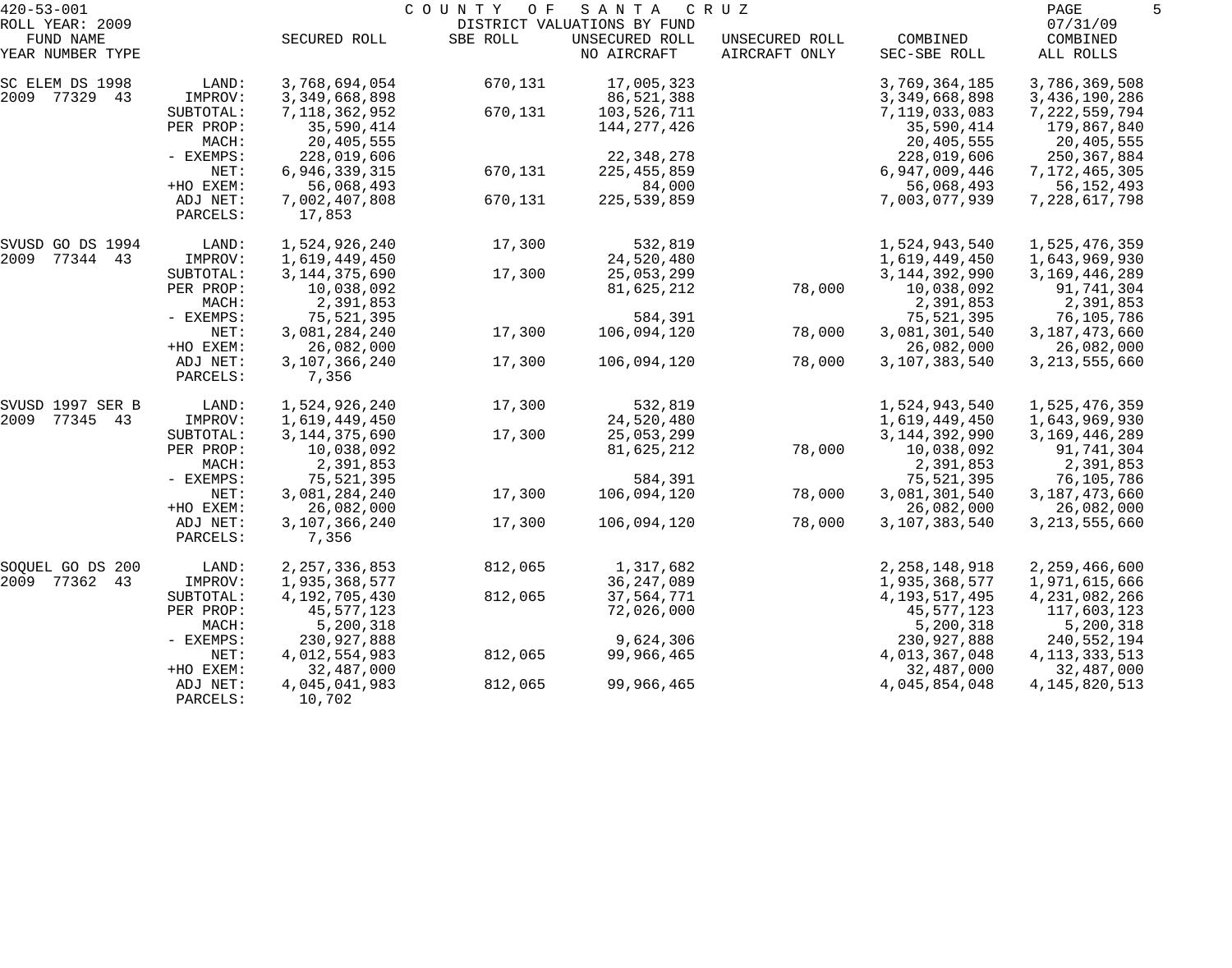420-53-001 — COUNTY OF SANTA CRUZ — DISTRICT VALUATIONS BY FUND
ROLL YEAR: 2009 — 07/31/09

| FUND NAME YEAR NUMBER TYPE | | SECURED ROLL | SBE ROLL | UNSECURED ROLL NO AIRCRAFT | UNSECURED ROLL AIRCRAFT ONLY | COMBINED SEC-SBE ROLL | COMBINED ALL ROLLS |
|---|---|---|---|---|---|---|---|
| SC ELEM DS 1998 | LAND: | 3,768,694,054 | 670,131 | 17,005,323 | | 3,769,364,185 | 3,786,369,508 |
| 2009 77329 43 | IMPROV: | 3,349,668,898 | | 86,521,388 | | 3,349,668,898 | 3,436,190,286 |
| | SUBTOTAL: | 7,118,362,952 | 670,131 | 103,526,711 | | 7,119,033,083 | 7,222,559,794 |
| | PER PROP: | 35,590,414 | | 144,277,426 | | 35,590,414 | 179,867,840 |
| | MACH: | 20,405,555 | | | | 20,405,555 | 20,405,555 |
| | - EXEMPS: | 228,019,606 | | 22,348,278 | | 228,019,606 | 250,367,884 |
| | NET: | 6,946,339,315 | 670,131 | 225,455,859 | | 6,947,009,446 | 7,172,465,305 |
| | +HO EXEM: | 56,068,493 | | 84,000 | | 56,068,493 | 56,152,493 |
| | ADJ NET: | 7,002,407,808 | 670,131 | 225,539,859 | | 7,003,077,939 | 7,228,617,798 |
| | PARCELS: | 17,853 | | | | | |
| SVUSD GO DS 1994 | LAND: | 1,524,926,240 | 17,300 | 532,819 | | 1,524,943,540 | 1,525,476,359 |
| 2009 77344 43 | IMPROV: | 1,619,449,450 | | 24,520,480 | | 1,619,449,450 | 1,643,969,930 |
| | SUBTOTAL: | 3,144,375,690 | 17,300 | 25,053,299 | | 3,144,392,990 | 3,169,446,289 |
| | PER PROP: | 10,038,092 | | 81,625,212 | 78,000 | 10,038,092 | 91,741,304 |
| | MACH: | 2,391,853 | | | | 2,391,853 | 2,391,853 |
| | - EXEMPS: | 75,521,395 | | 584,391 | | 75,521,395 | 76,105,786 |
| | NET: | 3,081,284,240 | 17,300 | 106,094,120 | 78,000 | 3,081,301,540 | 3,187,473,660 |
| | +HO EXEM: | 26,082,000 | | | | 26,082,000 | 26,082,000 |
| | ADJ NET: | 3,107,366,240 | 17,300 | 106,094,120 | 78,000 | 3,107,383,540 | 3,213,555,660 |
| | PARCELS: | 7,356 | | | | | |
| SVUSD 1997 SER B | LAND: | 1,524,926,240 | 17,300 | 532,819 | | 1,524,943,540 | 1,525,476,359 |
| 2009 77345 43 | IMPROV: | 1,619,449,450 | | 24,520,480 | | 1,619,449,450 | 1,643,969,930 |
| | SUBTOTAL: | 3,144,375,690 | 17,300 | 25,053,299 | | 3,144,392,990 | 3,169,446,289 |
| | PER PROP: | 10,038,092 | | 81,625,212 | 78,000 | 10,038,092 | 91,741,304 |
| | MACH: | 2,391,853 | | | | 2,391,853 | 2,391,853 |
| | - EXEMPS: | 75,521,395 | | 584,391 | | 75,521,395 | 76,105,786 |
| | NET: | 3,081,284,240 | 17,300 | 106,094,120 | 78,000 | 3,081,301,540 | 3,187,473,660 |
| | +HO EXEM: | 26,082,000 | | | | 26,082,000 | 26,082,000 |
| | ADJ NET: | 3,107,366,240 | 17,300 | 106,094,120 | 78,000 | 3,107,383,540 | 3,213,555,660 |
| | PARCELS: | 7,356 | | | | | |
| SOQUEL GO DS 200 | LAND: | 2,257,336,853 | 812,065 | 1,317,682 | | 2,258,148,918 | 2,259,466,600 |
| 2009 77362 43 | IMPROV: | 1,935,368,577 | | 36,247,089 | | 1,935,368,577 | 1,971,615,666 |
| | SUBTOTAL: | 4,192,705,430 | 812,065 | 37,564,771 | | 4,193,517,495 | 4,231,082,266 |
| | PER PROP: | 45,577,123 | | 72,026,000 | | 45,577,123 | 117,603,123 |
| | MACH: | 5,200,318 | | | | 5,200,318 | 5,200,318 |
| | - EXEMPS: | 230,927,888 | | 9,624,306 | | 230,927,888 | 240,552,194 |
| | NET: | 4,012,554,983 | 812,065 | 99,966,465 | | 4,013,367,048 | 4,113,333,513 |
| | +HO EXEM: | 32,487,000 | | | | 32,487,000 | 32,487,000 |
| | ADJ NET: | 4,045,041,983 | 812,065 | 99,966,465 | | 4,045,854,048 | 4,145,820,513 |
| | PARCELS: | 10,702 | | | | | |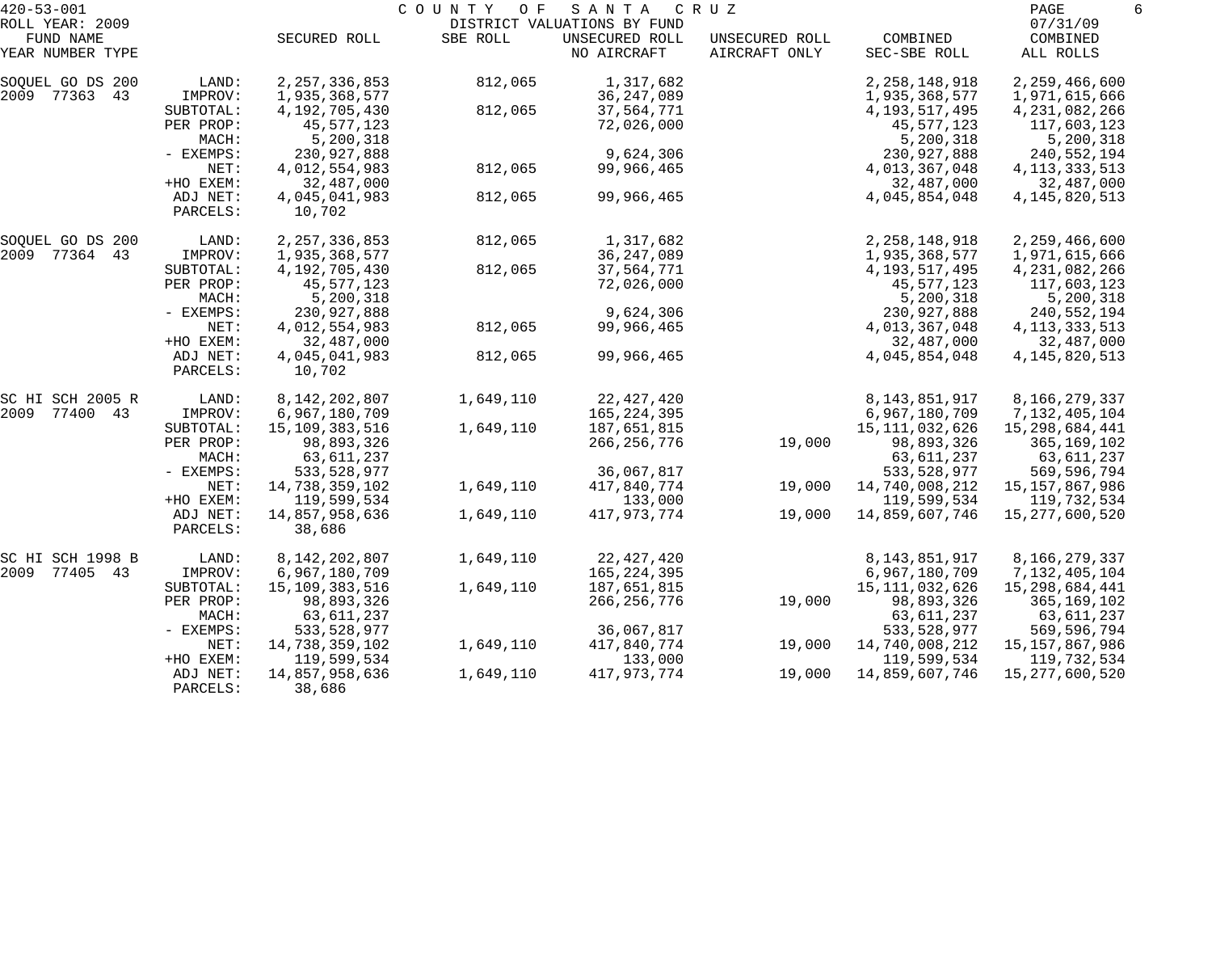420-53-001 COUNTY OF SANTA CRUZ 07/31/09
ROLL YEAR: 2009 DISTRICT VALUATIONS BY FUND

| FUND NAME YEAR NUMBER TYPE | | SECURED ROLL | SBE ROLL | UNSECURED ROLL NO AIRCRAFT | UNSECURED ROLL AIRCRAFT ONLY | COMBINED SEC-SBE ROLL | COMBINED ALL ROLLS |
|---|---|---|---|---|---|---|---|
| SOQUEL GO DS 200 | LAND: | 2,257,336,853 | 812,065 | 1,317,682 | | 2,258,148,918 | 2,259,466,600 |
| 2009 77363 43 | IMPROV: | 1,935,368,577 | | 36,247,089 | | 1,935,368,577 | 1,971,615,666 |
| | SUBTOTAL: | 4,192,705,430 | 812,065 | 37,564,771 | | 4,193,517,495 | 4,231,082,266 |
| | PER PROP: | 45,577,123 | | 72,026,000 | | 45,577,123 | 117,603,123 |
| | MACH: | 5,200,318 | | | | 5,200,318 | 5,200,318 |
| | - EXEMPS: | 230,927,888 | | 9,624,306 | | 230,927,888 | 240,552,194 |
| | NET: | 4,012,554,983 | 812,065 | 99,966,465 | | 4,013,367,048 | 4,113,333,513 |
| | +HO EXEM: | 32,487,000 | | | | 32,487,000 | 32,487,000 |
| | ADJ NET: | 4,045,041,983 | 812,065 | 99,966,465 | | 4,045,854,048 | 4,145,820,513 |
| | PARCELS: | 10,702 | | | | | |
| SOQUEL GO DS 200 | LAND: | 2,257,336,853 | 812,065 | 1,317,682 | | 2,258,148,918 | 2,259,466,600 |
| 2009 77364 43 | IMPROV: | 1,935,368,577 | | 36,247,089 | | 1,935,368,577 | 1,971,615,666 |
| | SUBTOTAL: | 4,192,705,430 | 812,065 | 37,564,771 | | 4,193,517,495 | 4,231,082,266 |
| | PER PROP: | 45,577,123 | | 72,026,000 | | 45,577,123 | 117,603,123 |
| | MACH: | 5,200,318 | | | | 5,200,318 | 5,200,318 |
| | - EXEMPS: | 230,927,888 | | 9,624,306 | | 230,927,888 | 240,552,194 |
| | NET: | 4,012,554,983 | 812,065 | 99,966,465 | | 4,013,367,048 | 4,113,333,513 |
| | +HO EXEM: | 32,487,000 | | | | 32,487,000 | 32,487,000 |
| | ADJ NET: | 4,045,041,983 | 812,065 | 99,966,465 | | 4,045,854,048 | 4,145,820,513 |
| | PARCELS: | 10,702 | | | | | |
| SC HI SCH 2005 R | LAND: | 8,142,202,807 | 1,649,110 | 22,427,420 | | 8,143,851,917 | 8,166,279,337 |
| 2009 77400 43 | IMPROV: | 6,967,180,709 | | 165,224,395 | | 6,967,180,709 | 7,132,405,104 |
| | SUBTOTAL: | 15,109,383,516 | 1,649,110 | 187,651,815 | | 15,111,032,626 | 15,298,684,441 |
| | PER PROP: | 98,893,326 | | 266,256,776 | 19,000 | 98,893,326 | 365,169,102 |
| | MACH: | 63,611,237 | | | | 63,611,237 | 63,611,237 |
| | - EXEMPS: | 533,528,977 | | 36,067,817 | | 533,528,977 | 569,596,794 |
| | NET: | 14,738,359,102 | 1,649,110 | 417,840,774 | 19,000 | 14,740,008,212 | 15,157,867,986 |
| | +HO EXEM: | 119,599,534 | | 133,000 | | 119,599,534 | 119,732,534 |
| | ADJ NET: | 14,857,958,636 | 1,649,110 | 417,973,774 | 19,000 | 14,859,607,746 | 15,277,600,520 |
| | PARCELS: | 38,686 | | | | | |
| SC HI SCH 1998 B | LAND: | 8,142,202,807 | 1,649,110 | 22,427,420 | | 8,143,851,917 | 8,166,279,337 |
| 2009 77405 43 | IMPROV: | 6,967,180,709 | | 165,224,395 | | 6,967,180,709 | 7,132,405,104 |
| | SUBTOTAL: | 15,109,383,516 | 1,649,110 | 187,651,815 | | 15,111,032,626 | 15,298,684,441 |
| | PER PROP: | 98,893,326 | | 266,256,776 | 19,000 | 98,893,326 | 365,169,102 |
| | MACH: | 63,611,237 | | | | 63,611,237 | 63,611,237 |
| | - EXEMPS: | 533,528,977 | | 36,067,817 | | 533,528,977 | 569,596,794 |
| | NET: | 14,738,359,102 | 1,649,110 | 417,840,774 | 19,000 | 14,740,008,212 | 15,157,867,986 |
| | +HO EXEM: | 119,599,534 | | 133,000 | | 119,599,534 | 119,732,534 |
| | ADJ NET: | 14,857,958,636 | 1,649,110 | 417,973,774 | 19,000 | 14,859,607,746 | 15,277,600,520 |
| | PARCELS: | 38,686 | | | | | |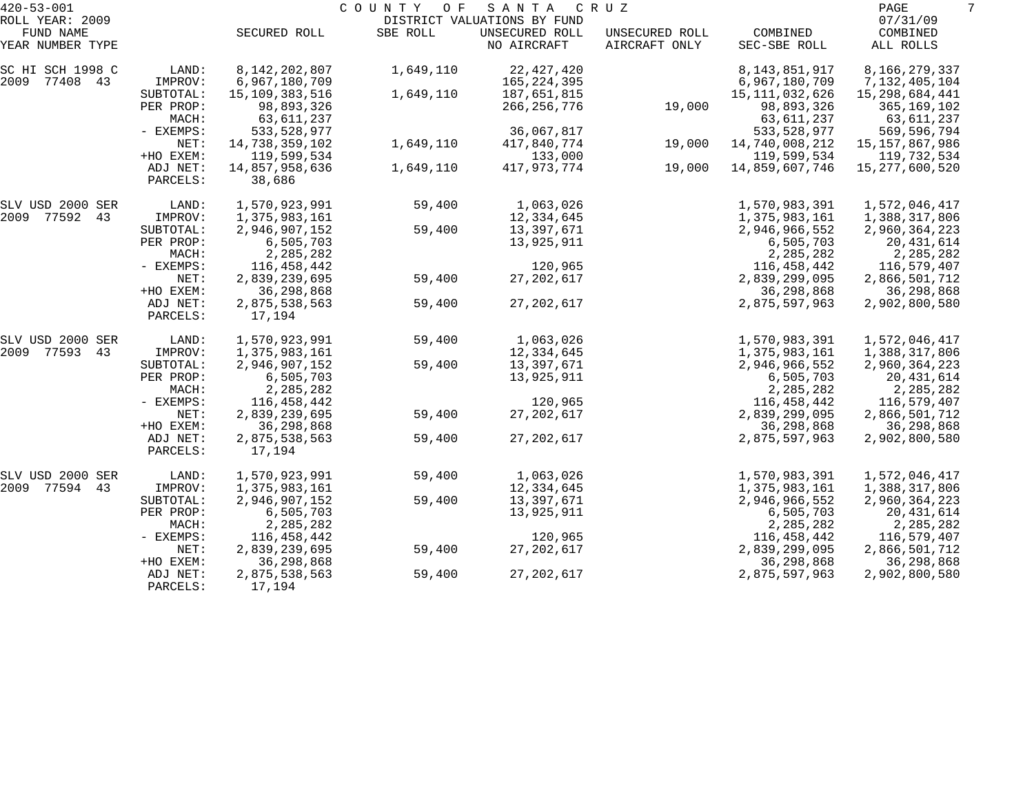420-53-001 COUNTY OF SANTA CRUZ
ROLL YEAR: 2009 DISTRICT VALUATIONS BY FUND 07/31/09

| FUND NAME YEAR NUMBER TYPE | | SECURED ROLL | SBE ROLL | UNSECURED ROLL NO AIRCRAFT | UNSECURED ROLL AIRCRAFT ONLY | COMBINED SEC-SBE ROLL | COMBINED ALL ROLLS |
|---|---|---|---|---|---|---|---|
| SC HI SCH 1998 C | LAND: | 8,142,202,807 | 1,649,110 | 22,427,420 | | 8,143,851,917 | 8,166,279,337 |
| 2009 77408 43 | IMPROV: | 6,967,180,709 | | 165,224,395 | | 6,967,180,709 | 7,132,405,104 |
| | SUBTOTAL: | 15,109,383,516 | 1,649,110 | 187,651,815 | | 15,111,032,626 | 15,298,684,441 |
| | PER PROP: | 98,893,326 | | 266,256,776 | 19,000 | 98,893,326 | 365,169,102 |
| | MACH: | 63,611,237 | | | | 63,611,237 | 63,611,237 |
| | - EXEMPS: | 533,528,977 | | 36,067,817 | | 533,528,977 | 569,596,794 |
| | NET: | 14,738,359,102 | 1,649,110 | 417,840,774 | 19,000 | 14,740,008,212 | 15,157,867,986 |
| | +HO EXEM: | 119,599,534 | | 133,000 | | 119,599,534 | 119,732,534 |
| | ADJ NET: | 14,857,958,636 | 1,649,110 | 417,973,774 | 19,000 | 14,859,607,746 | 15,277,600,520 |
| | PARCELS: | 38,686 | | | | | |
| SLV USD 2000 SER | LAND: | 1,570,923,991 | 59,400 | 1,063,026 | | 1,570,983,391 | 1,572,046,417 |
| 2009 77592 43 | IMPROV: | 1,375,983,161 | | 12,334,645 | | 1,375,983,161 | 1,388,317,806 |
| | SUBTOTAL: | 2,946,907,152 | 59,400 | 13,397,671 | | 2,946,966,552 | 2,960,364,223 |
| | PER PROP: | 6,505,703 | | 13,925,911 | | 6,505,703 | 20,431,614 |
| | MACH: | 2,285,282 | | | | 2,285,282 | 2,285,282 |
| | - EXEMPS: | 116,458,442 | | 120,965 | | 116,458,442 | 116,579,407 |
| | NET: | 2,839,239,695 | 59,400 | 27,202,617 | | 2,839,299,095 | 2,866,501,712 |
| | +HO EXEM: | 36,298,868 | | | | 36,298,868 | 36,298,868 |
| | ADJ NET: | 2,875,538,563 | 59,400 | 27,202,617 | | 2,875,597,963 | 2,902,800,580 |
| | PARCELS: | 17,194 | | | | | |
| SLV USD 2000 SER | LAND: | 1,570,923,991 | 59,400 | 1,063,026 | | 1,570,983,391 | 1,572,046,417 |
| 2009 77593 43 | IMPROV: | 1,375,983,161 | | 12,334,645 | | 1,375,983,161 | 1,388,317,806 |
| | SUBTOTAL: | 2,946,907,152 | 59,400 | 13,397,671 | | 2,946,966,552 | 2,960,364,223 |
| | PER PROP: | 6,505,703 | | 13,925,911 | | 6,505,703 | 20,431,614 |
| | MACH: | 2,285,282 | | | | 2,285,282 | 2,285,282 |
| | - EXEMPS: | 116,458,442 | | 120,965 | | 116,458,442 | 116,579,407 |
| | NET: | 2,839,239,695 | 59,400 | 27,202,617 | | 2,839,299,095 | 2,866,501,712 |
| | +HO EXEM: | 36,298,868 | | | | 36,298,868 | 36,298,868 |
| | ADJ NET: | 2,875,538,563 | 59,400 | 27,202,617 | | 2,875,597,963 | 2,902,800,580 |
| | PARCELS: | 17,194 | | | | | |
| SLV USD 2000 SER | LAND: | 1,570,923,991 | 59,400 | 1,063,026 | | 1,570,983,391 | 1,572,046,417 |
| 2009 77594 43 | IMPROV: | 1,375,983,161 | | 12,334,645 | | 1,375,983,161 | 1,388,317,806 |
| | SUBTOTAL: | 2,946,907,152 | 59,400 | 13,397,671 | | 2,946,966,552 | 2,960,364,223 |
| | PER PROP: | 6,505,703 | | 13,925,911 | | 6,505,703 | 20,431,614 |
| | MACH: | 2,285,282 | | | | 2,285,282 | 2,285,282 |
| | - EXEMPS: | 116,458,442 | | 120,965 | | 116,458,442 | 116,579,407 |
| | NET: | 2,839,239,695 | 59,400 | 27,202,617 | | 2,839,299,095 | 2,866,501,712 |
| | +HO EXEM: | 36,298,868 | | | | 36,298,868 | 36,298,868 |
| | ADJ NET: | 2,875,538,563 | 59,400 | 27,202,617 | | 2,875,597,963 | 2,902,800,580 |
| | PARCELS: | 17,194 | | | | | |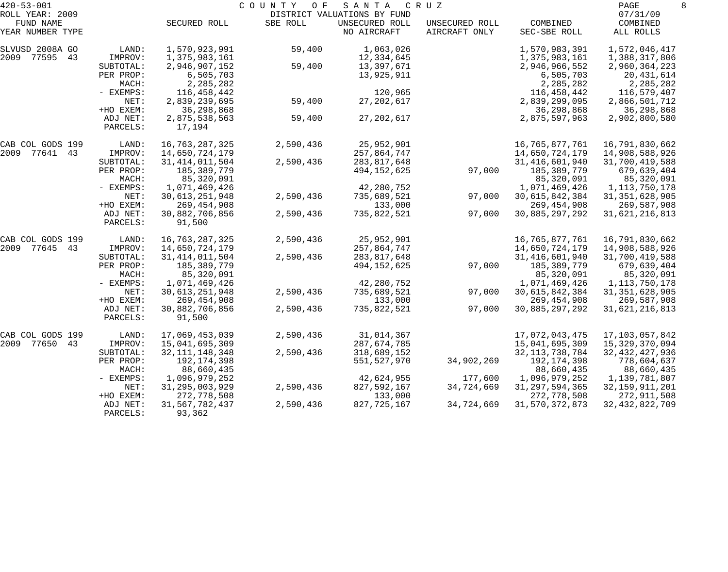420-53-001 COUNTY OF SANTA CRUZ
ROLL YEAR: 2009 DISTRICT VALUATIONS BY FUND 07/31/09

| FUND NAME YEAR NUMBER TYPE | | SECURED ROLL | SBE ROLL | UNSECURED ROLL NO AIRCRAFT | UNSECURED ROLL AIRCRAFT ONLY | COMBINED SEC-SBE ROLL | COMBINED ALL ROLLS |
|---|---|---|---|---|---|---|---|
| SLVUSD 2008A GO | LAND: | 1,570,923,991 | 59,400 | 1,063,026 | | 1,570,983,391 | 1,572,046,417 |
| 2009 77595 43 | IMPROV: | 1,375,983,161 | | 12,334,645 | | 1,375,983,161 | 1,388,317,806 |
| | SUBTOTAL: | 2,946,907,152 | 59,400 | 13,397,671 | | 2,946,966,552 | 2,960,364,223 |
| | PER PROP: | 6,505,703 | | 13,925,911 | | 6,505,703 | 20,431,614 |
| | MACH: | 2,285,282 | | | | 2,285,282 | 2,285,282 |
| | - EXEMPS: | 116,458,442 | | 120,965 | | 116,458,442 | 116,579,407 |
| | NET: | 2,839,239,695 | 59,400 | 27,202,617 | | 2,839,299,095 | 2,866,501,712 |
| | +HO EXEM: | 36,298,868 | | | | 36,298,868 | 36,298,868 |
| | ADJ NET: | 2,875,538,563 | 59,400 | 27,202,617 | | 2,875,597,963 | 2,902,800,580 |
| | PARCELS: | 17,194 | | | | | |
| CAB COL GODS 199 | LAND: | 16,763,287,325 | 2,590,436 | 25,952,901 | | 16,765,877,761 | 16,791,830,662 |
| 2009 77641 43 | IMPROV: | 14,650,724,179 | | 257,864,747 | | 14,650,724,179 | 14,908,588,926 |
| | SUBTOTAL: | 31,414,011,504 | 2,590,436 | 283,817,648 | | 31,416,601,940 | 31,700,419,588 |
| | PER PROP: | 185,389,779 | | 494,152,625 | 97,000 | 185,389,779 | 679,639,404 |
| | MACH: | 85,320,091 | | | | 85,320,091 | 85,320,091 |
| | - EXEMPS: | 1,071,469,426 | | 42,280,752 | | 1,071,469,426 | 1,113,750,178 |
| | NET: | 30,613,251,948 | 2,590,436 | 735,689,521 | 97,000 | 30,615,842,384 | 31,351,628,905 |
| | +HO EXEM: | 269,454,908 | | 133,000 | | 269,454,908 | 269,587,908 |
| | ADJ NET: | 30,882,706,856 | 2,590,436 | 735,822,521 | 97,000 | 30,885,297,292 | 31,621,216,813 |
| | PARCELS: | 91,500 | | | | | |
| CAB COL GODS 199 | LAND: | 16,763,287,325 | 2,590,436 | 25,952,901 | | 16,765,877,761 | 16,791,830,662 |
| 2009 77645 43 | IMPROV: | 14,650,724,179 | | 257,864,747 | | 14,650,724,179 | 14,908,588,926 |
| | SUBTOTAL: | 31,414,011,504 | 2,590,436 | 283,817,648 | | 31,416,601,940 | 31,700,419,588 |
| | PER PROP: | 185,389,779 | | 494,152,625 | 97,000 | 185,389,779 | 679,639,404 |
| | MACH: | 85,320,091 | | | | 85,320,091 | 85,320,091 |
| | - EXEMPS: | 1,071,469,426 | | 42,280,752 | | 1,071,469,426 | 1,113,750,178 |
| | NET: | 30,613,251,948 | 2,590,436 | 735,689,521 | 97,000 | 30,615,842,384 | 31,351,628,905 |
| | +HO EXEM: | 269,454,908 | | 133,000 | | 269,454,908 | 269,587,908 |
| | ADJ NET: | 30,882,706,856 | 2,590,436 | 735,822,521 | 97,000 | 30,885,297,292 | 31,621,216,813 |
| | PARCELS: | 91,500 | | | | | |
| CAB COL GODS 199 | LAND: | 17,069,453,039 | 2,590,436 | 31,014,367 | | 17,072,043,475 | 17,103,057,842 |
| 2009 77650 43 | IMPROV: | 15,041,695,309 | | 287,674,785 | | 15,041,695,309 | 15,329,370,094 |
| | SUBTOTAL: | 32,111,148,348 | 2,590,436 | 318,689,152 | | 32,113,738,784 | 32,432,427,936 |
| | PER PROP: | 192,174,398 | | 551,527,970 | 34,902,269 | 192,174,398 | 778,604,637 |
| | MACH: | 88,660,435 | | | | 88,660,435 | 88,660,435 |
| | - EXEMPS: | 1,096,979,252 | | 42,624,955 | 177,600 | 1,096,979,252 | 1,139,781,807 |
| | NET: | 31,295,003,929 | 2,590,436 | 827,592,167 | 34,724,669 | 31,297,594,365 | 32,159,911,201 |
| | +HO EXEM: | 272,778,508 | | 133,000 | | 272,778,508 | 272,911,508 |
| | ADJ NET: | 31,567,782,437 | 2,590,436 | 827,725,167 | 34,724,669 | 31,570,372,873 | 32,432,822,709 |
| | PARCELS: | 93,362 | | | | | |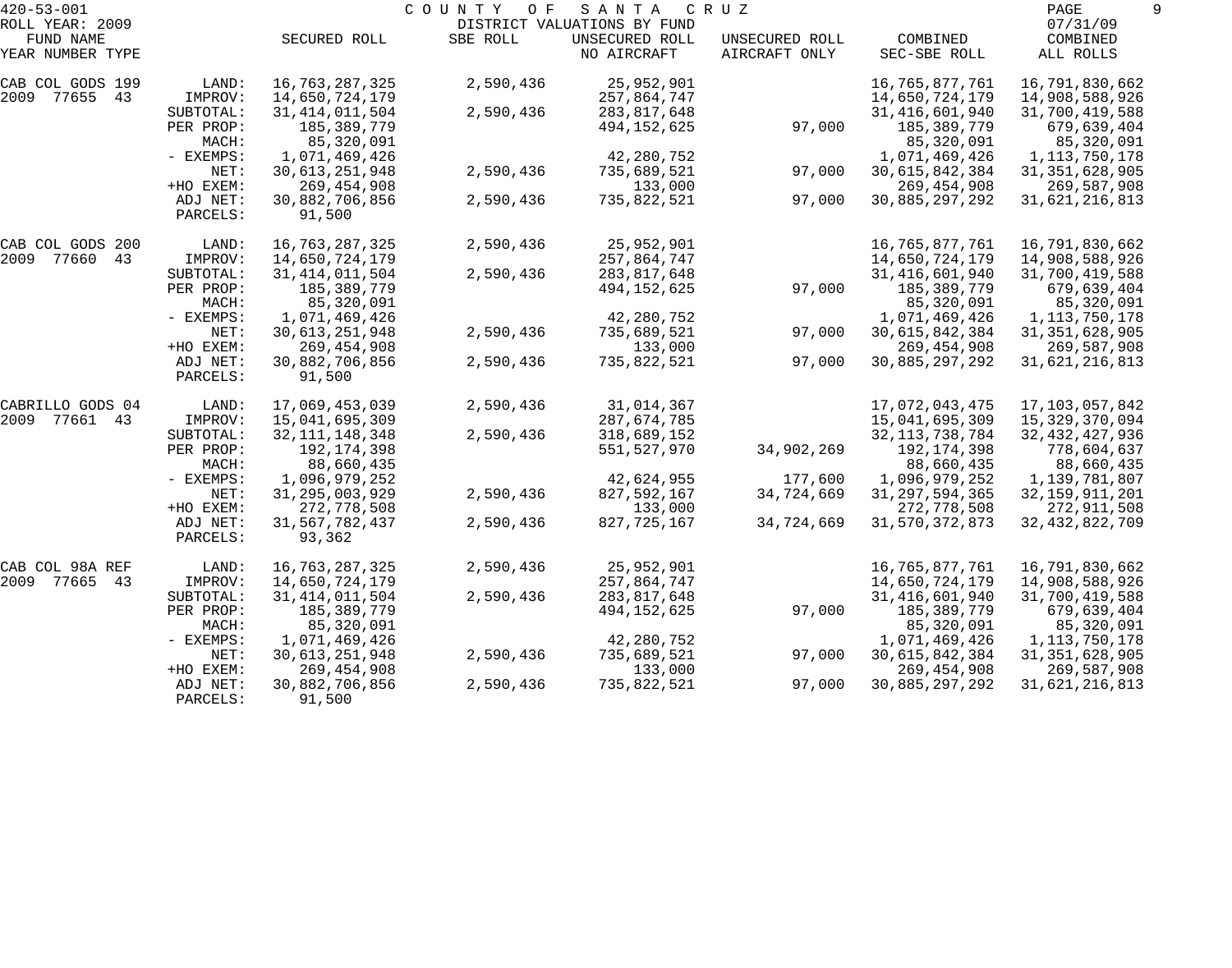420-53-001 COUNTY OF SANTA CRUZ

ROLL YEAR: 2009 DISTRICT VALUATIONS BY FUND 07/31/09

| FUND NAME YEAR NUMBER TYPE | | SECURED ROLL | SBE ROLL | UNSECURED ROLL NO AIRCRAFT | UNSECURED ROLL AIRCRAFT ONLY | COMBINED SEC-SBE ROLL | COMBINED ALL ROLLS |
|---|---|---|---|---|---|---|---|
| CAB COL GODS 199 | LAND: | 16,763,287,325 | 2,590,436 | 25,952,901 | | 16,765,877,761 | 16,791,830,662 |
| 2009 77655 43 | IMPROV: | 14,650,724,179 | | 257,864,747 | | 14,650,724,179 | 14,908,588,926 |
| | SUBTOTAL: | 31,414,011,504 | 2,590,436 | 283,817,648 | | 31,416,601,940 | 31,700,419,588 |
| | PER PROP: | 185,389,779 | | 494,152,625 | 97,000 | 185,389,779 | 679,639,404 |
| | MACH: | 85,320,091 | | | | 85,320,091 | 85,320,091 |
| | - EXEMPS: | 1,071,469,426 | | 42,280,752 | | 1,071,469,426 | 1,113,750,178 |
| | NET: | 30,613,251,948 | 2,590,436 | 735,689,521 | 97,000 | 30,615,842,384 | 31,351,628,905 |
| | +HO EXEM: | 269,454,908 | | 133,000 | | 269,454,908 | 269,587,908 |
| | ADJ NET: | 30,882,706,856 | 2,590,436 | 735,822,521 | 97,000 | 30,885,297,292 | 31,621,216,813 |
| | PARCELS: | 91,500 | | | | | |
| CAB COL GODS 200 | LAND: | 16,763,287,325 | 2,590,436 | 25,952,901 | | 16,765,877,761 | 16,791,830,662 |
| 2009 77660 43 | IMPROV: | 14,650,724,179 | | 257,864,747 | | 14,650,724,179 | 14,908,588,926 |
| | SUBTOTAL: | 31,414,011,504 | 2,590,436 | 283,817,648 | | 31,416,601,940 | 31,700,419,588 |
| | PER PROP: | 185,389,779 | | 494,152,625 | 97,000 | 185,389,779 | 679,639,404 |
| | MACH: | 85,320,091 | | | | 85,320,091 | 85,320,091 |
| | - EXEMPS: | 1,071,469,426 | | 42,280,752 | | 1,071,469,426 | 1,113,750,178 |
| | NET: | 30,613,251,948 | 2,590,436 | 735,689,521 | 97,000 | 30,615,842,384 | 31,351,628,905 |
| | +HO EXEM: | 269,454,908 | | 133,000 | | 269,454,908 | 269,587,908 |
| | ADJ NET: | 30,882,706,856 | 2,590,436 | 735,822,521 | 97,000 | 30,885,297,292 | 31,621,216,813 |
| | PARCELS: | 91,500 | | | | | |
| CABRILLO GODS 04 | LAND: | 17,069,453,039 | 2,590,436 | 31,014,367 | | 17,072,043,475 | 17,103,057,842 |
| 2009 77661 43 | IMPROV: | 15,041,695,309 | | 287,674,785 | | 15,041,695,309 | 15,329,370,094 |
| | SUBTOTAL: | 32,111,148,348 | 2,590,436 | 318,689,152 | | 32,113,738,784 | 32,432,427,936 |
| | PER PROP: | 192,174,398 | | 551,527,970 | 34,902,269 | 192,174,398 | 778,604,637 |
| | MACH: | 88,660,435 | | | | 88,660,435 | 88,660,435 |
| | - EXEMPS: | 1,096,979,252 | | 42,624,955 | 177,600 | 1,096,979,252 | 1,139,781,807 |
| | NET: | 31,295,003,929 | 2,590,436 | 827,592,167 | 34,724,669 | 31,297,594,365 | 32,159,911,201 |
| | +HO EXEM: | 272,778,508 | | 133,000 | | 272,778,508 | 272,911,508 |
| | ADJ NET: | 31,567,782,437 | 2,590,436 | 827,725,167 | 34,724,669 | 31,570,372,873 | 32,432,822,709 |
| | PARCELS: | 93,362 | | | | | |
| CAB COL 98A REF | LAND: | 16,763,287,325 | 2,590,436 | 25,952,901 | | 16,765,877,761 | 16,791,830,662 |
| 2009 77665 43 | IMPROV: | 14,650,724,179 | | 257,864,747 | | 14,650,724,179 | 14,908,588,926 |
| | SUBTOTAL: | 31,414,011,504 | 2,590,436 | 283,817,648 | | 31,416,601,940 | 31,700,419,588 |
| | PER PROP: | 185,389,779 | | 494,152,625 | 97,000 | 185,389,779 | 679,639,404 |
| | MACH: | 85,320,091 | | | | 85,320,091 | 85,320,091 |
| | - EXEMPS: | 1,071,469,426 | | 42,280,752 | | 1,071,469,426 | 1,113,750,178 |
| | NET: | 30,613,251,948 | 2,590,436 | 735,689,521 | 97,000 | 30,615,842,384 | 31,351,628,905 |
| | +HO EXEM: | 269,454,908 | | 133,000 | | 269,454,908 | 269,587,908 |
| | ADJ NET: | 30,882,706,856 | 2,590,436 | 735,822,521 | 97,000 | 30,885,297,292 | 31,621,216,813 |
| | PARCELS: | 91,500 | | | | | |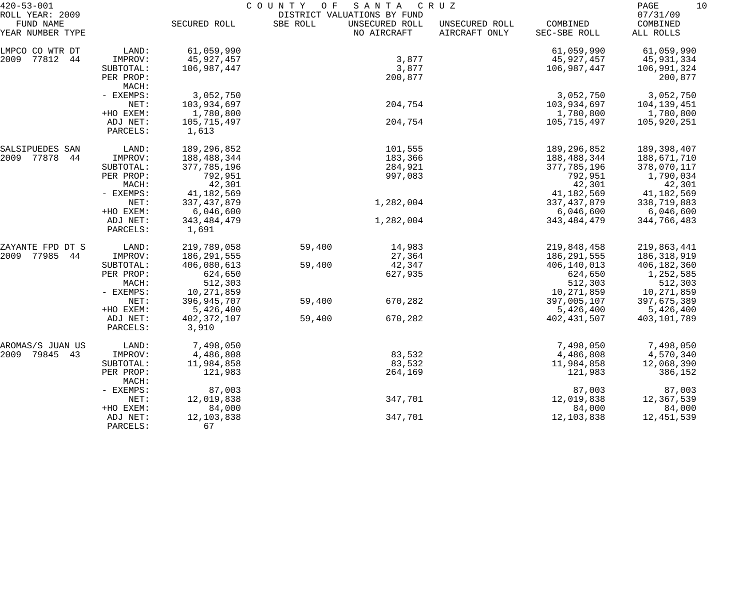420-53-001 COUNTY OF SANTA CRUZ
ROLL YEAR: 2009 DISTRICT VALUATIONS BY FUND 07/31/09

| FUND NAME YEAR NUMBER TYPE | | SECURED ROLL | SBE ROLL | UNSECURED ROLL NO AIRCRAFT | UNSECURED ROLL AIRCRAFT ONLY | COMBINED SEC-SBE ROLL | COMBINED ALL ROLLS |
|---|---|---|---|---|---|---|---|
| LMPCO CO WTR DT | LAND: | 61,059,990 | | | | 61,059,990 | 61,059,990 |
| 2009 77812 44 | IMPROV: | 45,927,457 | | 3,877 | | 45,927,457 | 45,931,334 |
| | SUBTOTAL: | 106,987,447 | | 3,877 | | 106,987,447 | 106,991,324 |
| | PER PROP: | | | 200,877 | | | 200,877 |
| | MACH: | | | | | | |
| | - EXEMPS: | 3,052,750 | | | | 3,052,750 | 3,052,750 |
| | NET: | 103,934,697 | | 204,754 | | 103,934,697 | 104,139,451 |
| | +HO EXEM: | 1,780,800 | | | | 1,780,800 | 1,780,800 |
| | ADJ NET: | 105,715,497 | | 204,754 | | 105,715,497 | 105,920,251 |
| | PARCELS: | 1,613 | | | | | |
| SALSIPUEDES SAN | LAND: | 189,296,852 | | 101,555 | | 189,296,852 | 189,398,407 |
| 2009 77878 44 | IMPROV: | 188,488,344 | | 183,366 | | 188,488,344 | 188,671,710 |
| | SUBTOTAL: | 377,785,196 | | 284,921 | | 377,785,196 | 378,070,117 |
| | PER PROP: | 792,951 | | 997,083 | | 792,951 | 1,790,034 |
| | MACH: | 42,301 | | | | 42,301 | 42,301 |
| | - EXEMPS: | 41,182,569 | | | | 41,182,569 | 41,182,569 |
| | NET: | 337,437,879 | | 1,282,004 | | 337,437,879 | 338,719,883 |
| | +HO EXEM: | 6,046,600 | | | | 6,046,600 | 6,046,600 |
| | ADJ NET: | 343,484,479 | | 1,282,004 | | 343,484,479 | 344,766,483 |
| | PARCELS: | 1,691 | | | | | |
| ZAYANTE FPD DT S | LAND: | 219,789,058 | 59,400 | 14,983 | | 219,848,458 | 219,863,441 |
| 2009 77985 44 | IMPROV: | 186,291,555 | | 27,364 | | 186,291,555 | 186,318,919 |
| | SUBTOTAL: | 406,080,613 | 59,400 | 42,347 | | 406,140,013 | 406,182,360 |
| | PER PROP: | 624,650 | | 627,935 | | 624,650 | 1,252,585 |
| | MACH: | 512,303 | | | | 512,303 | 512,303 |
| | - EXEMPS: | 10,271,859 | | | | 10,271,859 | 10,271,859 |
| | NET: | 396,945,707 | 59,400 | 670,282 | | 397,005,107 | 397,675,389 |
| | +HO EXEM: | 5,426,400 | | | | 5,426,400 | 5,426,400 |
| | ADJ NET: | 402,372,107 | 59,400 | 670,282 | | 402,431,507 | 403,101,789 |
| | PARCELS: | 3,910 | | | | | |
| AROMAS/S JUAN US | LAND: | 7,498,050 | | | | 7,498,050 | 7,498,050 |
| 2009 79845 43 | IMPROV: | 4,486,808 | | 83,532 | | 4,486,808 | 4,570,340 |
| | SUBTOTAL: | 11,984,858 | | 83,532 | | 11,984,858 | 12,068,390 |
| | PER PROP: | 121,983 | | 264,169 | | 121,983 | 386,152 |
| | MACH: | | | | | | |
| | - EXEMPS: | 87,003 | | | | 87,003 | 87,003 |
| | NET: | 12,019,838 | | 347,701 | | 12,019,838 | 12,367,539 |
| | +HO EXEM: | 84,000 | | | | 84,000 | 84,000 |
| | ADJ NET: | 12,103,838 | | 347,701 | | 12,103,838 | 12,451,539 |
| | PARCELS: | 67 | | | | | |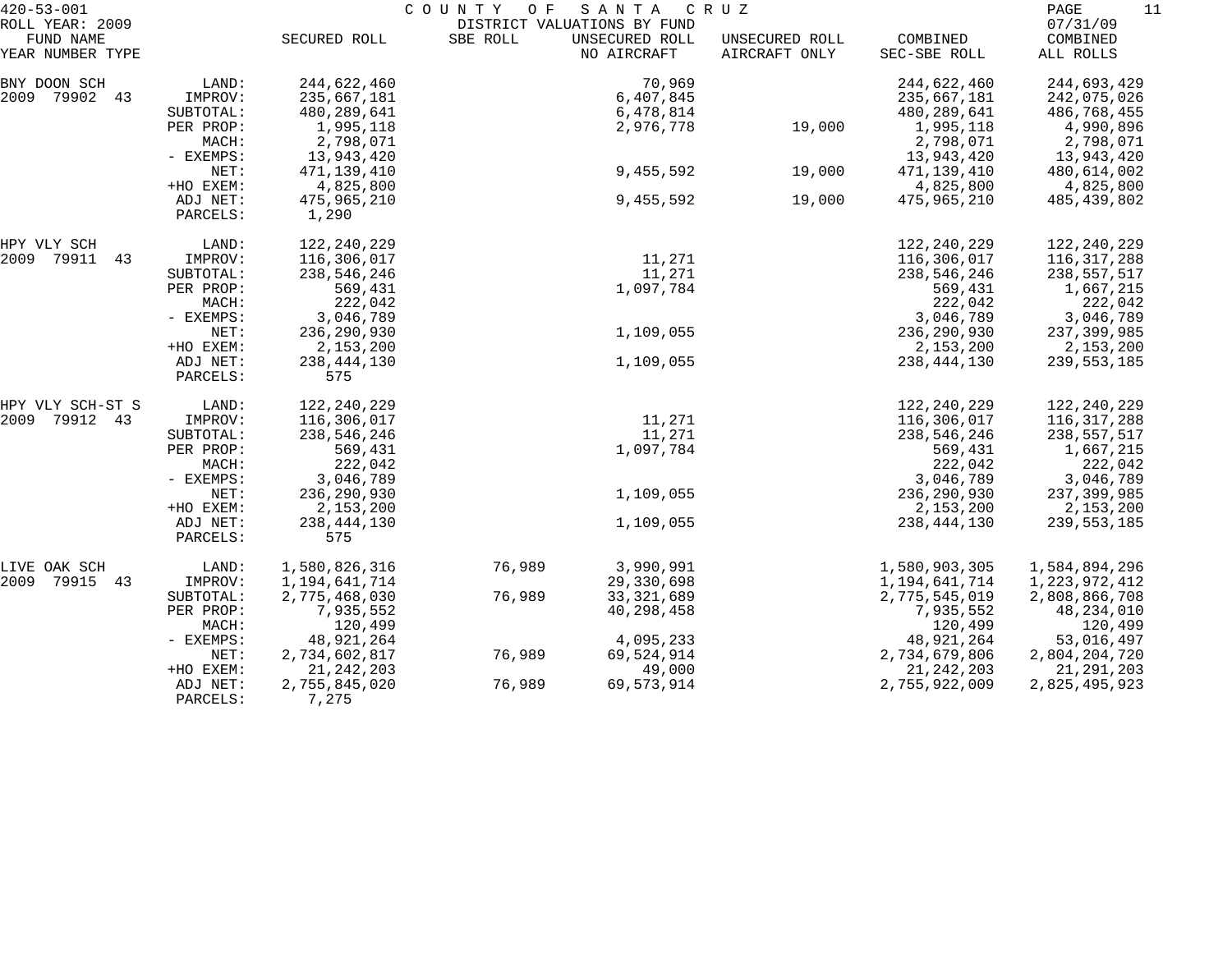420-53-001 COUNTY OF SANTA CRUZ
ROLL YEAR: 2009 DISTRICT VALUATIONS BY FUND 07/31/09

| FUND NAME YEAR NUMBER TYPE | | SECURED ROLL | SBE ROLL | UNSECURED ROLL NO AIRCRAFT | UNSECURED ROLL AIRCRAFT ONLY | COMBINED SEC-SBE ROLL | COMBINED ALL ROLLS |
|---|---|---|---|---|---|---|---|
| BNY DOON SCH | LAND: | 244,622,460 | | 70,969 | | 244,622,460 | 244,693,429 |
| 2009 79902 43 | IMPROV: | 235,667,181 | | 6,407,845 | | 235,667,181 | 242,075,026 |
| | SUBTOTAL: | 480,289,641 | | 6,478,814 | | 480,289,641 | 486,768,455 |
| | PER PROP: | 1,995,118 | | 2,976,778 | 19,000 | 1,995,118 | 4,990,896 |
| | MACH: | 2,798,071 | | | | 2,798,071 | 2,798,071 |
| | - EXEMPS: | 13,943,420 | | | | 13,943,420 | 13,943,420 |
| | NET: | 471,139,410 | | 9,455,592 | 19,000 | 471,139,410 | 480,614,002 |
| | +HO EXEM: | 4,825,800 | | | | 4,825,800 | 4,825,800 |
| | ADJ NET: | 475,965,210 | | 9,455,592 | 19,000 | 475,965,210 | 485,439,802 |
| | PARCELS: | 1,290 | | | | | |
| HPY VLY SCH | LAND: | 122,240,229 | | | | 122,240,229 | 122,240,229 |
| 2009 79911 43 | IMPROV: | 116,306,017 | | 11,271 | | 116,306,017 | 116,317,288 |
| | SUBTOTAL: | 238,546,246 | | 11,271 | | 238,546,246 | 238,557,517 |
| | PER PROP: | 569,431 | | 1,097,784 | | 569,431 | 1,667,215 |
| | MACH: | 222,042 | | | | 222,042 | 222,042 |
| | - EXEMPS: | 3,046,789 | | | | 3,046,789 | 3,046,789 |
| | NET: | 236,290,930 | | 1,109,055 | | 236,290,930 | 237,399,985 |
| | +HO EXEM: | 2,153,200 | | | | 2,153,200 | 2,153,200 |
| | ADJ NET: | 238,444,130 | | 1,109,055 | | 238,444,130 | 239,553,185 |
| | PARCELS: | 575 | | | | | |
| HPY VLY SCH-ST S | LAND: | 122,240,229 | | | | 122,240,229 | 122,240,229 |
| 2009 79912 43 | IMPROV: | 116,306,017 | | 11,271 | | 116,306,017 | 116,317,288 |
| | SUBTOTAL: | 238,546,246 | | 11,271 | | 238,546,246 | 238,557,517 |
| | PER PROP: | 569,431 | | 1,097,784 | | 569,431 | 1,667,215 |
| | MACH: | 222,042 | | | | 222,042 | 222,042 |
| | - EXEMPS: | 3,046,789 | | | | 3,046,789 | 3,046,789 |
| | NET: | 236,290,930 | | 1,109,055 | | 236,290,930 | 237,399,985 |
| | +HO EXEM: | 2,153,200 | | | | 2,153,200 | 2,153,200 |
| | ADJ NET: | 238,444,130 | | 1,109,055 | | 238,444,130 | 239,553,185 |
| | PARCELS: | 575 | | | | | |
| LIVE OAK SCH | LAND: | 1,580,826,316 | 76,989 | 3,990,991 | | 1,580,903,305 | 1,584,894,296 |
| 2009 79915 43 | IMPROV: | 1,194,641,714 | | 29,330,698 | | 1,194,641,714 | 1,223,972,412 |
| | SUBTOTAL: | 2,775,468,030 | 76,989 | 33,321,689 | | 2,775,545,019 | 2,808,866,708 |
| | PER PROP: | 7,935,552 | | 40,298,458 | | 7,935,552 | 48,234,010 |
| | MACH: | 120,499 | | | | 120,499 | 120,499 |
| | - EXEMPS: | 48,921,264 | | 4,095,233 | | 48,921,264 | 53,016,497 |
| | NET: | 2,734,602,817 | 76,989 | 69,524,914 | | 2,734,679,806 | 2,804,204,720 |
| | +HO EXEM: | 21,242,203 | | 49,000 | | 21,242,203 | 21,291,203 |
| | ADJ NET: | 2,755,845,020 | 76,989 | 69,573,914 | | 2,755,922,009 | 2,825,495,923 |
| | PARCELS: | 7,275 | | | | | |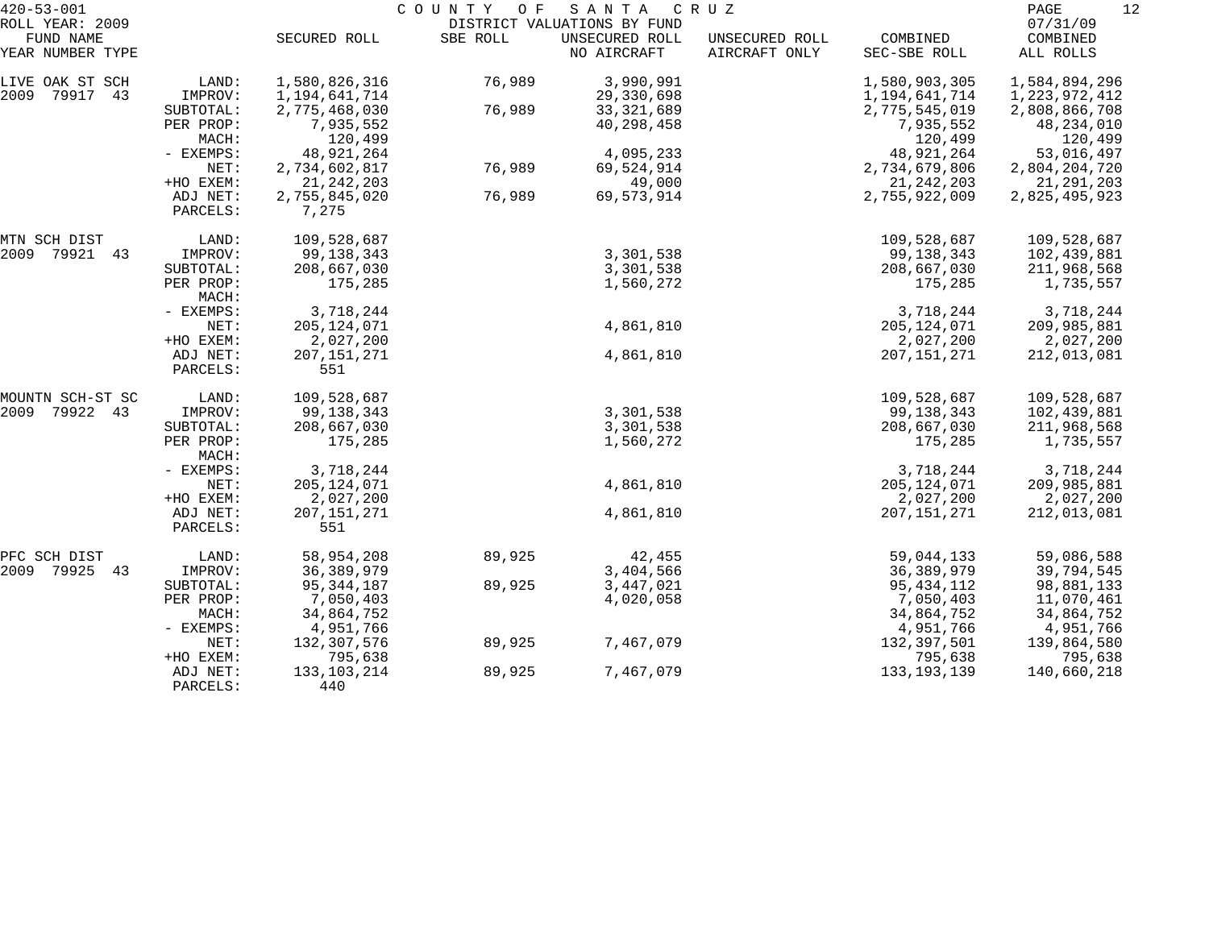420-53-001 COUNTY OF SANTA CRUZ
ROLL YEAR: 2009 DISTRICT VALUATIONS BY FUND 07/31/09

| FUND NAME<br>YEAR NUMBER TYPE | | SECURED ROLL | SBE ROLL | UNSECURED ROLL<br>NO AIRCRAFT | UNSECURED ROLL<br>AIRCRAFT ONLY | COMBINED<br>SEC-SBE ROLL | COMBINED<br>ALL ROLLS |
|---|---|---|---|---|---|---|---|
| LIVE OAK ST SCH | LAND: | 1,580,826,316 | 76,989 | 3,990,991 | | 1,580,903,305 | 1,584,894,296 |
| 2009 79917 43 | IMPROV: | 1,194,641,714 | | 29,330,698 | | 1,194,641,714 | 1,223,972,412 |
| | SUBTOTAL: | 2,775,468,030 | 76,989 | 33,321,689 | | 2,775,545,019 | 2,808,866,708 |
| | PER PROP: | 7,935,552 | | 40,298,458 | | 7,935,552 | 48,234,010 |
| | MACH: | 120,499 | | | | 120,499 | 120,499 |
| | - EXEMPS: | 48,921,264 | | 4,095,233 | | 48,921,264 | 53,016,497 |
| | NET: | 2,734,602,817 | 76,989 | 69,524,914 | | 2,734,679,806 | 2,804,204,720 |
| | +HO EXEM: | 21,242,203 | | 49,000 | | 21,242,203 | 21,291,203 |
| | ADJ NET: | 2,755,845,020 | 76,989 | 69,573,914 | | 2,755,922,009 | 2,825,495,923 |
| | PARCELS: | 7,275 | | | | | |
| MTN SCH DIST | LAND: | 109,528,687 | | | | 109,528,687 | 109,528,687 |
| 2009 79921 43 | IMPROV: | 99,138,343 | | 3,301,538 | | 99,138,343 | 102,439,881 |
| | SUBTOTAL: | 208,667,030 | | 3,301,538 | | 208,667,030 | 211,968,568 |
| | PER PROP: | 175,285 | | 1,560,272 | | 175,285 | 1,735,557 |
| | MACH: | | | | | | |
| | - EXEMPS: | 3,718,244 | | | | 3,718,244 | 3,718,244 |
| | NET: | 205,124,071 | | 4,861,810 | | 205,124,071 | 209,985,881 |
| | +HO EXEM: | 2,027,200 | | | | 2,027,200 | 2,027,200 |
| | ADJ NET: | 207,151,271 | | 4,861,810 | | 207,151,271 | 212,013,081 |
| | PARCELS: | 551 | | | | | |
| MOUNTN SCH-ST SC | LAND: | 109,528,687 | | | | 109,528,687 | 109,528,687 |
| 2009 79922 43 | IMPROV: | 99,138,343 | | 3,301,538 | | 99,138,343 | 102,439,881 |
| | SUBTOTAL: | 208,667,030 | | 3,301,538 | | 208,667,030 | 211,968,568 |
| | PER PROP: | 175,285 | | 1,560,272 | | 175,285 | 1,735,557 |
| | MACH: | | | | | | |
| | - EXEMPS: | 3,718,244 | | | | 3,718,244 | 3,718,244 |
| | NET: | 205,124,071 | | 4,861,810 | | 205,124,071 | 209,985,881 |
| | +HO EXEM: | 2,027,200 | | | | 2,027,200 | 2,027,200 |
| | ADJ NET: | 207,151,271 | | 4,861,810 | | 207,151,271 | 212,013,081 |
| | PARCELS: | 551 | | | | | |
| PFC SCH DIST | LAND: | 58,954,208 | 89,925 | 42,455 | | 59,044,133 | 59,086,588 |
| 2009 79925 43 | IMPROV: | 36,389,979 | | 3,404,566 | | 36,389,979 | 39,794,545 |
| | SUBTOTAL: | 95,344,187 | 89,925 | 3,447,021 | | 95,434,112 | 98,881,133 |
| | PER PROP: | 7,050,403 | | 4,020,058 | | 7,050,403 | 11,070,461 |
| | MACH: | 34,864,752 | | | | 34,864,752 | 34,864,752 |
| | - EXEMPS: | 4,951,766 | | | | 4,951,766 | 4,951,766 |
| | NET: | 132,307,576 | 89,925 | 7,467,079 | | 132,397,501 | 139,864,580 |
| | +HO EXEM: | 795,638 | | | | 795,638 | 795,638 |
| | ADJ NET: | 133,103,214 | 89,925 | 7,467,079 | | 133,193,139 | 140,660,218 |
| | PARCELS: | 440 | | | | | |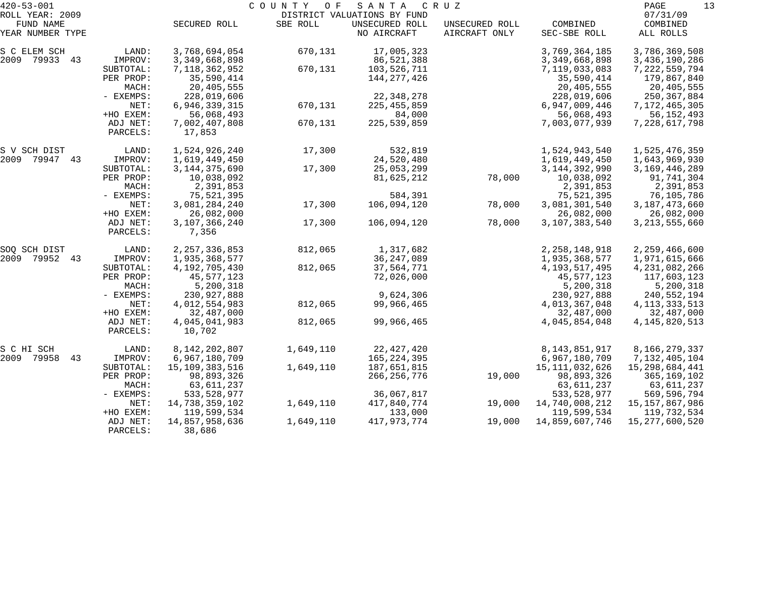420-53-001 COUNTY OF SANTA CRUZ
ROLL YEAR: 2009 DISTRICT VALUATIONS BY FUND 07/31/09

| FUND NAME YEAR NUMBER TYPE | | SECURED ROLL | SBE ROLL | UNSECURED ROLL NO AIRCRAFT | UNSECURED ROLL AIRCRAFT ONLY | COMBINED SEC-SBE ROLL | COMBINED ALL ROLLS |
|---|---|---|---|---|---|---|---|
| S C ELEM SCH | LAND: | 3,768,694,054 | 670,131 | 17,005,323 | | 3,769,364,185 | 3,786,369,508 |
| 2009 79933 43 | IMPROV: | 3,349,668,898 | | 86,521,388 | | 3,349,668,898 | 3,436,190,286 |
| | SUBTOTAL: | 7,118,362,952 | 670,131 | 103,526,711 | | 7,119,033,083 | 7,222,559,794 |
| | PER PROP: | 35,590,414 | | 144,277,426 | | 35,590,414 | 179,867,840 |
| | MACH: | 20,405,555 | | | | 20,405,555 | 20,405,555 |
| | - EXEMPS: | 228,019,606 | | 22,348,278 | | 228,019,606 | 250,367,884 |
| | NET: | 6,946,339,315 | 670,131 | 225,455,859 | | 6,947,009,446 | 7,172,465,305 |
| | +HO EXEM: | 56,068,493 | | 84,000 | | 56,068,493 | 56,152,493 |
| | ADJ NET: | 7,002,407,808 | 670,131 | 225,539,859 | | 7,003,077,939 | 7,228,617,798 |
| | PARCELS: | 17,853 | | | | | |
| S V SCH DIST | LAND: | 1,524,926,240 | 17,300 | 532,819 | | 1,524,943,540 | 1,525,476,359 |
| 2009 79947 43 | IMPROV: | 1,619,449,450 | | 24,520,480 | | 1,619,449,450 | 1,643,969,930 |
| | SUBTOTAL: | 3,144,375,690 | 17,300 | 25,053,299 | | 3,144,392,990 | 3,169,446,289 |
| | PER PROP: | 10,038,092 | | 81,625,212 | 78,000 | 10,038,092 | 91,741,304 |
| | MACH: | 2,391,853 | | | | 2,391,853 | 2,391,853 |
| | - EXEMPS: | 75,521,395 | | 584,391 | | 75,521,395 | 76,105,786 |
| | NET: | 3,081,284,240 | 17,300 | 106,094,120 | 78,000 | 3,081,301,540 | 3,187,473,660 |
| | +HO EXEM: | 26,082,000 | | | | 26,082,000 | 26,082,000 |
| | ADJ NET: | 3,107,366,240 | 17,300 | 106,094,120 | 78,000 | 3,107,383,540 | 3,213,555,660 |
| | PARCELS: | 7,356 | | | | | |
| SOQ SCH DIST | LAND: | 2,257,336,853 | 812,065 | 1,317,682 | | 2,258,148,918 | 2,259,466,600 |
| 2009 79952 43 | IMPROV: | 1,935,368,577 | | 36,247,089 | | 1,935,368,577 | 1,971,615,666 |
| | SUBTOTAL: | 4,192,705,430 | 812,065 | 37,564,771 | | 4,193,517,495 | 4,231,082,266 |
| | PER PROP: | 45,577,123 | | 72,026,000 | | 45,577,123 | 117,603,123 |
| | MACH: | 5,200,318 | | | | 5,200,318 | 5,200,318 |
| | - EXEMPS: | 230,927,888 | | 9,624,306 | | 230,927,888 | 240,552,194 |
| | NET: | 4,012,554,983 | 812,065 | 99,966,465 | | 4,013,367,048 | 4,113,333,513 |
| | +HO EXEM: | 32,487,000 | | | | 32,487,000 | 32,487,000 |
| | ADJ NET: | 4,045,041,983 | 812,065 | 99,966,465 | | 4,045,854,048 | 4,145,820,513 |
| | PARCELS: | 10,702 | | | | | |
| S C HI SCH | LAND: | 8,142,202,807 | 1,649,110 | 22,427,420 | | 8,143,851,917 | 8,166,279,337 |
| 2009 79958 43 | IMPROV: | 6,967,180,709 | | 165,224,395 | | 6,967,180,709 | 7,132,405,104 |
| | SUBTOTAL: | 15,109,383,516 | 1,649,110 | 187,651,815 | | 15,111,032,626 | 15,298,684,441 |
| | PER PROP: | 98,893,326 | | 266,256,776 | 19,000 | 98,893,326 | 365,169,102 |
| | MACH: | 63,611,237 | | | | 63,611,237 | 63,611,237 |
| | - EXEMPS: | 533,528,977 | | 36,067,817 | | 533,528,977 | 569,596,794 |
| | NET: | 14,738,359,102 | 1,649,110 | 417,840,774 | 19,000 | 14,740,008,212 | 15,157,867,986 |
| | +HO EXEM: | 119,599,534 | | 133,000 | | 119,599,534 | 119,732,534 |
| | ADJ NET: | 14,857,958,636 | 1,649,110 | 417,973,774 | 19,000 | 14,859,607,746 | 15,277,600,520 |
| | PARCELS: | 38,686 | | | | | |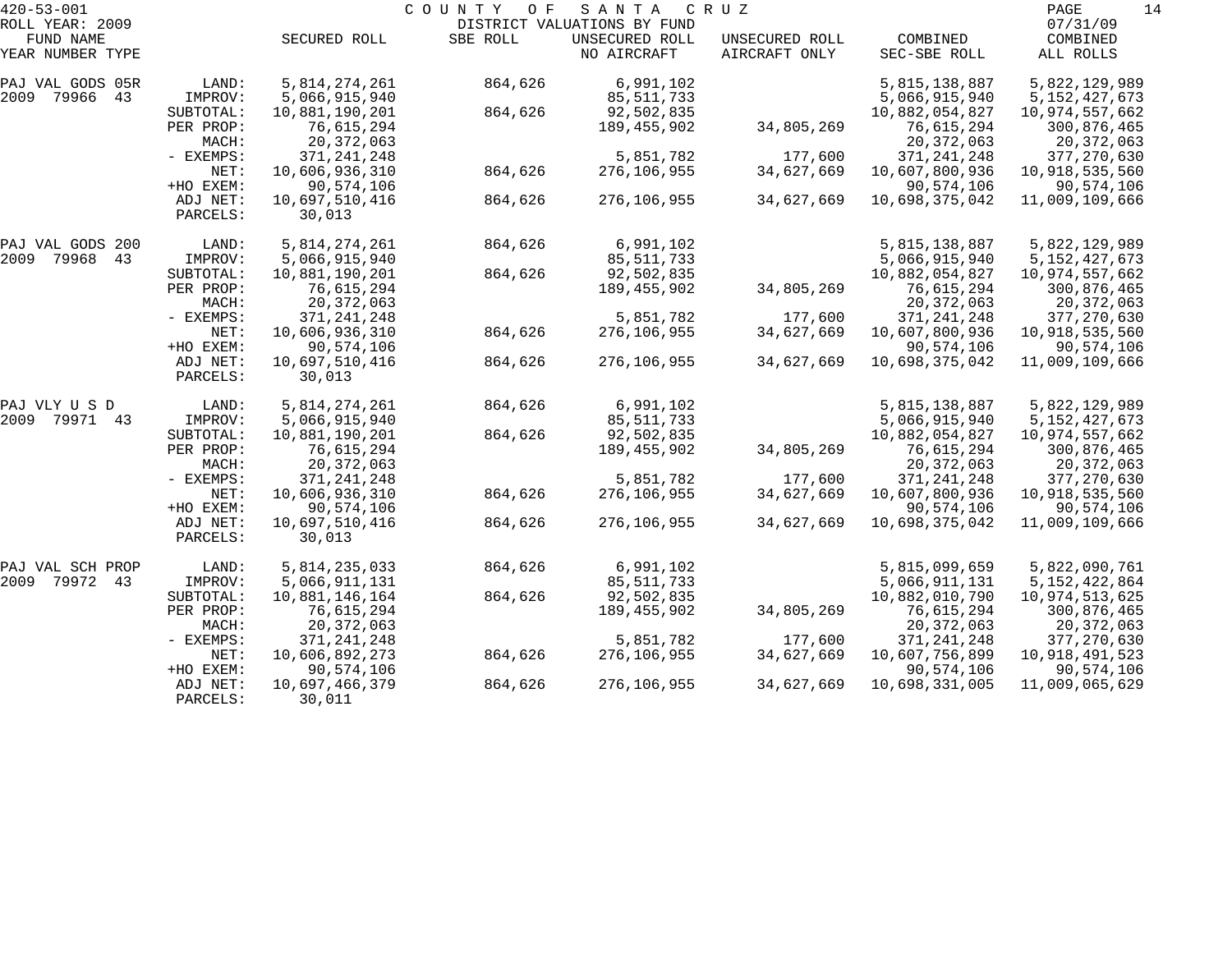420-53-001 COUNTY OF SANTA CRUZ
ROLL YEAR: 2009 DISTRICT VALUATIONS BY FUND 07/31/09

| FUND NAME YEAR NUMBER TYPE | | SECURED ROLL | SBE ROLL | UNSECURED ROLL NO AIRCRAFT | UNSECURED ROLL AIRCRAFT ONLY | COMBINED SEC-SBE ROLL | COMBINED ALL ROLLS |
|---|---|---|---|---|---|---|---|
| PAJ VAL GODS 05R | LAND: | 5,814,274,261 | 864,626 | 6,991,102 | | 5,815,138,887 | 5,822,129,989 |
| 2009 79966 43 | IMPROV: | 5,066,915,940 | | 85,511,733 | | 5,066,915,940 | 5,152,427,673 |
| | SUBTOTAL: | 10,881,190,201 | 864,626 | 92,502,835 | | 10,882,054,827 | 10,974,557,662 |
| | PER PROP: | 76,615,294 | | 189,455,902 | 34,805,269 | 76,615,294 | 300,876,465 |
| | MACH: | 20,372,063 | | | | 20,372,063 | 20,372,063 |
| | - EXEMPS: | 371,241,248 | | 5,851,782 | 177,600 | 371,241,248 | 377,270,630 |
| | NET: | 10,606,936,310 | 864,626 | 276,106,955 | 34,627,669 | 10,607,800,936 | 10,918,535,560 |
| | +HO EXEM: | 90,574,106 | | | | 90,574,106 | 90,574,106 |
| | ADJ NET: | 10,697,510,416 | 864,626 | 276,106,955 | 34,627,669 | 10,698,375,042 | 11,009,109,666 |
| | PARCELS: | 30,013 | | | | | |
| PAJ VAL GODS 200 | LAND: | 5,814,274,261 | 864,626 | 6,991,102 | | 5,815,138,887 | 5,822,129,989 |
| 2009 79968 43 | IMPROV: | 5,066,915,940 | | 85,511,733 | | 5,066,915,940 | 5,152,427,673 |
| | SUBTOTAL: | 10,881,190,201 | 864,626 | 92,502,835 | | 10,882,054,827 | 10,974,557,662 |
| | PER PROP: | 76,615,294 | | 189,455,902 | 34,805,269 | 76,615,294 | 300,876,465 |
| | MACH: | 20,372,063 | | | | 20,372,063 | 20,372,063 |
| | - EXEMPS: | 371,241,248 | | 5,851,782 | 177,600 | 371,241,248 | 377,270,630 |
| | NET: | 10,606,936,310 | 864,626 | 276,106,955 | 34,627,669 | 10,607,800,936 | 10,918,535,560 |
| | +HO EXEM: | 90,574,106 | | | | 90,574,106 | 90,574,106 |
| | ADJ NET: | 10,697,510,416 | 864,626 | 276,106,955 | 34,627,669 | 10,698,375,042 | 11,009,109,666 |
| | PARCELS: | 30,013 | | | | | |
| PAJ VLY U S D | LAND: | 5,814,274,261 | 864,626 | 6,991,102 | | 5,815,138,887 | 5,822,129,989 |
| 2009 79971 43 | IMPROV: | 5,066,915,940 | | 85,511,733 | | 5,066,915,940 | 5,152,427,673 |
| | SUBTOTAL: | 10,881,190,201 | 864,626 | 92,502,835 | | 10,882,054,827 | 10,974,557,662 |
| | PER PROP: | 76,615,294 | | 189,455,902 | 34,805,269 | 76,615,294 | 300,876,465 |
| | MACH: | 20,372,063 | | | | 20,372,063 | 20,372,063 |
| | - EXEMPS: | 371,241,248 | | 5,851,782 | 177,600 | 371,241,248 | 377,270,630 |
| | NET: | 10,606,936,310 | 864,626 | 276,106,955 | 34,627,669 | 10,607,800,936 | 10,918,535,560 |
| | +HO EXEM: | 90,574,106 | | | | 90,574,106 | 90,574,106 |
| | ADJ NET: | 10,697,510,416 | 864,626 | 276,106,955 | 34,627,669 | 10,698,375,042 | 11,009,109,666 |
| | PARCELS: | 30,013 | | | | | |
| PAJ VAL SCH PROP | LAND: | 5,814,235,033 | 864,626 | 6,991,102 | | 5,815,099,659 | 5,822,090,761 |
| 2009 79972 43 | IMPROV: | 5,066,911,131 | | 85,511,733 | | 5,066,911,131 | 5,152,422,864 |
| | SUBTOTAL: | 10,881,146,164 | 864,626 | 92,502,835 | | 10,882,010,790 | 10,974,513,625 |
| | PER PROP: | 76,615,294 | | 189,455,902 | 34,805,269 | 76,615,294 | 300,876,465 |
| | MACH: | 20,372,063 | | | | 20,372,063 | 20,372,063 |
| | - EXEMPS: | 371,241,248 | | 5,851,782 | 177,600 | 371,241,248 | 377,270,630 |
| | NET: | 10,606,892,273 | 864,626 | 276,106,955 | 34,627,669 | 10,607,756,899 | 10,918,491,523 |
| | +HO EXEM: | 90,574,106 | | | | 90,574,106 | 90,574,106 |
| | ADJ NET: | 10,697,466,379 | 864,626 | 276,106,955 | 34,627,669 | 10,698,331,005 | 11,009,065,629 |
| | PARCELS: | 30,011 | | | | | |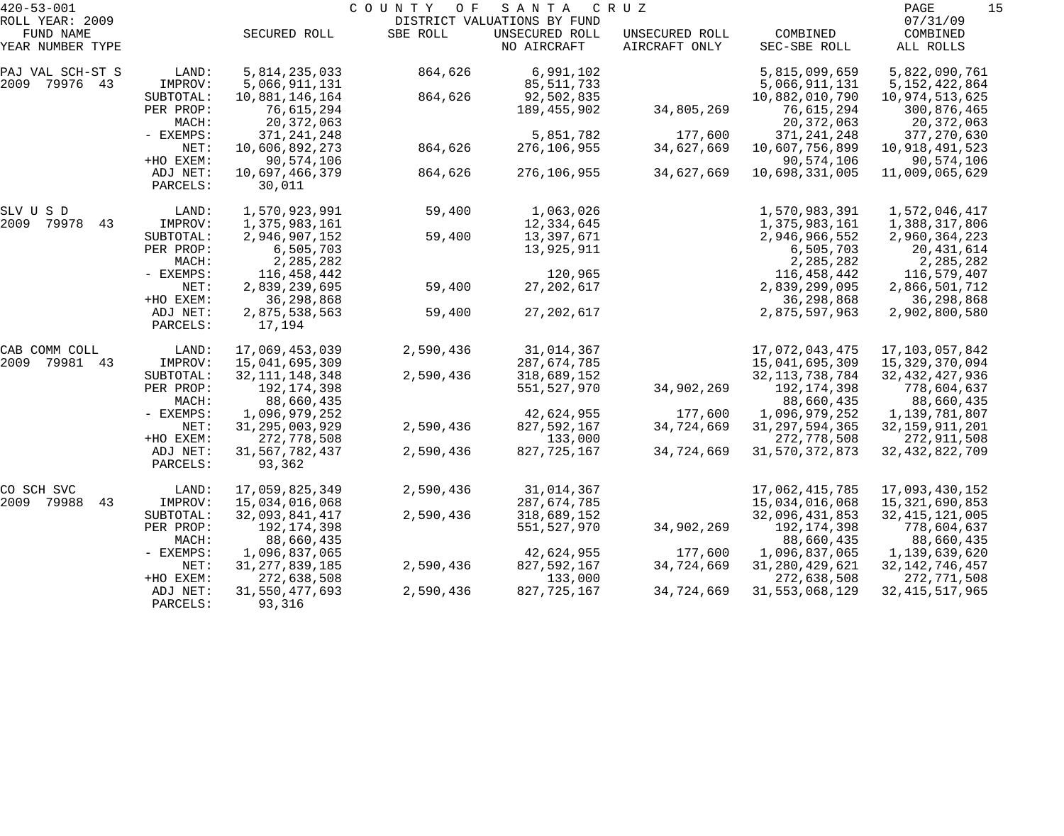420-53-001 COUNTY OF SANTA CRUZ
ROLL YEAR: 2009 DISTRICT VALUATIONS BY FUND 07/31/09

| FUND NAME YEAR NUMBER TYPE | | SECURED ROLL | SBE ROLL | UNSECURED ROLL NO AIRCRAFT | UNSECURED ROLL AIRCRAFT ONLY | COMBINED SEC-SBE ROLL | COMBINED ALL ROLLS |
|---|---|---|---|---|---|---|---|
| PAJ VAL SCH-ST S | LAND: | 5,814,235,033 | 864,626 | 6,991,102 | | 5,815,099,659 | 5,822,090,761 |
| 2009 79976 43 | IMPROV: | 5,066,911,131 | | 85,511,733 | | 5,066,911,131 | 5,152,422,864 |
| | SUBTOTAL: | 10,881,146,164 | 864,626 | 92,502,835 | | 10,882,010,790 | 10,974,513,625 |
| | PER PROP: | 76,615,294 | | 189,455,902 | 34,805,269 | 76,615,294 | 300,876,465 |
| | MACH: | 20,372,063 | | | | 20,372,063 | 20,372,063 |
| | - EXEMPS: | 371,241,248 | | 5,851,782 | 177,600 | 371,241,248 | 377,270,630 |
| | NET: | 10,606,892,273 | 864,626 | 276,106,955 | 34,627,669 | 10,607,756,899 | 10,918,491,523 |
| | +HO EXEM: | 90,574,106 | | | | 90,574,106 | 90,574,106 |
| | ADJ NET: | 10,697,466,379 | 864,626 | 276,106,955 | 34,627,669 | 10,698,331,005 | 11,009,065,629 |
| | PARCELS: | 30,011 | | | | | |
| SLV U S D | LAND: | 1,570,923,991 | 59,400 | 1,063,026 | | 1,570,983,391 | 1,572,046,417 |
| 2009 79978 43 | IMPROV: | 1,375,983,161 | | 12,334,645 | | 1,375,983,161 | 1,388,317,806 |
| | SUBTOTAL: | 2,946,907,152 | 59,400 | 13,397,671 | | 2,946,966,552 | 2,960,364,223 |
| | PER PROP: | 6,505,703 | | 13,925,911 | | 6,505,703 | 20,431,614 |
| | MACH: | 2,285,282 | | | | 2,285,282 | 2,285,282 |
| | - EXEMPS: | 116,458,442 | | 120,965 | | 116,458,442 | 116,579,407 |
| | NET: | 2,839,239,695 | 59,400 | 27,202,617 | | 2,839,299,095 | 2,866,501,712 |
| | +HO EXEM: | 36,298,868 | | | | 36,298,868 | 36,298,868 |
| | ADJ NET: | 2,875,538,563 | 59,400 | 27,202,617 | | 2,875,597,963 | 2,902,800,580 |
| | PARCELS: | 17,194 | | | | | |
| CAB COMM COLL | LAND: | 17,069,453,039 | 2,590,436 | 31,014,367 | | 17,072,043,475 | 17,103,057,842 |
| 2009 79981 43 | IMPROV: | 15,041,695,309 | | 287,674,785 | | 15,041,695,309 | 15,329,370,094 |
| | SUBTOTAL: | 32,111,148,348 | 2,590,436 | 318,689,152 | | 32,113,738,784 | 32,432,427,936 |
| | PER PROP: | 192,174,398 | | 551,527,970 | 34,902,269 | 192,174,398 | 778,604,637 |
| | MACH: | 88,660,435 | | | | 88,660,435 | 88,660,435 |
| | - EXEMPS: | 1,096,979,252 | | 42,624,955 | 177,600 | 1,096,979,252 | 1,139,781,807 |
| | NET: | 31,295,003,929 | 2,590,436 | 827,592,167 | 34,724,669 | 31,297,594,365 | 32,159,911,201 |
| | +HO EXEM: | 272,778,508 | | 133,000 | | 272,778,508 | 272,911,508 |
| | ADJ NET: | 31,567,782,437 | 2,590,436 | 827,725,167 | 34,724,669 | 31,570,372,873 | 32,432,822,709 |
| | PARCELS: | 93,362 | | | | | |
| CO SCH SVC | LAND: | 17,059,825,349 | 2,590,436 | 31,014,367 | | 17,062,415,785 | 17,093,430,152 |
| 2009 79988 43 | IMPROV: | 15,034,016,068 | | 287,674,785 | | 15,034,016,068 | 15,321,690,853 |
| | SUBTOTAL: | 32,093,841,417 | 2,590,436 | 318,689,152 | | 32,096,431,853 | 32,415,121,005 |
| | PER PROP: | 192,174,398 | | 551,527,970 | 34,902,269 | 192,174,398 | 778,604,637 |
| | MACH: | 88,660,435 | | | | 88,660,435 | 88,660,435 |
| | - EXEMPS: | 1,096,837,065 | | 42,624,955 | 177,600 | 1,096,837,065 | 1,139,639,620 |
| | NET: | 31,277,839,185 | 2,590,436 | 827,592,167 | 34,724,669 | 31,280,429,621 | 32,142,746,457 |
| | +HO EXEM: | 272,638,508 | | 133,000 | | 272,638,508 | 272,771,508 |
| | ADJ NET: | 31,550,477,693 | 2,590,436 | 827,725,167 | 34,724,669 | 31,553,068,129 | 32,415,517,965 |
| | PARCELS: | 93,316 | | | | | |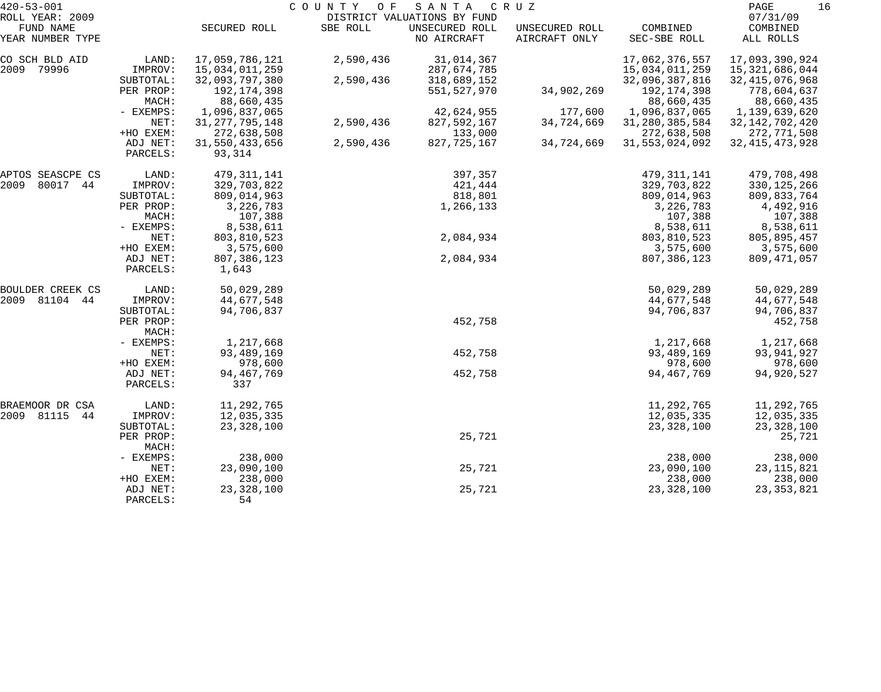420-53-001 COUNTY OF SANTA CRUZ
ROLL YEAR: 2009 DISTRICT VALUATIONS BY FUND 07/31/09

| FUND NAME YEAR NUMBER TYPE | | SECURED ROLL | SBE ROLL | UNSECURED ROLL NO AIRCRAFT | UNSECURED ROLL AIRCRAFT ONLY | COMBINED SEC-SBE ROLL | COMBINED ALL ROLLS |
|---|---|---|---|---|---|---|---|
| CO SCH BLD AID | LAND: | 17,059,786,121 | 2,590,436 | 31,014,367 | | 17,062,376,557 | 17,093,390,924 |
| 2009 79996 | IMPROV: | 15,034,011,259 | | 287,674,785 | | 15,034,011,259 | 15,321,686,044 |
| | SUBTOTAL: | 32,093,797,380 | 2,590,436 | 318,689,152 | | 32,096,387,816 | 32,415,076,968 |
| | PER PROP: | 192,174,398 | | 551,527,970 | 34,902,269 | 192,174,398 | 778,604,637 |
| | MACH: | 88,660,435 | | | | 88,660,435 | 88,660,435 |
| | - EXEMPS: | 1,096,837,065 | | 42,624,955 | 177,600 | 1,096,837,065 | 1,139,639,620 |
| | NET: | 31,277,795,148 | 2,590,436 | 827,592,167 | 34,724,669 | 31,280,385,584 | 32,142,702,420 |
| | +HO EXEM: | 272,638,508 | | 133,000 | | 272,638,508 | 272,771,508 |
| | ADJ NET: | 31,550,433,656 | 2,590,436 | 827,725,167 | 34,724,669 | 31,553,024,092 | 32,415,473,928 |
| | PARCELS: | 93,314 | | | | | |
| APTOS SEASCPE CS | LAND: | 479,311,141 | | 397,357 | | 479,311,141 | 479,708,498 |
| 2009 80017 44 | IMPROV: | 329,703,822 | | 421,444 | | 329,703,822 | 330,125,266 |
| | SUBTOTAL: | 809,014,963 | | 818,801 | | 809,014,963 | 809,833,764 |
| | PER PROP: | 3,226,783 | | 1,266,133 | | 3,226,783 | 4,492,916 |
| | MACH: | 107,388 | | | | 107,388 | 107,388 |
| | - EXEMPS: | 8,538,611 | | | | 8,538,611 | 8,538,611 |
| | NET: | 803,810,523 | | 2,084,934 | | 803,810,523 | 805,895,457 |
| | +HO EXEM: | 3,575,600 | | | | 3,575,600 | 3,575,600 |
| | ADJ NET: | 807,386,123 | | 2,084,934 | | 807,386,123 | 809,471,057 |
| | PARCELS: | 1,643 | | | | | |
| BOULDER CREEK CS | LAND: | 50,029,289 | | | | 50,029,289 | 50,029,289 |
| 2009 81104 44 | IMPROV: | 44,677,548 | | | | 44,677,548 | 44,677,548 |
| | SUBTOTAL: | 94,706,837 | | | | 94,706,837 | 94,706,837 |
| | PER PROP: | | | 452,758 | | | 452,758 |
| | MACH: | | | | | | |
| | - EXEMPS: | 1,217,668 | | | | 1,217,668 | 1,217,668 |
| | NET: | 93,489,169 | | 452,758 | | 93,489,169 | 93,941,927 |
| | +HO EXEM: | 978,600 | | | | 978,600 | 978,600 |
| | ADJ NET: | 94,467,769 | | 452,758 | | 94,467,769 | 94,920,527 |
| | PARCELS: | 337 | | | | | |
| BRAEMOOR DR CSA | LAND: | 11,292,765 | | | | 11,292,765 | 11,292,765 |
| 2009 81115 44 | IMPROV: | 12,035,335 | | | | 12,035,335 | 12,035,335 |
| | SUBTOTAL: | 23,328,100 | | | | 23,328,100 | 23,328,100 |
| | PER PROP: | | | 25,721 | | | 25,721 |
| | MACH: | | | | | | |
| | - EXEMPS: | 238,000 | | | | 238,000 | 238,000 |
| | NET: | 23,090,100 | | 25,721 | | 23,090,100 | 23,115,821 |
| | +HO EXEM: | 238,000 | | | | 238,000 | 238,000 |
| | ADJ NET: | 23,328,100 | | 25,721 | | 23,328,100 | 23,353,821 |
| | PARCELS: | 54 | | | | | |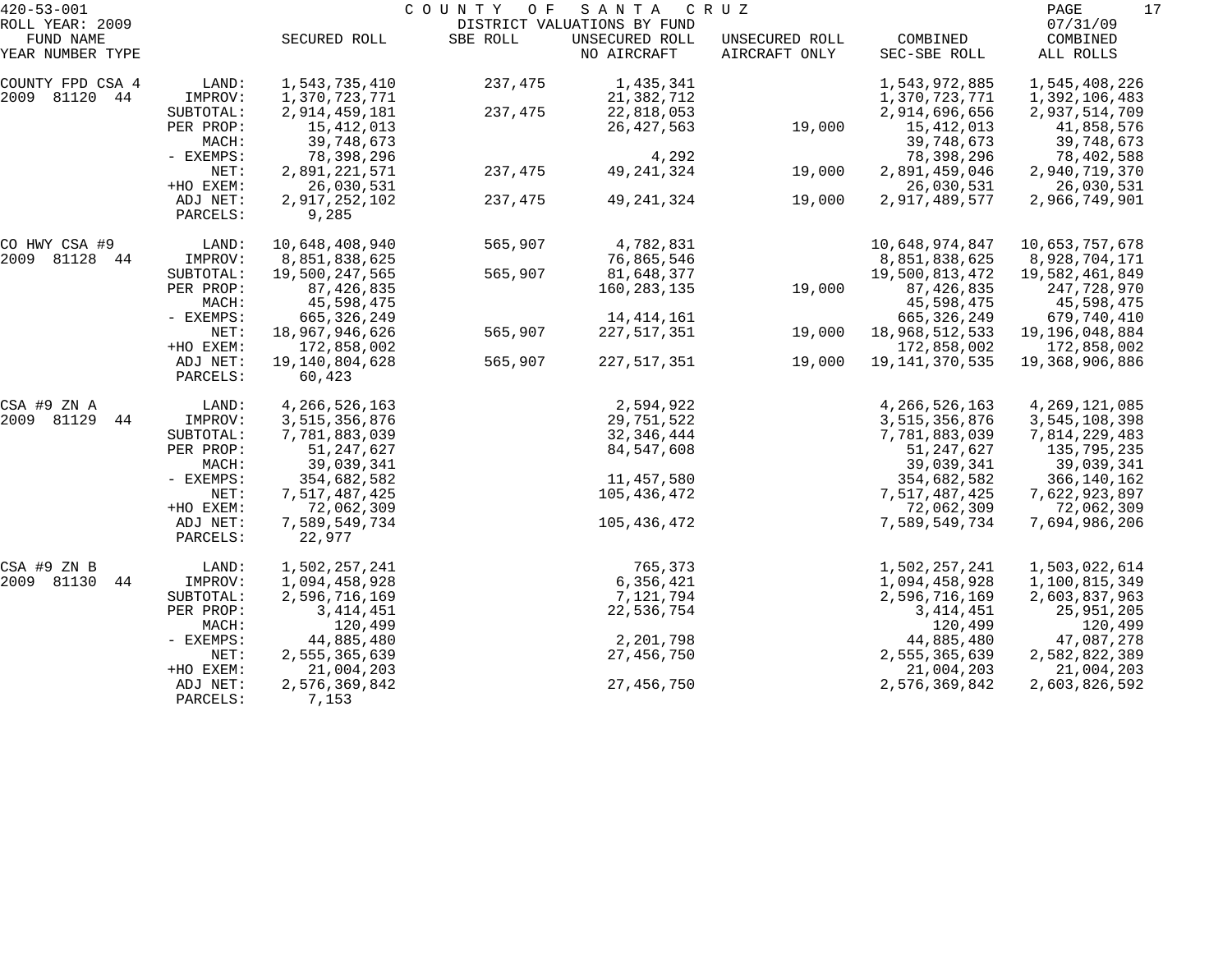420-53-001 COUNTY OF SANTA CRUZ
ROLL YEAR: 2009 DISTRICT VALUATIONS BY FUND 07/31/09

| FUND NAME YEAR NUMBER TYPE | | SECURED ROLL | SBE ROLL | UNSECURED ROLL NO AIRCRAFT | UNSECURED ROLL AIRCRAFT ONLY | COMBINED SEC-SBE ROLL | COMBINED ALL ROLLS |
|---|---|---|---|---|---|---|---|
| COUNTY FPD CSA 4 | LAND: | 1,543,735,410 | 237,475 | 1,435,341 | | 1,543,972,885 | 1,545,408,226 |
| 2009 81120 44 | IMPROV: | 1,370,723,771 | | 21,382,712 | | 1,370,723,771 | 1,392,106,483 |
| | SUBTOTAL: | 2,914,459,181 | 237,475 | 22,818,053 | | 2,914,696,656 | 2,937,514,709 |
| | PER PROP: | 15,412,013 | | 26,427,563 | 19,000 | 15,412,013 | 41,858,576 |
| | MACH: | 39,748,673 | | | | 39,748,673 | 39,748,673 |
| | - EXEMPS: | 78,398,296 | | 4,292 | | 78,398,296 | 78,402,588 |
| | NET: | 2,891,221,571 | 237,475 | 49,241,324 | 19,000 | 2,891,459,046 | 2,940,719,370 |
| | +HO EXEM: | 26,030,531 | | | | 26,030,531 | 26,030,531 |
| | ADJ NET: | 2,917,252,102 | 237,475 | 49,241,324 | 19,000 | 2,917,489,577 | 2,966,749,901 |
| | PARCELS: | 9,285 | | | | | |
| CO HWY CSA #9 | LAND: | 10,648,408,940 | 565,907 | 4,782,831 | | 10,648,974,847 | 10,653,757,678 |
| 2009 81128 44 | IMPROV: | 8,851,838,625 | | 76,865,546 | | 8,851,838,625 | 8,928,704,171 |
| | SUBTOTAL: | 19,500,247,565 | 565,907 | 81,648,377 | | 19,500,813,472 | 19,582,461,849 |
| | PER PROP: | 87,426,835 | | 160,283,135 | 19,000 | 87,426,835 | 247,728,970 |
| | MACH: | 45,598,475 | | | | 45,598,475 | 45,598,475 |
| | - EXEMPS: | 665,326,249 | | 14,414,161 | | 665,326,249 | 679,740,410 |
| | NET: | 18,967,946,626 | 565,907 | 227,517,351 | 19,000 | 18,968,512,533 | 19,196,048,884 |
| | +HO EXEM: | 172,858,002 | | | | 172,858,002 | 172,858,002 |
| | ADJ NET: | 19,140,804,628 | 565,907 | 227,517,351 | 19,000 | 19,141,370,535 | 19,368,906,886 |
| | PARCELS: | 60,423 | | | | | |
| CSA #9 ZN A | LAND: | 4,266,526,163 | | 2,594,922 | | 4,266,526,163 | 4,269,121,085 |
| 2009 81129 44 | IMPROV: | 3,515,356,876 | | 29,751,522 | | 3,515,356,876 | 3,545,108,398 |
| | SUBTOTAL: | 7,781,883,039 | | 32,346,444 | | 7,781,883,039 | 7,814,229,483 |
| | PER PROP: | 51,247,627 | | 84,547,608 | | 51,247,627 | 135,795,235 |
| | MACH: | 39,039,341 | | | | 39,039,341 | 39,039,341 |
| | - EXEMPS: | 354,682,582 | | 11,457,580 | | 354,682,582 | 366,140,162 |
| | NET: | 7,517,487,425 | | 105,436,472 | | 7,517,487,425 | 7,622,923,897 |
| | +HO EXEM: | 72,062,309 | | | | 72,062,309 | 72,062,309 |
| | ADJ NET: | 7,589,549,734 | | 105,436,472 | | 7,589,549,734 | 7,694,986,206 |
| | PARCELS: | 22,977 | | | | | |
| CSA #9 ZN B | LAND: | 1,502,257,241 | | 765,373 | | 1,502,257,241 | 1,503,022,614 |
| 2009 81130 44 | IMPROV: | 1,094,458,928 | | 6,356,421 | | 1,094,458,928 | 1,100,815,349 |
| | SUBTOTAL: | 2,596,716,169 | | 7,121,794 | | 2,596,716,169 | 2,603,837,963 |
| | PER PROP: | 3,414,451 | | 22,536,754 | | 3,414,451 | 25,951,205 |
| | MACH: | 120,499 | | | | 120,499 | 120,499 |
| | - EXEMPS: | 44,885,480 | | 2,201,798 | | 44,885,480 | 47,087,278 |
| | NET: | 2,555,365,639 | | 27,456,750 | | 2,555,365,639 | 2,582,822,389 |
| | +HO EXEM: | 21,004,203 | | | | 21,004,203 | 21,004,203 |
| | ADJ NET: | 2,576,369,842 | | 27,456,750 | | 2,576,369,842 | 2,603,826,592 |
| | PARCELS: | 7,153 | | | | | |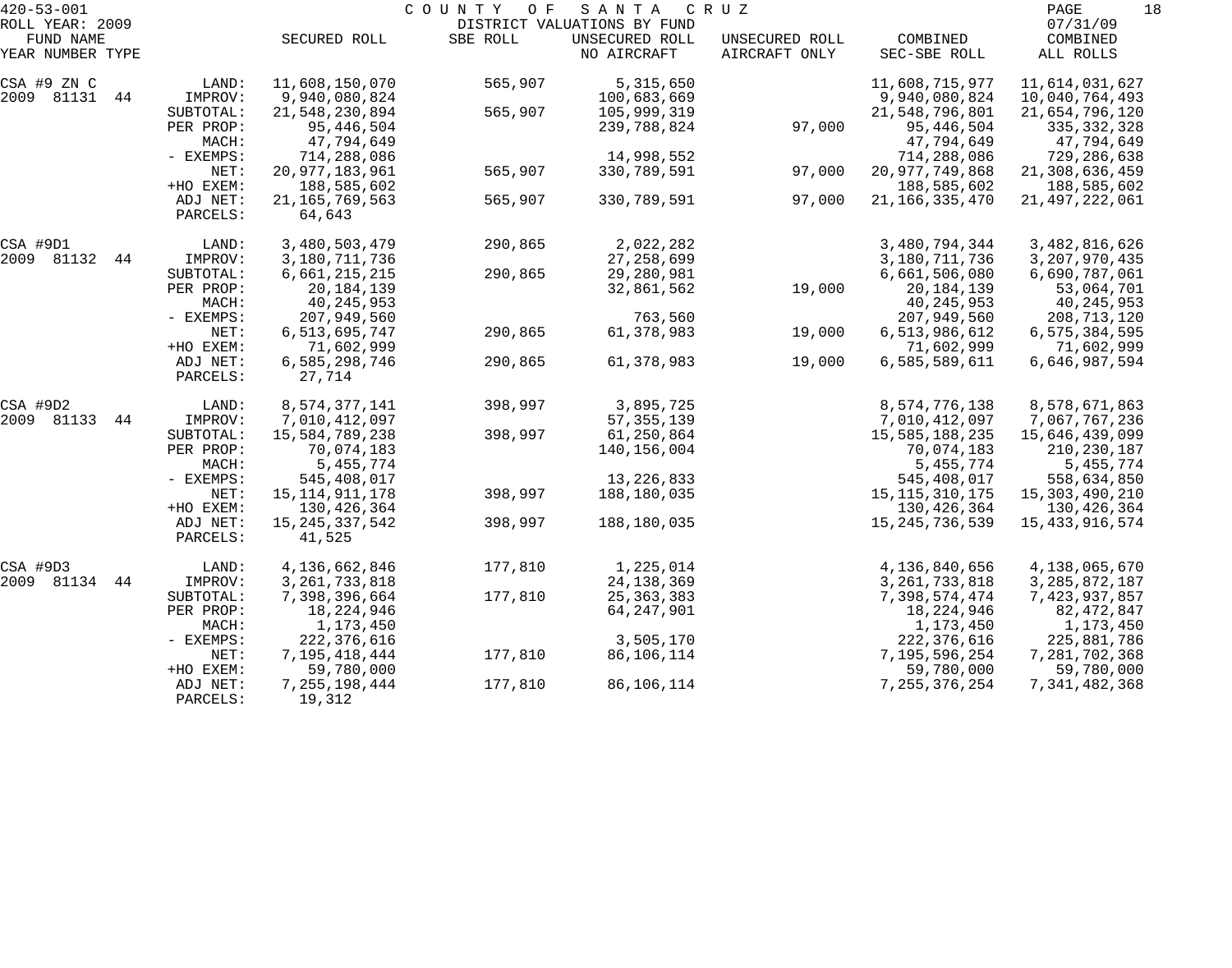420-53-001 COUNTY OF SANTA CRUZ
ROLL YEAR: 2009 DISTRICT VALUATIONS BY FUND 07/31/09

| FUND NAME YEAR NUMBER TYPE | | SECURED ROLL | SBE ROLL | UNSECURED ROLL NO AIRCRAFT | UNSECURED ROLL AIRCRAFT ONLY | COMBINED SEC-SBE ROLL | COMBINED ALL ROLLS |
|---|---|---|---|---|---|---|---|
| CSA #9 ZN C | LAND: | 11,608,150,070 | 565,907 | 5,315,650 | | 11,608,715,977 | 11,614,031,627 |
| 2009 81131 44 | IMPROV: | 9,940,080,824 | | 100,683,669 | | 9,940,080,824 | 10,040,764,493 |
| | SUBTOTAL: | 21,548,230,894 | 565,907 | 105,999,319 | | 21,548,796,801 | 21,654,796,120 |
| | PER PROP: | 95,446,504 | | 239,788,824 | 97,000 | 95,446,504 | 335,332,328 |
| | MACH: | 47,794,649 | | | | 47,794,649 | 47,794,649 |
| | - EXEMPS: | 714,288,086 | | 14,998,552 | | 714,288,086 | 729,286,638 |
| | NET: | 20,977,183,961 | 565,907 | 330,789,591 | 97,000 | 20,977,749,868 | 21,308,636,459 |
| | +HO EXEM: | 188,585,602 | | | | 188,585,602 | 188,585,602 |
| | ADJ NET: | 21,165,769,563 | 565,907 | 330,789,591 | 97,000 | 21,166,335,470 | 21,497,222,061 |
| | PARCELS: | 64,643 | | | | | |
| CSA #9D1 | LAND: | 3,480,503,479 | 290,865 | 2,022,282 | | 3,480,794,344 | 3,482,816,626 |
| 2009 81132 44 | IMPROV: | 3,180,711,736 | | 27,258,699 | | 3,180,711,736 | 3,207,970,435 |
| | SUBTOTAL: | 6,661,215,215 | 290,865 | 29,280,981 | | 6,661,506,080 | 6,690,787,061 |
| | PER PROP: | 20,184,139 | | 32,861,562 | 19,000 | 20,184,139 | 53,064,701 |
| | MACH: | 40,245,953 | | | | 40,245,953 | 40,245,953 |
| | - EXEMPS: | 207,949,560 | | 763,560 | | 207,949,560 | 208,713,120 |
| | NET: | 6,513,695,747 | 290,865 | 61,378,983 | 19,000 | 6,513,986,612 | 6,575,384,595 |
| | +HO EXEM: | 71,602,999 | | | | 71,602,999 | 71,602,999 |
| | ADJ NET: | 6,585,298,746 | 290,865 | 61,378,983 | 19,000 | 6,585,589,611 | 6,646,987,594 |
| | PARCELS: | 27,714 | | | | | |
| CSA #9D2 | LAND: | 8,574,377,141 | 398,997 | 3,895,725 | | 8,574,776,138 | 8,578,671,863 |
| 2009 81133 44 | IMPROV: | 7,010,412,097 | | 57,355,139 | | 7,010,412,097 | 7,067,767,236 |
| | SUBTOTAL: | 15,584,789,238 | 398,997 | 61,250,864 | | 15,585,188,235 | 15,646,439,099 |
| | PER PROP: | 70,074,183 | | 140,156,004 | | 70,074,183 | 210,230,187 |
| | MACH: | 5,455,774 | | | | 5,455,774 | 5,455,774 |
| | - EXEMPS: | 545,408,017 | | 13,226,833 | | 545,408,017 | 558,634,850 |
| | NET: | 15,114,911,178 | 398,997 | 188,180,035 | | 15,115,310,175 | 15,303,490,210 |
| | +HO EXEM: | 130,426,364 | | | | 130,426,364 | 130,426,364 |
| | ADJ NET: | 15,245,337,542 | 398,997 | 188,180,035 | | 15,245,736,539 | 15,433,916,574 |
| | PARCELS: | 41,525 | | | | | |
| CSA #9D3 | LAND: | 4,136,662,846 | 177,810 | 1,225,014 | | 4,136,840,656 | 4,138,065,670 |
| 2009 81134 44 | IMPROV: | 3,261,733,818 | | 24,138,369 | | 3,261,733,818 | 3,285,872,187 |
| | SUBTOTAL: | 7,398,396,664 | 177,810 | 25,363,383 | | 7,398,574,474 | 7,423,937,857 |
| | PER PROP: | 18,224,946 | | 64,247,901 | | 18,224,946 | 82,472,847 |
| | MACH: | 1,173,450 | | | | 1,173,450 | 1,173,450 |
| | - EXEMPS: | 222,376,616 | | 3,505,170 | | 222,376,616 | 225,881,786 |
| | NET: | 7,195,418,444 | 177,810 | 86,106,114 | | 7,195,596,254 | 7,281,702,368 |
| | +HO EXEM: | 59,780,000 | | | | 59,780,000 | 59,780,000 |
| | ADJ NET: | 7,255,198,444 | 177,810 | 86,106,114 | | 7,255,376,254 | 7,341,482,368 |
| | PARCELS: | 19,312 | | | | | |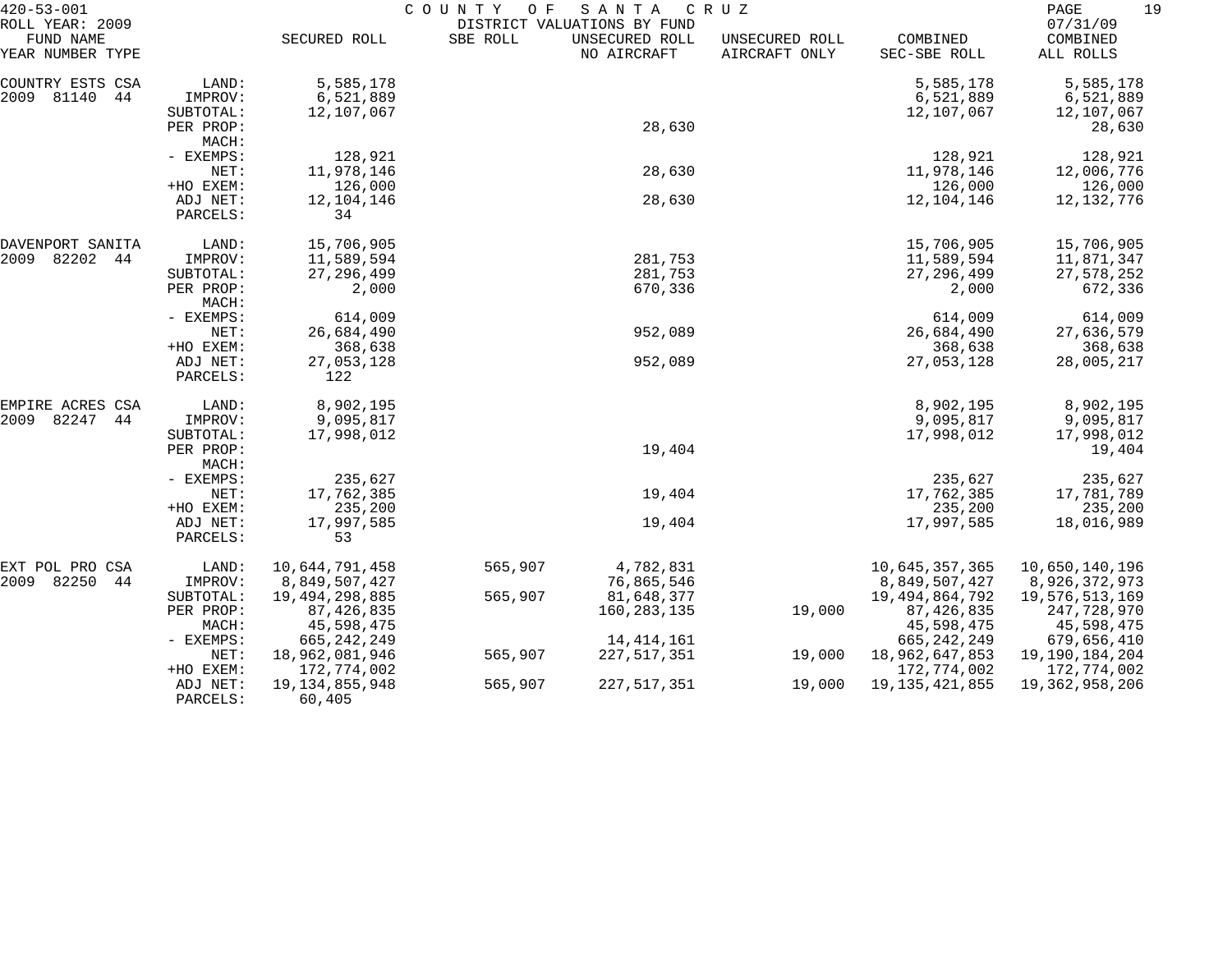420-53-001 COUNTY OF SANTA CRUZ
ROLL YEAR: 2009 DISTRICT VALUATIONS BY FUND 07/31/09

| FUND NAME YEAR NUMBER TYPE | | SECURED ROLL | SBE ROLL | UNSECURED ROLL NO AIRCRAFT | UNSECURED ROLL AIRCRAFT ONLY | COMBINED SEC-SBE ROLL | COMBINED ALL ROLLS |
|---|---|---|---|---|---|---|---|
| COUNTRY ESTS CSA | LAND: | 5,585,178 | | | | 5,585,178 | 5,585,178 |
| 2009 81140 44 | IMPROV: | 6,521,889 | | | | 6,521,889 | 6,521,889 |
| | SUBTOTAL: | 12,107,067 | | | | 12,107,067 | 12,107,067 |
| | PER PROP: | | | 28,630 | | | 28,630 |
| | MACH: | | | | | | |
| | - EXEMPS: | 128,921 | | | | 128,921 | 128,921 |
| | NET: | 11,978,146 | | 28,630 | | 11,978,146 | 12,006,776 |
| | +HO EXEM: | 126,000 | | | | 126,000 | 126,000 |
| | ADJ NET: | 12,104,146 | | 28,630 | | 12,104,146 | 12,132,776 |
| | PARCELS: | 34 | | | | | |
| DAVENPORT SANITA | LAND: | 15,706,905 | | | | 15,706,905 | 15,706,905 |
| 2009 82202 44 | IMPROV: | 11,589,594 | | 281,753 | | 11,589,594 | 11,871,347 |
| | SUBTOTAL: | 27,296,499 | | 281,753 | | 27,296,499 | 27,578,252 |
| | PER PROP: | 2,000 | | 670,336 | | 2,000 | 672,336 |
| | MACH: | | | | | | |
| | - EXEMPS: | 614,009 | | | | 614,009 | 614,009 |
| | NET: | 26,684,490 | | 952,089 | | 26,684,490 | 27,636,579 |
| | +HO EXEM: | 368,638 | | | | 368,638 | 368,638 |
| | ADJ NET: | 27,053,128 | | 952,089 | | 27,053,128 | 28,005,217 |
| | PARCELS: | 122 | | | | | |
| EMPIRE ACRES CSA | LAND: | 8,902,195 | | | | 8,902,195 | 8,902,195 |
| 2009 82247 44 | IMPROV: | 9,095,817 | | | | 9,095,817 | 9,095,817 |
| | SUBTOTAL: | 17,998,012 | | | | 17,998,012 | 17,998,012 |
| | PER PROP: | | | 19,404 | | | 19,404 |
| | MACH: | | | | | | |
| | - EXEMPS: | 235,627 | | | | 235,627 | 235,627 |
| | NET: | 17,762,385 | | 19,404 | | 17,762,385 | 17,781,789 |
| | +HO EXEM: | 235,200 | | | | 235,200 | 235,200 |
| | ADJ NET: | 17,997,585 | | 19,404 | | 17,997,585 | 18,016,989 |
| | PARCELS: | 53 | | | | | |
| EXT POL PRO CSA | LAND: | 10,644,791,458 | 565,907 | 4,782,831 | | 10,645,357,365 | 10,650,140,196 |
| 2009 82250 44 | IMPROV: | 8,849,507,427 | | 76,865,546 | | 8,849,507,427 | 8,926,372,973 |
| | SUBTOTAL: | 19,494,298,885 | 565,907 | 81,648,377 | | 19,494,864,792 | 19,576,513,169 |
| | PER PROP: | 87,426,835 | | 160,283,135 | 19,000 | 87,426,835 | 247,728,970 |
| | MACH: | 45,598,475 | | | | 45,598,475 | 45,598,475 |
| | - EXEMPS: | 665,242,249 | | 14,414,161 | | 665,242,249 | 679,656,410 |
| | NET: | 18,962,081,946 | 565,907 | 227,517,351 | 19,000 | 18,962,647,853 | 19,190,184,204 |
| | +HO EXEM: | 172,774,002 | | | | 172,774,002 | 172,774,002 |
| | ADJ NET: | 19,134,855,948 | 565,907 | 227,517,351 | 19,000 | 19,135,421,855 | 19,362,958,206 |
| | PARCELS: | 60,405 | | | | | |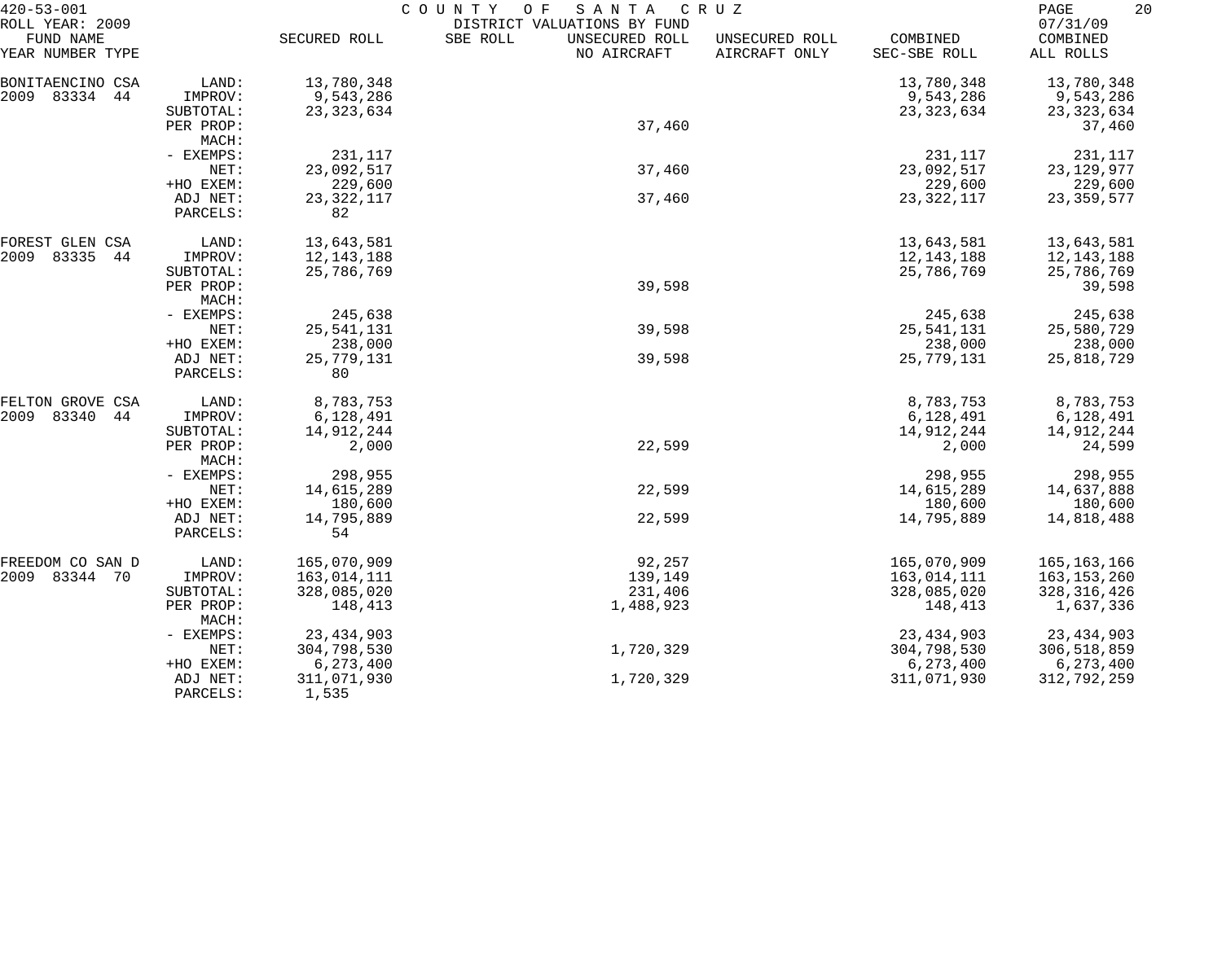420-53-001 COUNTY OF SANTA CRUZ

ROLL YEAR: 2009 DISTRICT VALUATIONS BY FUND 07/31/09

| FUND NAME YEAR NUMBER TYPE | | SECURED ROLL | SBE ROLL | UNSECURED ROLL NO AIRCRAFT | UNSECURED ROLL AIRCRAFT ONLY | COMBINED SEC-SBE ROLL | COMBINED ALL ROLLS |
|---|---|---|---|---|---|---|---|
| BONITAENCINO CSA | LAND: | 13,780,348 | | | | 13,780,348 | 13,780,348 |
| 2009 83334 44 | IMPROV: | 9,543,286 | | | | 9,543,286 | 9,543,286 |
| | SUBTOTAL: | 23,323,634 | | | | 23,323,634 | 23,323,634 |
| | PER PROP: | | | 37,460 | | | 37,460 |
| | MACH: | | | | | | |
| | - EXEMPS: | 231,117 | | | | 231,117 | 231,117 |
| | NET: | 23,092,517 | | 37,460 | | 23,092,517 | 23,129,977 |
| | +HO EXEM: | 229,600 | | | | 229,600 | 229,600 |
| | ADJ NET: | 23,322,117 | | 37,460 | | 23,322,117 | 23,359,577 |
| | PARCELS: | 82 | | | | | |
| FOREST GLEN CSA | LAND: | 13,643,581 | | | | 13,643,581 | 13,643,581 |
| 2009 83335 44 | IMPROV: | 12,143,188 | | | | 12,143,188 | 12,143,188 |
| | SUBTOTAL: | 25,786,769 | | | | 25,786,769 | 25,786,769 |
| | PER PROP: | | | 39,598 | | | 39,598 |
| | MACH: | | | | | | |
| | - EXEMPS: | 245,638 | | | | 245,638 | 245,638 |
| | NET: | 25,541,131 | | 39,598 | | 25,541,131 | 25,580,729 |
| | +HO EXEM: | 238,000 | | | | 238,000 | 238,000 |
| | ADJ NET: | 25,779,131 | | 39,598 | | 25,779,131 | 25,818,729 |
| | PARCELS: | 80 | | | | | |
| FELTON GROVE CSA | LAND: | 8,783,753 | | | | 8,783,753 | 8,783,753 |
| 2009 83340 44 | IMPROV: | 6,128,491 | | | | 6,128,491 | 6,128,491 |
| | SUBTOTAL: | 14,912,244 | | | | 14,912,244 | 14,912,244 |
| | PER PROP: | 2,000 | | 22,599 | | 2,000 | 24,599 |
| | MACH: | | | | | | |
| | - EXEMPS: | 298,955 | | | | 298,955 | 298,955 |
| | NET: | 14,615,289 | | 22,599 | | 14,615,289 | 14,637,888 |
| | +HO EXEM: | 180,600 | | | | 180,600 | 180,600 |
| | ADJ NET: | 14,795,889 | | 22,599 | | 14,795,889 | 14,818,488 |
| | PARCELS: | 54 | | | | | |
| FREEDOM CO SAN D | LAND: | 165,070,909 | | 92,257 | | 165,070,909 | 165,163,166 |
| 2009 83344 70 | IMPROV: | 163,014,111 | | 139,149 | | 163,014,111 | 163,153,260 |
| | SUBTOTAL: | 328,085,020 | | 231,406 | | 328,085,020 | 328,316,426 |
| | PER PROP: | 148,413 | | 1,488,923 | | 148,413 | 1,637,336 |
| | MACH: | | | | | | |
| | - EXEMPS: | 23,434,903 | | | | 23,434,903 | 23,434,903 |
| | NET: | 304,798,530 | | 1,720,329 | | 304,798,530 | 306,518,859 |
| | +HO EXEM: | 6,273,400 | | | | 6,273,400 | 6,273,400 |
| | ADJ NET: | 311,071,930 | | 1,720,329 | | 311,071,930 | 312,792,259 |
| | PARCELS: | 1,535 | | | | | |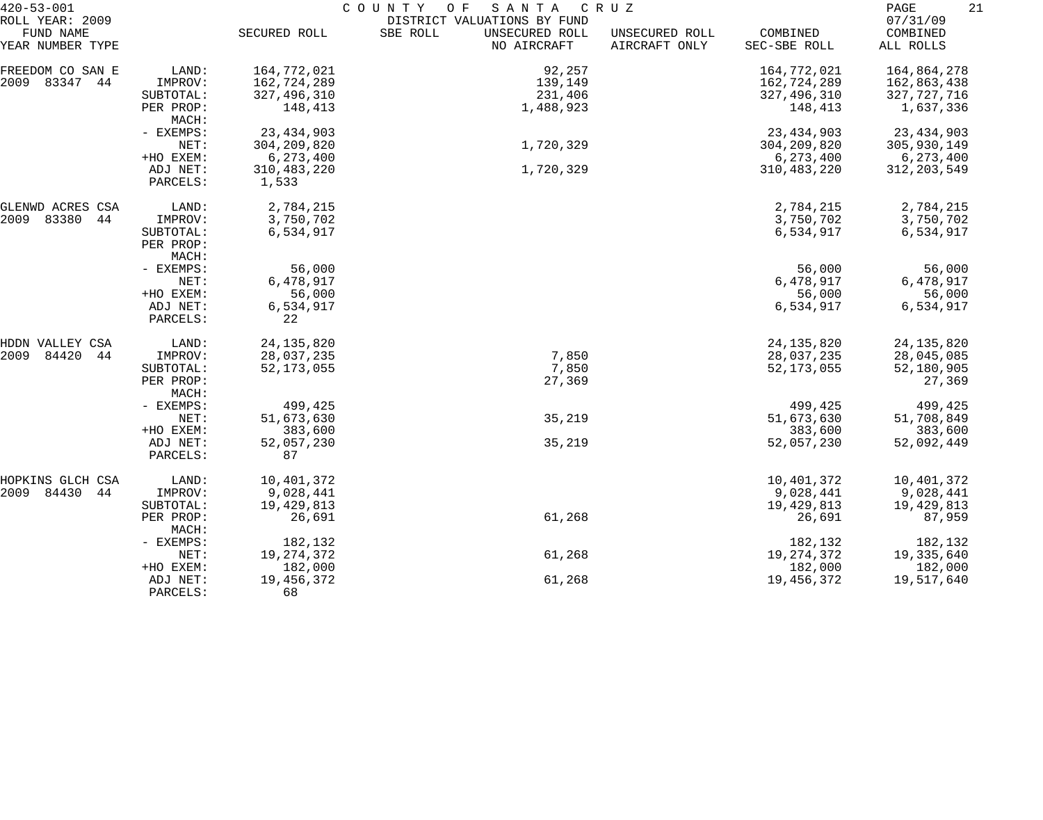420-53-001 COUNTY OF SANTA CRUZ

ROLL YEAR: 2009 DISTRICT VALUATIONS BY FUND 07/31/09

| FUND NAME YEAR NUMBER TYPE | | SECURED ROLL | SBE ROLL | UNSECURED ROLL NO AIRCRAFT | UNSECURED ROLL AIRCRAFT ONLY | COMBINED SEC-SBE ROLL | COMBINED ALL ROLLS |
|---|---|---|---|---|---|---|---|
| FREEDOM CO SAN E | LAND: | 164,772,021 | | 92,257 | | 164,772,021 | 164,864,278 |
| 2009 83347 44 | IMPROV: | 162,724,289 | | 139,149 | | 162,724,289 | 162,863,438 |
| | SUBTOTAL: | 327,496,310 | | 231,406 | | 327,496,310 | 327,727,716 |
| | PER PROP: | 148,413 | | 1,488,923 | | 148,413 | 1,637,336 |
| | MACH: | | | | | | |
| | - EXEMPS: | 23,434,903 | | | | 23,434,903 | 23,434,903 |
| | NET: | 304,209,820 | | 1,720,329 | | 304,209,820 | 305,930,149 |
| | +HO EXEM: | 6,273,400 | | | | 6,273,400 | 6,273,400 |
| | ADJ NET: | 310,483,220 | | 1,720,329 | | 310,483,220 | 312,203,549 |
| | PARCELS: | 1,533 | | | | | |
| GLENWD ACRES CSA | LAND: | 2,784,215 | | | | 2,784,215 | 2,784,215 |
| 2009 83380 44 | IMPROV: | 3,750,702 | | | | 3,750,702 | 3,750,702 |
| | SUBTOTAL: | 6,534,917 | | | | 6,534,917 | 6,534,917 |
| | PER PROP: | | | | | | |
| | MACH: | | | | | | |
| | - EXEMPS: | 56,000 | | | | 56,000 | 56,000 |
| | NET: | 6,478,917 | | | | 6,478,917 | 6,478,917 |
| | +HO EXEM: | 56,000 | | | | 56,000 | 56,000 |
| | ADJ NET: | 6,534,917 | | | | 6,534,917 | 6,534,917 |
| | PARCELS: | 22 | | | | | |
| HDDN VALLEY CSA | LAND: | 24,135,820 | | | | 24,135,820 | 24,135,820 |
| 2009 84420 44 | IMPROV: | 28,037,235 | | 7,850 | | 28,037,235 | 28,045,085 |
| | SUBTOTAL: | 52,173,055 | | 7,850 | | 52,173,055 | 52,180,905 |
| | PER PROP: | | | 27,369 | | | 27,369 |
| | MACH: | | | | | | |
| | - EXEMPS: | 499,425 | | | | 499,425 | 499,425 |
| | NET: | 51,673,630 | | 35,219 | | 51,673,630 | 51,708,849 |
| | +HO EXEM: | 383,600 | | | | 383,600 | 383,600 |
| | ADJ NET: | 52,057,230 | | 35,219 | | 52,057,230 | 52,092,449 |
| | PARCELS: | 87 | | | | | |
| HOPKINS GLCH CSA | LAND: | 10,401,372 | | | | 10,401,372 | 10,401,372 |
| 2009 84430 44 | IMPROV: | 9,028,441 | | | | 9,028,441 | 9,028,441 |
| | SUBTOTAL: | 19,429,813 | | | | 19,429,813 | 19,429,813 |
| | PER PROP: | 26,691 | | 61,268 | | 26,691 | 87,959 |
| | MACH: | | | | | | |
| | - EXEMPS: | 182,132 | | | | 182,132 | 182,132 |
| | NET: | 19,274,372 | | 61,268 | | 19,274,372 | 19,335,640 |
| | +HO EXEM: | 182,000 | | | | 182,000 | 182,000 |
| | ADJ NET: | 19,456,372 | | 61,268 | | 19,456,372 | 19,517,640 |
| | PARCELS: | 68 | | | | | |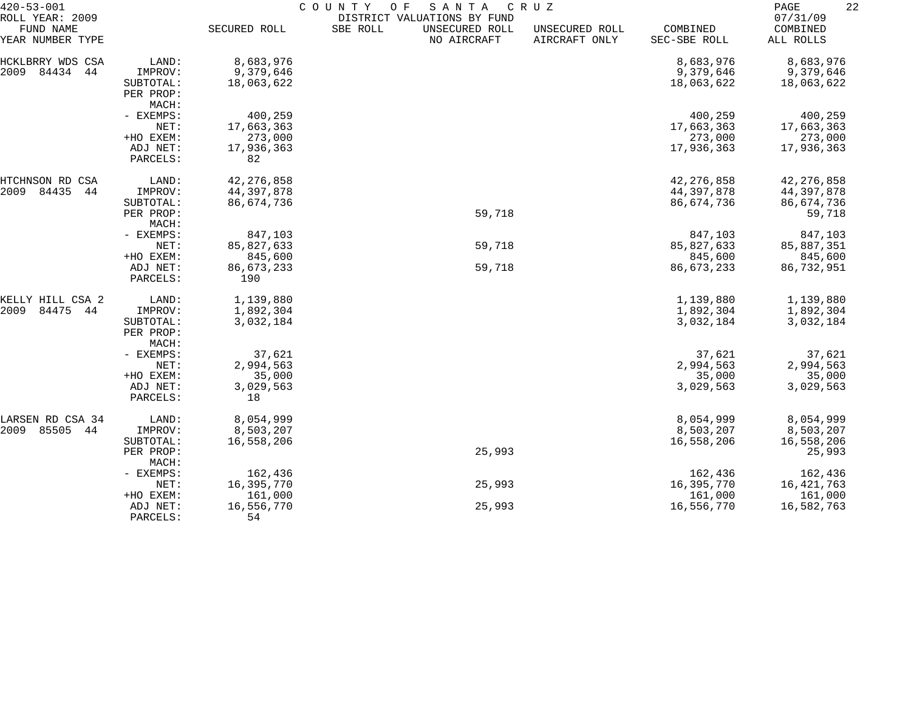420-53-001 COUNTY OF SANTA CRUZ
ROLL YEAR: 2009 DISTRICT VALUATIONS BY FUND 07/31/09

| FUND NAME YEAR NUMBER TYPE | | SECURED ROLL | SBE ROLL | UNSECURED ROLL NO AIRCRAFT | UNSECURED ROLL AIRCRAFT ONLY | COMBINED SEC-SBE ROLL | COMBINED ALL ROLLS |
|---|---|---|---|---|---|---|---|
| HCKLBRRY WDS CSA | LAND: | 8,683,976 | | | | 8,683,976 | 8,683,976 |
| 2009 84434 44 | IMPROV: | 9,379,646 | | | | 9,379,646 | 9,379,646 |
| | SUBTOTAL: | 18,063,622 | | | | 18,063,622 | 18,063,622 |
| | PER PROP: | | | | | | |
| | MACH: | | | | | | |
| | - EXEMPS: | 400,259 | | | | 400,259 | 400,259 |
| | NET: | 17,663,363 | | | | 17,663,363 | 17,663,363 |
| | +HO EXEM: | 273,000 | | | | 273,000 | 273,000 |
| | ADJ NET: | 17,936,363 | | | | 17,936,363 | 17,936,363 |
| | PARCELS: | 82 | | | | | |
| HTCHNSON RD CSA | LAND: | 42,276,858 | | | | 42,276,858 | 42,276,858 |
| 2009 84435 44 | IMPROV: | 44,397,878 | | | | 44,397,878 | 44,397,878 |
| | SUBTOTAL: | 86,674,736 | | | | 86,674,736 | 86,674,736 |
| | PER PROP: | | | 59,718 | | | 59,718 |
| | MACH: | | | | | | |
| | - EXEMPS: | 847,103 | | | | 847,103 | 847,103 |
| | NET: | 85,827,633 | | 59,718 | | 85,827,633 | 85,887,351 |
| | +HO EXEM: | 845,600 | | | | 845,600 | 845,600 |
| | ADJ NET: | 86,673,233 | | 59,718 | | 86,673,233 | 86,732,951 |
| | PARCELS: | 190 | | | | | |
| KELLY HILL CSA 2 | LAND: | 1,139,880 | | | | 1,139,880 | 1,139,880 |
| 2009 84475 44 | IMPROV: | 1,892,304 | | | | 1,892,304 | 1,892,304 |
| | SUBTOTAL: | 3,032,184 | | | | 3,032,184 | 3,032,184 |
| | PER PROP: | | | | | | |
| | MACH: | | | | | | |
| | - EXEMPS: | 37,621 | | | | 37,621 | 37,621 |
| | NET: | 2,994,563 | | | | 2,994,563 | 2,994,563 |
| | +HO EXEM: | 35,000 | | | | 35,000 | 35,000 |
| | ADJ NET: | 3,029,563 | | | | 3,029,563 | 3,029,563 |
| | PARCELS: | 18 | | | | | |
| LARSEN RD CSA 34 | LAND: | 8,054,999 | | | | 8,054,999 | 8,054,999 |
| 2009 85505 44 | IMPROV: | 8,503,207 | | | | 8,503,207 | 8,503,207 |
| | SUBTOTAL: | 16,558,206 | | | | 16,558,206 | 16,558,206 |
| | PER PROP: | | | 25,993 | | | 25,993 |
| | MACH: | | | | | | |
| | - EXEMPS: | 162,436 | | | | 162,436 | 162,436 |
| | NET: | 16,395,770 | | 25,993 | | 16,395,770 | 16,421,763 |
| | +HO EXEM: | 161,000 | | | | 161,000 | 161,000 |
| | ADJ NET: | 16,556,770 | | 25,993 | | 16,556,770 | 16,582,763 |
| | PARCELS: | 54 | | | | | |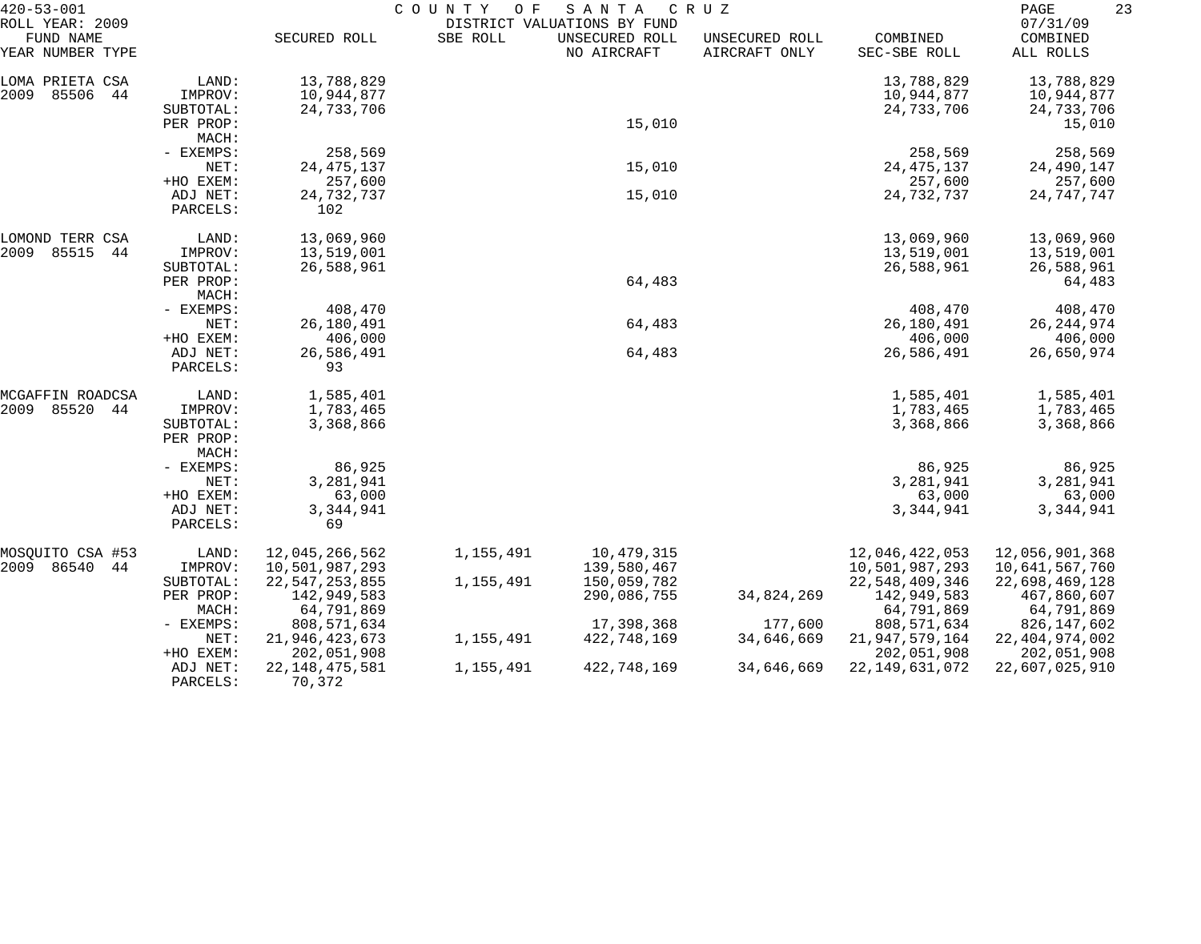420-53-001 COUNTY OF SANTA CRUZ

ROLL YEAR: 2009 DISTRICT VALUATIONS BY FUND 07/31/09

| FUND NAME YEAR NUMBER TYPE | | SECURED ROLL | SBE ROLL | UNSECURED ROLL NO AIRCRAFT | UNSECURED ROLL AIRCRAFT ONLY | COMBINED SEC-SBE ROLL | COMBINED ALL ROLLS |
|---|---|---|---|---|---|---|---|
| LOMA PRIETA CSA | LAND: | 13,788,829 | | | | 13,788,829 | 13,788,829 |
| 2009 85506 44 | IMPROV: | 10,944,877 | | | | 10,944,877 | 10,944,877 |
| | SUBTOTAL: | 24,733,706 | | | | 24,733,706 | 24,733,706 |
| | PER PROP: | | | 15,010 | | | 15,010 |
| | MACH: | | | | | | |
| | - EXEMPS: | 258,569 | | | | 258,569 | 258,569 |
| | NET: | 24,475,137 | | 15,010 | | 24,475,137 | 24,490,147 |
| | +HO EXEM: | 257,600 | | | | 257,600 | 257,600 |
| | ADJ NET: | 24,732,737 | | 15,010 | | 24,732,737 | 24,747,747 |
| | PARCELS: | 102 | | | | | |
| LOMOND TERR CSA | LAND: | 13,069,960 | | | | 13,069,960 | 13,069,960 |
| 2009 85515 44 | IMPROV: | 13,519,001 | | | | 13,519,001 | 13,519,001 |
| | SUBTOTAL: | 26,588,961 | | | | 26,588,961 | 26,588,961 |
| | PER PROP: | | | 64,483 | | | 64,483 |
| | MACH: | | | | | | |
| | - EXEMPS: | 408,470 | | | | 408,470 | 408,470 |
| | NET: | 26,180,491 | | 64,483 | | 26,180,491 | 26,244,974 |
| | +HO EXEM: | 406,000 | | | | 406,000 | 406,000 |
| | ADJ NET: | 26,586,491 | | 64,483 | | 26,586,491 | 26,650,974 |
| | PARCELS: | 93 | | | | | |
| MCGAFFIN ROADCSA | LAND: | 1,585,401 | | | | 1,585,401 | 1,585,401 |
| 2009 85520 44 | IMPROV: | 1,783,465 | | | | 1,783,465 | 1,783,465 |
| | SUBTOTAL: | 3,368,866 | | | | 3,368,866 | 3,368,866 |
| | PER PROP: | | | | | | |
| | MACH: | | | | | | |
| | - EXEMPS: | 86,925 | | | | 86,925 | 86,925 |
| | NET: | 3,281,941 | | | | 3,281,941 | 3,281,941 |
| | +HO EXEM: | 63,000 | | | | 63,000 | 63,000 |
| | ADJ NET: | 3,344,941 | | | | 3,344,941 | 3,344,941 |
| | PARCELS: | 69 | | | | | |
| MOSQUITO CSA #53 | LAND: | 12,045,266,562 | 1,155,491 | 10,479,315 | | 12,046,422,053 | 12,056,901,368 |
| 2009 86540 44 | IMPROV: | 10,501,987,293 | | 139,580,467 | | 10,501,987,293 | 10,641,567,760 |
| | SUBTOTAL: | 22,547,253,855 | 1,155,491 | 150,059,782 | | 22,548,409,346 | 22,698,469,128 |
| | PER PROP: | 142,949,583 | | 290,086,755 | 34,824,269 | 142,949,583 | 467,860,607 |
| | MACH: | 64,791,869 | | | | 64,791,869 | 64,791,869 |
| | - EXEMPS: | 808,571,634 | | 17,398,368 | 177,600 | 808,571,634 | 826,147,602 |
| | NET: | 21,946,423,673 | 1,155,491 | 422,748,169 | 34,646,669 | 21,947,579,164 | 22,404,974,002 |
| | +HO EXEM: | 202,051,908 | | | | 202,051,908 | 202,051,908 |
| | ADJ NET: | 22,148,475,581 | 1,155,491 | 422,748,169 | 34,646,669 | 22,149,631,072 | 22,607,025,910 |
| | PARCELS: | 70,372 | | | | | |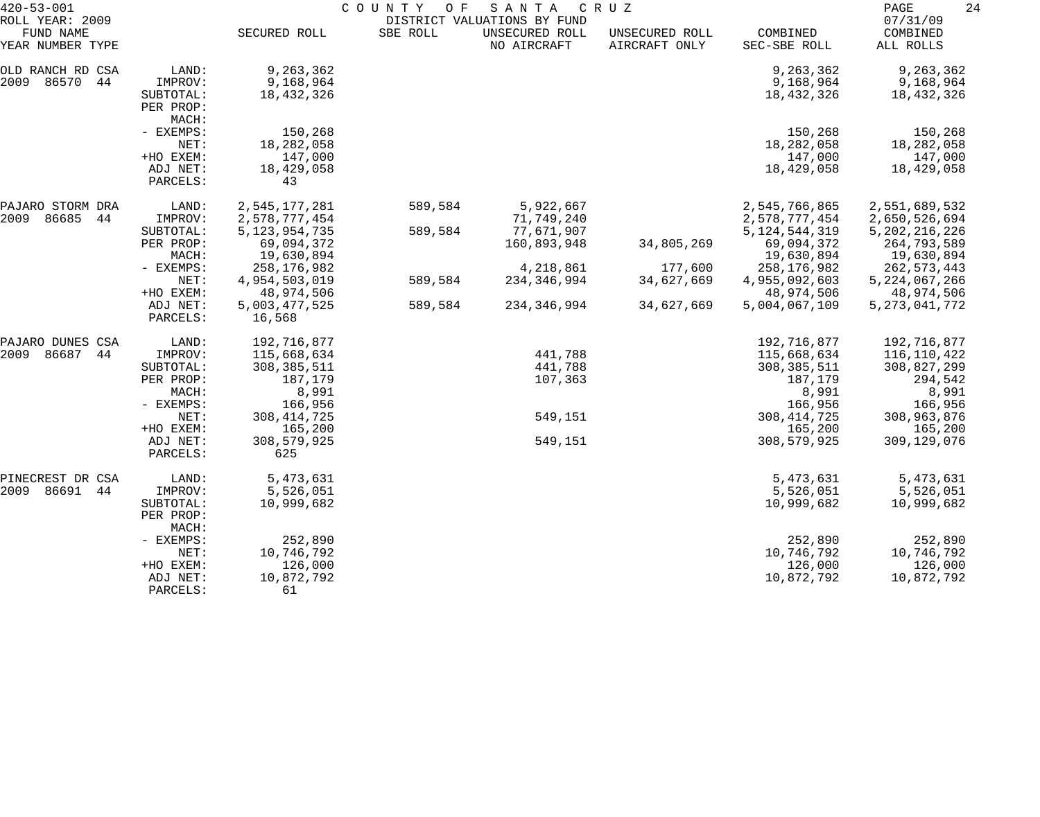420-53-001 COUNTY OF SANTA CRUZ
ROLL YEAR: 2009 DISTRICT VALUATIONS BY FUND 07/31/09

| FUND NAME<br>YEAR NUMBER TYPE | | SECURED ROLL | SBE ROLL | UNSECURED ROLL<br>NO AIRCRAFT | UNSECURED ROLL<br>AIRCRAFT ONLY | COMBINED<br>SEC-SBE ROLL | COMBINED<br>ALL ROLLS |
|---|---|---|---|---|---|---|---|
| OLD RANCH RD CSA | LAND: | 9,263,362 | | | | 9,263,362 | 9,263,362 |
| 2009 86570 44 | IMPROV: | 9,168,964 | | | | 9,168,964 | 9,168,964 |
| | SUBTOTAL: | 18,432,326 | | | | 18,432,326 | 18,432,326 |
| | PER PROP: | | | | | | |
| | MACH: | | | | | | |
| | - EXEMPS: | 150,268 | | | | 150,268 | 150,268 |
| | NET: | 18,282,058 | | | | 18,282,058 | 18,282,058 |
| | +HO EXEM: | 147,000 | | | | 147,000 | 147,000 |
| | ADJ NET: | 18,429,058 | | | | 18,429,058 | 18,429,058 |
| | PARCELS: | 43 | | | | | |
| PAJARO STORM DRA | LAND: | 2,545,177,281 | 589,584 | 5,922,667 | | 2,545,766,865 | 2,551,689,532 |
| 2009 86685 44 | IMPROV: | 2,578,777,454 | | 71,749,240 | | 2,578,777,454 | 2,650,526,694 |
| | SUBTOTAL: | 5,123,954,735 | 589,584 | 77,671,907 | | 5,124,544,319 | 5,202,216,226 |
| | PER PROP: | 69,094,372 | | 160,893,948 | 34,805,269 | 69,094,372 | 264,793,589 |
| | MACH: | 19,630,894 | | | | 19,630,894 | 19,630,894 |
| | - EXEMPS: | 258,176,982 | | 4,218,861 | 177,600 | 258,176,982 | 262,573,443 |
| | NET: | 4,954,503,019 | 589,584 | 234,346,994 | 34,627,669 | 4,955,092,603 | 5,224,067,266 |
| | +HO EXEM: | 48,974,506 | | | | 48,974,506 | 48,974,506 |
| | ADJ NET: | 5,003,477,525 | 589,584 | 234,346,994 | 34,627,669 | 5,004,067,109 | 5,273,041,772 |
| | PARCELS: | 16,568 | | | | | |
| PAJARO DUNES CSA | LAND: | 192,716,877 | | | | 192,716,877 | 192,716,877 |
| 2009 86687 44 | IMPROV: | 115,668,634 | | 441,788 | | 115,668,634 | 116,110,422 |
| | SUBTOTAL: | 308,385,511 | | 441,788 | | 308,385,511 | 308,827,299 |
| | PER PROP: | 187,179 | | 107,363 | | 187,179 | 294,542 |
| | MACH: | 8,991 | | | | 8,991 | 8,991 |
| | - EXEMPS: | 166,956 | | | | 166,956 | 166,956 |
| | NET: | 308,414,725 | | 549,151 | | 308,414,725 | 308,963,876 |
| | +HO EXEM: | 165,200 | | | | 165,200 | 165,200 |
| | ADJ NET: | 308,579,925 | | 549,151 | | 308,579,925 | 309,129,076 |
| | PARCELS: | 625 | | | | | |
| PINECREST DR CSA | LAND: | 5,473,631 | | | | 5,473,631 | 5,473,631 |
| 2009 86691 44 | IMPROV: | 5,526,051 | | | | 5,526,051 | 5,526,051 |
| | SUBTOTAL: | 10,999,682 | | | | 10,999,682 | 10,999,682 |
| | PER PROP: | | | | | | |
| | MACH: | | | | | | |
| | - EXEMPS: | 252,890 | | | | 252,890 | 252,890 |
| | NET: | 10,746,792 | | | | 10,746,792 | 10,746,792 |
| | +HO EXEM: | 126,000 | | | | 126,000 | 126,000 |
| | ADJ NET: | 10,872,792 | | | | 10,872,792 | 10,872,792 |
| | PARCELS: | 61 | | | | | |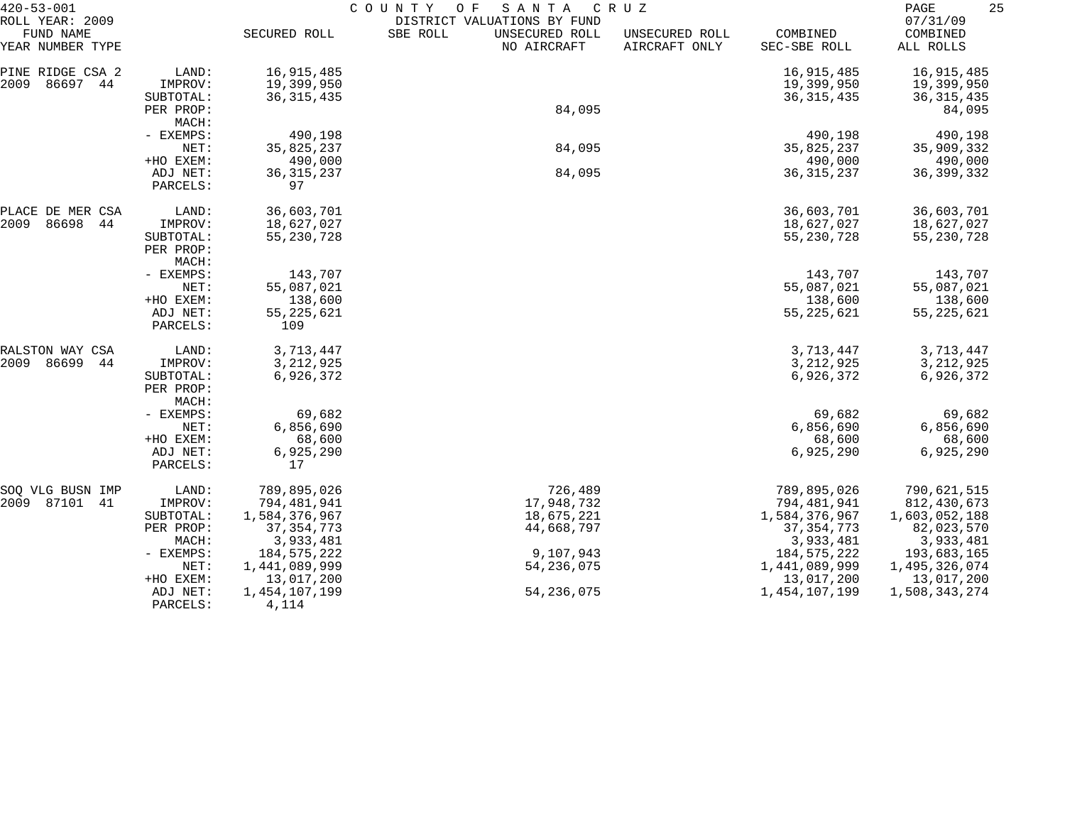420-53-001 COUNTY OF SANTA CRUZ
ROLL YEAR: 2009 DISTRICT VALUATIONS BY FUND 07/31/09

| FUND NAME YEAR NUMBER TYPE | | SECURED ROLL | SBE ROLL | UNSECURED ROLL NO AIRCRAFT | UNSECURED ROLL AIRCRAFT ONLY | COMBINED SEC-SBE ROLL | COMBINED ALL ROLLS |
|---|---|---|---|---|---|---|---|
| PINE RIDGE CSA 2 | LAND: | 16,915,485 | | | | 16,915,485 | 16,915,485 |
| 2009 86697 44 | IMPROV: | 19,399,950 | | | | 19,399,950 | 19,399,950 |
| | SUBTOTAL: | 36,315,435 | | | | 36,315,435 | 36,315,435 |
| | PER PROP: | | | 84,095 | | | 84,095 |
| | MACH: | | | | | | |
| | - EXEMPS: | 490,198 | | | | 490,198 | 490,198 |
| | NET: | 35,825,237 | | 84,095 | | 35,825,237 | 35,909,332 |
| | +HO EXEM: | 490,000 | | | | 490,000 | 490,000 |
| | ADJ NET: | 36,315,237 | | 84,095 | | 36,315,237 | 36,399,332 |
| | PARCELS: | 97 | | | | | |
| PLACE DE MER CSA | LAND: | 36,603,701 | | | | 36,603,701 | 36,603,701 |
| 2009 86698 44 | IMPROV: | 18,627,027 | | | | 18,627,027 | 18,627,027 |
| | SUBTOTAL: | 55,230,728 | | | | 55,230,728 | 55,230,728 |
| | PER PROP: | | | | | | |
| | MACH: | | | | | | |
| | - EXEMPS: | 143,707 | | | | 143,707 | 143,707 |
| | NET: | 55,087,021 | | | | 55,087,021 | 55,087,021 |
| | +HO EXEM: | 138,600 | | | | 138,600 | 138,600 |
| | ADJ NET: | 55,225,621 | | | | 55,225,621 | 55,225,621 |
| | PARCELS: | 109 | | | | | |
| RALSTON WAY CSA | LAND: | 3,713,447 | | | | 3,713,447 | 3,713,447 |
| 2009 86699 44 | IMPROV: | 3,212,925 | | | | 3,212,925 | 3,212,925 |
| | SUBTOTAL: | 6,926,372 | | | | 6,926,372 | 6,926,372 |
| | PER PROP: | | | | | | |
| | MACH: | | | | | | |
| | - EXEMPS: | 69,682 | | | | 69,682 | 69,682 |
| | NET: | 6,856,690 | | | | 6,856,690 | 6,856,690 |
| | +HO EXEM: | 68,600 | | | | 68,600 | 68,600 |
| | ADJ NET: | 6,925,290 | | | | 6,925,290 | 6,925,290 |
| | PARCELS: | 17 | | | | | |
| SOQ VLG BUSN IMP | LAND: | 789,895,026 | | 726,489 | | 789,895,026 | 790,621,515 |
| 2009 87101 41 | IMPROV: | 794,481,941 | | 17,948,732 | | 794,481,941 | 812,430,673 |
| | SUBTOTAL: | 1,584,376,967 | | 18,675,221 | | 1,584,376,967 | 1,603,052,188 |
| | PER PROP: | 37,354,773 | | 44,668,797 | | 37,354,773 | 82,023,570 |
| | MACH: | 3,933,481 | | | | 3,933,481 | 3,933,481 |
| | - EXEMPS: | 184,575,222 | | 9,107,943 | | 184,575,222 | 193,683,165 |
| | NET: | 1,441,089,999 | | 54,236,075 | | 1,441,089,999 | 1,495,326,074 |
| | +HO EXEM: | 13,017,200 | | | | 13,017,200 | 13,017,200 |
| | ADJ NET: | 1,454,107,199 | | 54,236,075 | | 1,454,107,199 | 1,508,343,274 |
| | PARCELS: | 4,114 | | | | | |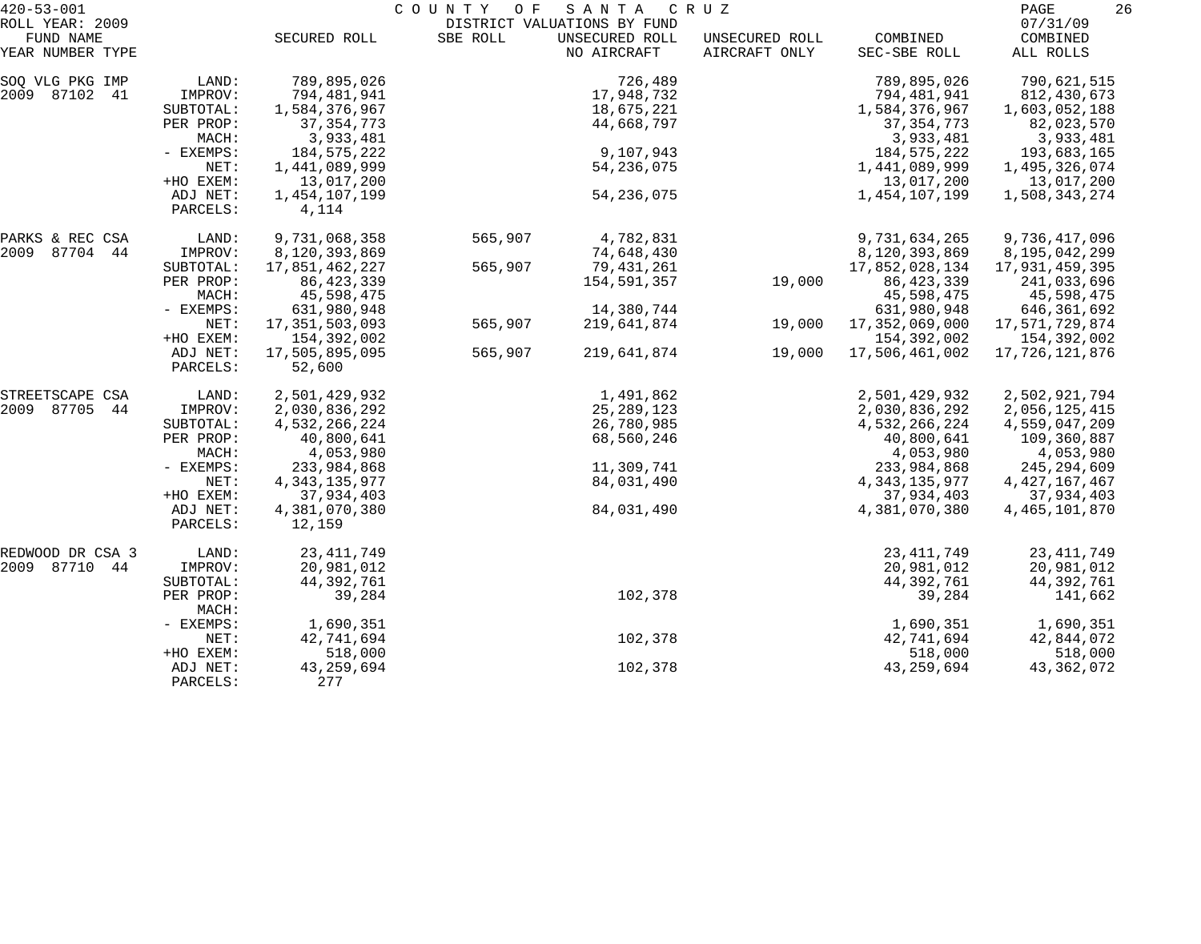420-53-001 COUNTY OF SANTA CRUZ
ROLL YEAR: 2009 DISTRICT VALUATIONS BY FUND 07/31/09

| FUND NAME YEAR NUMBER TYPE | | SECURED ROLL | SBE ROLL | UNSECURED ROLL NO AIRCRAFT | UNSECURED ROLL AIRCRAFT ONLY | COMBINED SEC-SBE ROLL | COMBINED ALL ROLLS |
|---|---|---|---|---|---|---|---|
| SOQ VLG PKG IMP | LAND: | 789,895,026 | | 726,489 | | 789,895,026 | 790,621,515 |
| 2009 87102 41 | IMPROV: | 794,481,941 | | 17,948,732 | | 794,481,941 | 812,430,673 |
| | SUBTOTAL: | 1,584,376,967 | | 18,675,221 | | 1,584,376,967 | 1,603,052,188 |
| | PER PROP: | 37,354,773 | | 44,668,797 | | 37,354,773 | 82,023,570 |
| | MACH: | 3,933,481 | | | | 3,933,481 | 3,933,481 |
| | - EXEMPS: | 184,575,222 | | 9,107,943 | | 184,575,222 | 193,683,165 |
| | NET: | 1,441,089,999 | | 54,236,075 | | 1,441,089,999 | 1,495,326,074 |
| | +HO EXEM: | 13,017,200 | | | | 13,017,200 | 13,017,200 |
| | ADJ NET: | 1,454,107,199 | | 54,236,075 | | 1,454,107,199 | 1,508,343,274 |
| | PARCELS: | 4,114 | | | | | |
| PARKS & REC CSA | LAND: | 9,731,068,358 | 565,907 | 4,782,831 | | 9,731,634,265 | 9,736,417,096 |
| 2009 87704 44 | IMPROV: | 8,120,393,869 | | 74,648,430 | | 8,120,393,869 | 8,195,042,299 |
| | SUBTOTAL: | 17,851,462,227 | 565,907 | 79,431,261 | | 17,852,028,134 | 17,931,459,395 |
| | PER PROP: | 86,423,339 | | 154,591,357 | 19,000 | 86,423,339 | 241,033,696 |
| | MACH: | 45,598,475 | | | | 45,598,475 | 45,598,475 |
| | - EXEMPS: | 631,980,948 | | 14,380,744 | | 631,980,948 | 646,361,692 |
| | NET: | 17,351,503,093 | 565,907 | 219,641,874 | 19,000 | 17,352,069,000 | 17,571,729,874 |
| | +HO EXEM: | 154,392,002 | | | | 154,392,002 | 154,392,002 |
| | ADJ NET: | 17,505,895,095 | 565,907 | 219,641,874 | 19,000 | 17,506,461,002 | 17,726,121,876 |
| | PARCELS: | 52,600 | | | | | |
| STREETSCAPE CSA | LAND: | 2,501,429,932 | | 1,491,862 | | 2,501,429,932 | 2,502,921,794 |
| 2009 87705 44 | IMPROV: | 2,030,836,292 | | 25,289,123 | | 2,030,836,292 | 2,056,125,415 |
| | SUBTOTAL: | 4,532,266,224 | | 26,780,985 | | 4,532,266,224 | 4,559,047,209 |
| | PER PROP: | 40,800,641 | | 68,560,246 | | 40,800,641 | 109,360,887 |
| | MACH: | 4,053,980 | | | | 4,053,980 | 4,053,980 |
| | - EXEMPS: | 233,984,868 | | 11,309,741 | | 233,984,868 | 245,294,609 |
| | NET: | 4,343,135,977 | | 84,031,490 | | 4,343,135,977 | 4,427,167,467 |
| | +HO EXEM: | 37,934,403 | | | | 37,934,403 | 37,934,403 |
| | ADJ NET: | 4,381,070,380 | | 84,031,490 | | 4,381,070,380 | 4,465,101,870 |
| | PARCELS: | 12,159 | | | | | |
| REDWOOD DR CSA 3 | LAND: | 23,411,749 | | | | 23,411,749 | 23,411,749 |
| 2009 87710 44 | IMPROV: | 20,981,012 | | | | 20,981,012 | 20,981,012 |
| | SUBTOTAL: | 44,392,761 | | | | 44,392,761 | 44,392,761 |
| | PER PROP: | 39,284 | | 102,378 | | 39,284 | 141,662 |
| | MACH: | | | | | | |
| | - EXEMPS: | 1,690,351 | | | | 1,690,351 | 1,690,351 |
| | NET: | 42,741,694 | | 102,378 | | 42,741,694 | 42,844,072 |
| | +HO EXEM: | 518,000 | | | | 518,000 | 518,000 |
| | ADJ NET: | 43,259,694 | | 102,378 | | 43,259,694 | 43,362,072 |
| | PARCELS: | 277 | | | | | |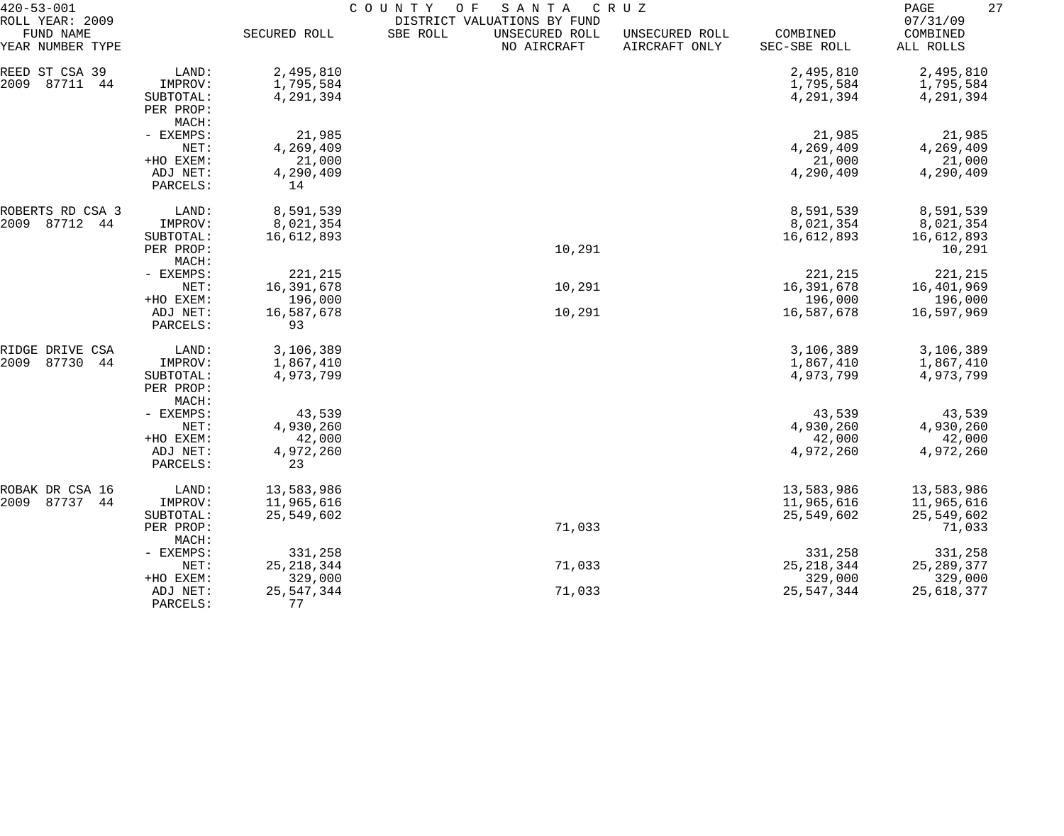420-53-001 COUNTY OF SANTA CRUZ
ROLL YEAR: 2009 DISTRICT VALUATIONS BY FUND 07/31/09

| FUND NAME<br>YEAR NUMBER TYPE | | SECURED ROLL | SBE ROLL | UNSECURED ROLL<br>NO AIRCRAFT | UNSECURED ROLL<br>AIRCRAFT ONLY | COMBINED<br>SEC-SBE ROLL | COMBINED<br>ALL ROLLS |
|---|---|---|---|---|---|---|---|
| REED ST CSA 39 | LAND: | 2,495,810 | | | | 2,495,810 | 2,495,810 |
| 2009 87711 44 | IMPROV: | 1,795,584 | | | | 1,795,584 | 1,795,584 |
| | SUBTOTAL: | 4,291,394 | | | | 4,291,394 | 4,291,394 |
| | PER PROP: | | | | | | |
| | MACH: | | | | | | |
| | - EXEMPS: | 21,985 | | | | 21,985 | 21,985 |
| | NET: | 4,269,409 | | | | 4,269,409 | 4,269,409 |
| | +HO EXEM: | 21,000 | | | | 21,000 | 21,000 |
| | ADJ NET: | 4,290,409 | | | | 4,290,409 | 4,290,409 |
| | PARCELS: | 14 | | | | | |
| ROBERTS RD CSA 3 | LAND: | 8,591,539 | | | | 8,591,539 | 8,591,539 |
| 2009 87712 44 | IMPROV: | 8,021,354 | | | | 8,021,354 | 8,021,354 |
| | SUBTOTAL: | 16,612,893 | | | | 16,612,893 | 16,612,893 |
| | PER PROP: | | | 10,291 | | | 10,291 |
| | MACH: | | | | | | |
| | - EXEMPS: | 221,215 | | | | 221,215 | 221,215 |
| | NET: | 16,391,678 | | 10,291 | | 16,391,678 | 16,401,969 |
| | +HO EXEM: | 196,000 | | | | 196,000 | 196,000 |
| | ADJ NET: | 16,587,678 | | 10,291 | | 16,587,678 | 16,597,969 |
| | PARCELS: | 93 | | | | | |
| RIDGE DRIVE CSA | LAND: | 3,106,389 | | | | 3,106,389 | 3,106,389 |
| 2009 87730 44 | IMPROV: | 1,867,410 | | | | 1,867,410 | 1,867,410 |
| | SUBTOTAL: | 4,973,799 | | | | 4,973,799 | 4,973,799 |
| | PER PROP: | | | | | | |
| | MACH: | | | | | | |
| | - EXEMPS: | 43,539 | | | | 43,539 | 43,539 |
| | NET: | 4,930,260 | | | | 4,930,260 | 4,930,260 |
| | +HO EXEM: | 42,000 | | | | 42,000 | 42,000 |
| | ADJ NET: | 4,972,260 | | | | 4,972,260 | 4,972,260 |
| | PARCELS: | 23 | | | | | |
| ROBAK DR CSA 16 | LAND: | 13,583,986 | | | | 13,583,986 | 13,583,986 |
| 2009 87737 44 | IMPROV: | 11,965,616 | | | | 11,965,616 | 11,965,616 |
| | SUBTOTAL: | 25,549,602 | | | | 25,549,602 | 25,549,602 |
| | PER PROP: | | | 71,033 | | | 71,033 |
| | MACH: | | | | | | |
| | - EXEMPS: | 331,258 | | | | 331,258 | 331,258 |
| | NET: | 25,218,344 | | 71,033 | | 25,218,344 | 25,289,377 |
| | +HO EXEM: | 329,000 | | | | 329,000 | 329,000 |
| | ADJ NET: | 25,547,344 | | 71,033 | | 25,547,344 | 25,618,377 |
| | PARCELS: | 77 | | | | | |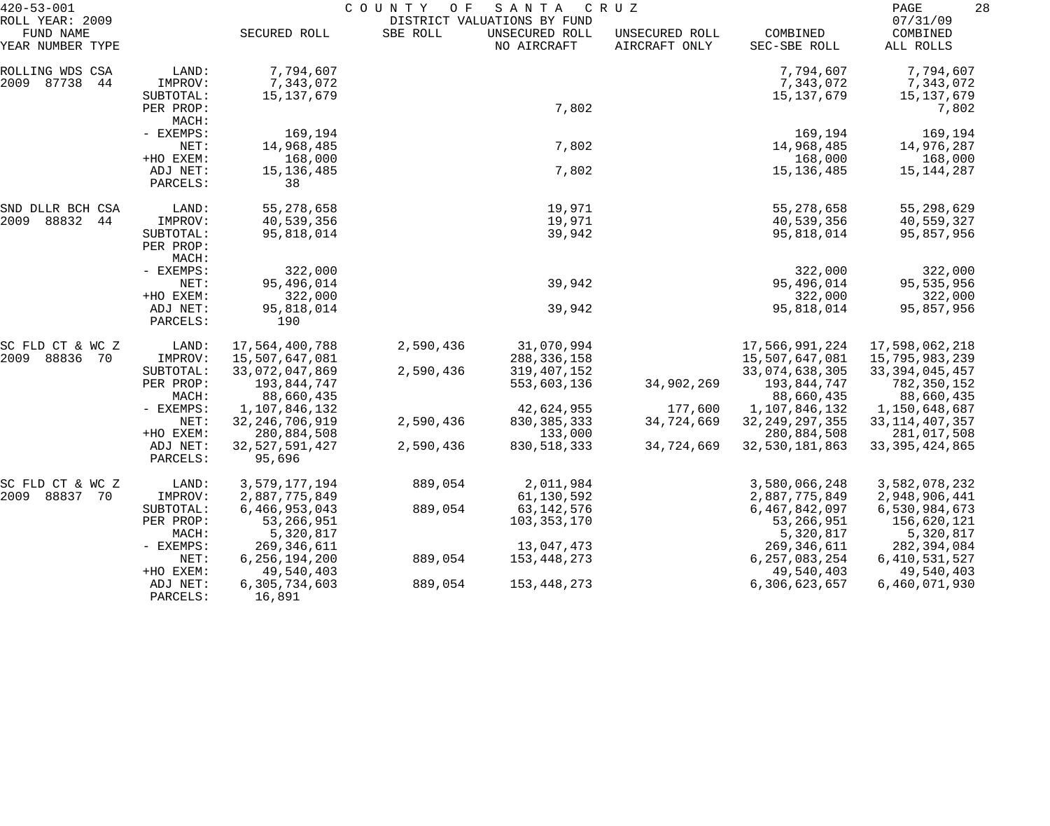420-53-001 COUNTY OF SANTA CRUZ
ROLL YEAR: 2009 DISTRICT VALUATIONS BY FUND 07/31/09

| FUND NAME YEAR NUMBER TYPE | | SECURED ROLL | SBE ROLL | UNSECURED ROLL NO AIRCRAFT | UNSECURED ROLL AIRCRAFT ONLY | COMBINED SEC-SBE ROLL | COMBINED ALL ROLLS |
|---|---|---|---|---|---|---|---|
| ROLLING WDS CSA | LAND: | 7,794,607 | | | | 7,794,607 | 7,794,607 |
| 2009 87738 44 | IMPROV: | 7,343,072 | | | | 7,343,072 | 7,343,072 |
| | SUBTOTAL: | 15,137,679 | | | | 15,137,679 | 15,137,679 |
| | PER PROP: | | | 7,802 | | | 7,802 |
| | MACH: | | | | | | |
| | - EXEMPS: | 169,194 | | | | 169,194 | 169,194 |
| | NET: | 14,968,485 | | 7,802 | | 14,968,485 | 14,976,287 |
| | +HO EXEM: | 168,000 | | | | 168,000 | 168,000 |
| | ADJ NET: | 15,136,485 | | 7,802 | | 15,136,485 | 15,144,287 |
| | PARCELS: | 38 | | | | | |
| SND DLLR BCH CSA | LAND: | 55,278,658 | | 19,971 | | 55,278,658 | 55,298,629 |
| 2009 88832 44 | IMPROV: | 40,539,356 | | 19,971 | | 40,539,356 | 40,559,327 |
| | SUBTOTAL: | 95,818,014 | | 39,942 | | 95,818,014 | 95,857,956 |
| | PER PROP: | | | | | | |
| | MACH: | | | | | | |
| | - EXEMPS: | 322,000 | | | | 322,000 | 322,000 |
| | NET: | 95,496,014 | | 39,942 | | 95,496,014 | 95,535,956 |
| | +HO EXEM: | 322,000 | | | | 322,000 | 322,000 |
| | ADJ NET: | 95,818,014 | | 39,942 | | 95,818,014 | 95,857,956 |
| | PARCELS: | 190 | | | | | |
| SC FLD CT & WC Z | LAND: | 17,564,400,788 | 2,590,436 | 31,070,994 | | 17,566,991,224 | 17,598,062,218 |
| 2009 88836 70 | IMPROV: | 15,507,647,081 | | 288,336,158 | | 15,507,647,081 | 15,795,983,239 |
| | SUBTOTAL: | 33,072,047,869 | 2,590,436 | 319,407,152 | | 33,074,638,305 | 33,394,045,457 |
| | PER PROP: | 193,844,747 | | 553,603,136 | 34,902,269 | 193,844,747 | 782,350,152 |
| | MACH: | 88,660,435 | | | | 88,660,435 | 88,660,435 |
| | - EXEMPS: | 1,107,846,132 | | 42,624,955 | 177,600 | 1,107,846,132 | 1,150,648,687 |
| | NET: | 32,246,706,919 | 2,590,436 | 830,385,333 | 34,724,669 | 32,249,297,355 | 33,114,407,357 |
| | +HO EXEM: | 280,884,508 | | 133,000 | | 280,884,508 | 281,017,508 |
| | ADJ NET: | 32,527,591,427 | 2,590,436 | 830,518,333 | 34,724,669 | 32,530,181,863 | 33,395,424,865 |
| | PARCELS: | 95,696 | | | | | |
| SC FLD CT & WC Z | LAND: | 3,579,177,194 | 889,054 | 2,011,984 | | 3,580,066,248 | 3,582,078,232 |
| 2009 88837 70 | IMPROV: | 2,887,775,849 | | 61,130,592 | | 2,887,775,849 | 2,948,906,441 |
| | SUBTOTAL: | 6,466,953,043 | 889,054 | 63,142,576 | | 6,467,842,097 | 6,530,984,673 |
| | PER PROP: | 53,266,951 | | 103,353,170 | | 53,266,951 | 156,620,121 |
| | MACH: | 5,320,817 | | | | 5,320,817 | 5,320,817 |
| | - EXEMPS: | 269,346,611 | | 13,047,473 | | 269,346,611 | 282,394,084 |
| | NET: | 6,256,194,200 | 889,054 | 153,448,273 | | 6,257,083,254 | 6,410,531,527 |
| | +HO EXEM: | 49,540,403 | | | | 49,540,403 | 49,540,403 |
| | ADJ NET: | 6,305,734,603 | 889,054 | 153,448,273 | | 6,306,623,657 | 6,460,071,930 |
| | PARCELS: | 16,891 | | | | | |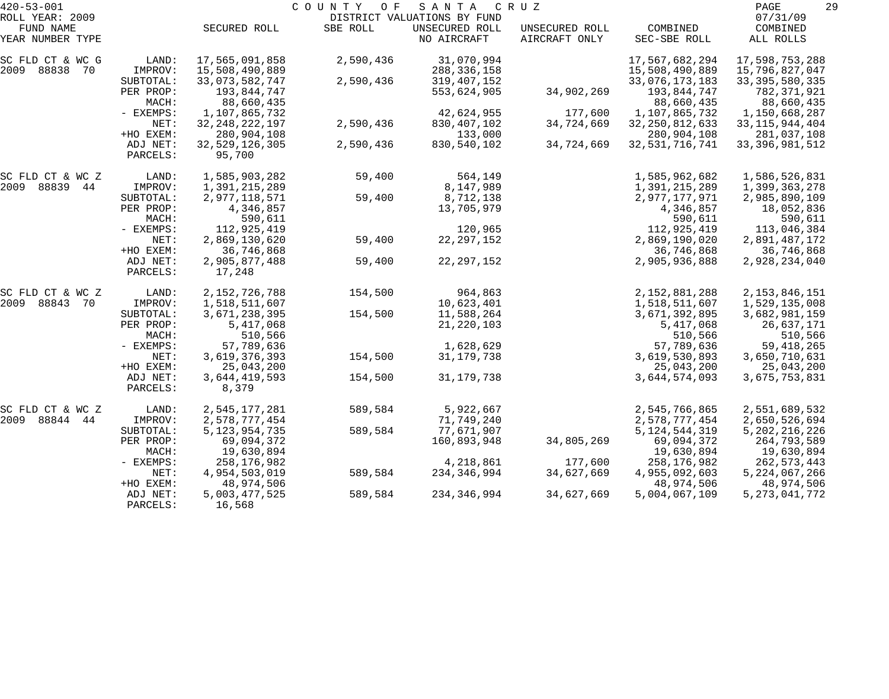420-53-001 COUNTY OF SANTA CRUZ

ROLL YEAR: 2009 DISTRICT VALUATIONS BY FUND 07/31/09

| FUND NAME YEAR NUMBER TYPE | | SECURED ROLL | SBE ROLL | UNSECURED ROLL NO AIRCRAFT | UNSECURED ROLL AIRCRAFT ONLY | COMBINED SEC-SBE ROLL | COMBINED ALL ROLLS |
|---|---|---|---|---|---|---|---|
| SC FLD CT & WC G | LAND: | 17,565,091,858 | 2,590,436 | 31,070,994 | | 17,567,682,294 | 17,598,753,288 |
| 2009 88838 70 | IMPROV: | 15,508,490,889 | | 288,336,158 | | 15,508,490,889 | 15,796,827,047 |
| | SUBTOTAL: | 33,073,582,747 | 2,590,436 | 319,407,152 | | 33,076,173,183 | 33,395,580,335 |
| | PER PROP: | 193,844,747 | | 553,624,905 | 34,902,269 | 193,844,747 | 782,371,921 |
| | MACH: | 88,660,435 | | | | 88,660,435 | 88,660,435 |
| | - EXEMPS: | 1,107,865,732 | | 42,624,955 | 177,600 | 1,107,865,732 | 1,150,668,287 |
| | NET: | 32,248,222,197 | 2,590,436 | 830,407,102 | 34,724,669 | 32,250,812,633 | 33,115,944,404 |
| | +HO EXEM: | 280,904,108 | | 133,000 | | 280,904,108 | 281,037,108 |
| | ADJ NET: | 32,529,126,305 | 2,590,436 | 830,540,102 | 34,724,669 | 32,531,716,741 | 33,396,981,512 |
| | PARCELS: | 95,700 | | | | | |
| SC FLD CT & WC Z | LAND: | 1,585,903,282 | 59,400 | 564,149 | | 1,585,962,682 | 1,586,526,831 |
| 2009 88839 44 | IMPROV: | 1,391,215,289 | | 8,147,989 | | 1,391,215,289 | 1,399,363,278 |
| | SUBTOTAL: | 2,977,118,571 | 59,400 | 8,712,138 | | 2,977,177,971 | 2,985,890,109 |
| | PER PROP: | 4,346,857 | | 13,705,979 | | 4,346,857 | 18,052,836 |
| | MACH: | 590,611 | | | | 590,611 | 590,611 |
| | - EXEMPS: | 112,925,419 | | 120,965 | | 112,925,419 | 113,046,384 |
| | NET: | 2,869,130,620 | 59,400 | 22,297,152 | | 2,869,190,020 | 2,891,487,172 |
| | +HO EXEM: | 36,746,868 | | | | 36,746,868 | 36,746,868 |
| | ADJ NET: | 2,905,877,488 | 59,400 | 22,297,152 | | 2,905,936,888 | 2,928,234,040 |
| | PARCELS: | 17,248 | | | | | |
| SC FLD CT & WC Z | LAND: | 2,152,726,788 | 154,500 | 964,863 | | 2,152,881,288 | 2,153,846,151 |
| 2009 88843 70 | IMPROV: | 1,518,511,607 | | 10,623,401 | | 1,518,511,607 | 1,529,135,008 |
| | SUBTOTAL: | 3,671,238,395 | 154,500 | 11,588,264 | | 3,671,392,895 | 3,682,981,159 |
| | PER PROP: | 5,417,068 | | 21,220,103 | | 5,417,068 | 26,637,171 |
| | MACH: | 510,566 | | | | 510,566 | 510,566 |
| | - EXEMPS: | 57,789,636 | | 1,628,629 | | 57,789,636 | 59,418,265 |
| | NET: | 3,619,376,393 | 154,500 | 31,179,738 | | 3,619,530,893 | 3,650,710,631 |
| | +HO EXEM: | 25,043,200 | | | | 25,043,200 | 25,043,200 |
| | ADJ NET: | 3,644,419,593 | 154,500 | 31,179,738 | | 3,644,574,093 | 3,675,753,831 |
| | PARCELS: | 8,379 | | | | | |
| SC FLD CT & WC Z | LAND: | 2,545,177,281 | 589,584 | 5,922,667 | | 2,545,766,865 | 2,551,689,532 |
| 2009 88844 44 | IMPROV: | 2,578,777,454 | | 71,749,240 | | 2,578,777,454 | 2,650,526,694 |
| | SUBTOTAL: | 5,123,954,735 | 589,584 | 77,671,907 | | 5,124,544,319 | 5,202,216,226 |
| | PER PROP: | 69,094,372 | | 160,893,948 | 34,805,269 | 69,094,372 | 264,793,589 |
| | MACH: | 19,630,894 | | | | 19,630,894 | 19,630,894 |
| | - EXEMPS: | 258,176,982 | | 4,218,861 | 177,600 | 258,176,982 | 262,573,443 |
| | NET: | 4,954,503,019 | 589,584 | 234,346,994 | 34,627,669 | 4,955,092,603 | 5,224,067,266 |
| | +HO EXEM: | 48,974,506 | | | | 48,974,506 | 48,974,506 |
| | ADJ NET: | 5,003,477,525 | 589,584 | 234,346,994 | 34,627,669 | 5,004,067,109 | 5,273,041,772 |
| | PARCELS: | 16,568 | | | | | |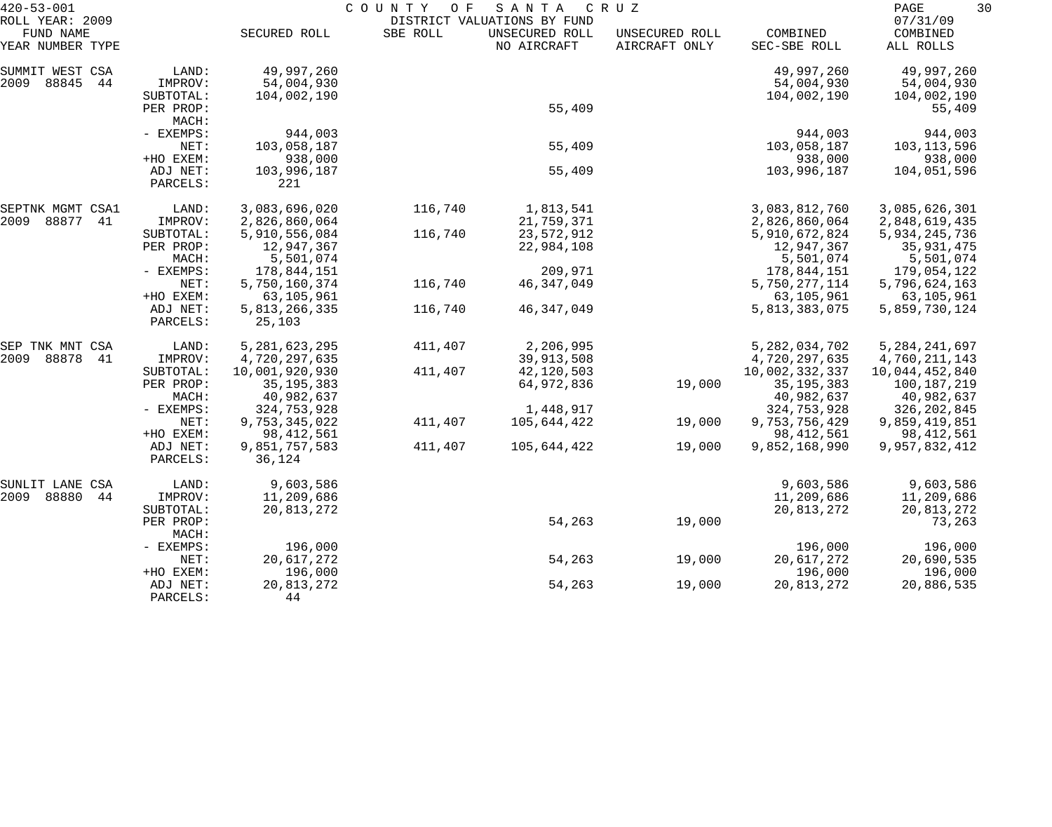420-53-001 COUNTY OF SANTA CRUZ
ROLL YEAR: 2009 DISTRICT VALUATIONS BY FUND 07/31/09

| FUND NAME YEAR NUMBER TYPE | | SECURED ROLL | SBE ROLL | UNSECURED ROLL NO AIRCRAFT | UNSECURED ROLL AIRCRAFT ONLY | COMBINED SEC-SBE ROLL | COMBINED ALL ROLLS |
|---|---|---|---|---|---|---|---|
| SUMMIT WEST CSA | LAND: | 49,997,260 | | | | 49,997,260 | 49,997,260 |
| 2009 88845 44 | IMPROV: | 54,004,930 | | | | 54,004,930 | 54,004,930 |
| | SUBTOTAL: | 104,002,190 | | | | 104,002,190 | 104,002,190 |
| | PER PROP: | | | 55,409 | | | 55,409 |
| | MACH: | | | | | | |
| | - EXEMPS: | 944,003 | | | | 944,003 | 944,003 |
| | NET: | 103,058,187 | | 55,409 | | 103,058,187 | 103,113,596 |
| | +HO EXEM: | 938,000 | | | | 938,000 | 938,000 |
| | ADJ NET: | 103,996,187 | | 55,409 | | 103,996,187 | 104,051,596 |
| | PARCELS: | 221 | | | | | |
| SEPTNK MGMT CSA1 | LAND: | 3,083,696,020 | 116,740 | 1,813,541 | | 3,083,812,760 | 3,085,626,301 |
| 2009 88877 41 | IMPROV: | 2,826,860,064 | | 21,759,371 | | 2,826,860,064 | 2,848,619,435 |
| | SUBTOTAL: | 5,910,556,084 | 116,740 | 23,572,912 | | 5,910,672,824 | 5,934,245,736 |
| | PER PROP: | 12,947,367 | | 22,984,108 | | 12,947,367 | 35,931,475 |
| | MACH: | 5,501,074 | | | | 5,501,074 | 5,501,074 |
| | - EXEMPS: | 178,844,151 | | 209,971 | | 178,844,151 | 179,054,122 |
| | NET: | 5,750,160,374 | 116,740 | 46,347,049 | | 5,750,277,114 | 5,796,624,163 |
| | +HO EXEM: | 63,105,961 | | | | 63,105,961 | 63,105,961 |
| | ADJ NET: | 5,813,266,335 | 116,740 | 46,347,049 | | 5,813,383,075 | 5,859,730,124 |
| | PARCELS: | 25,103 | | | | | |
| SEP TNK MNT CSA | LAND: | 5,281,623,295 | 411,407 | 2,206,995 | | 5,282,034,702 | 5,284,241,697 |
| 2009 88878 41 | IMPROV: | 4,720,297,635 | | 39,913,508 | | 4,720,297,635 | 4,760,211,143 |
| | SUBTOTAL: | 10,001,920,930 | 411,407 | 42,120,503 | | 10,002,332,337 | 10,044,452,840 |
| | PER PROP: | 35,195,383 | | 64,972,836 | 19,000 | 35,195,383 | 100,187,219 |
| | MACH: | 40,982,637 | | | | 40,982,637 | 40,982,637 |
| | - EXEMPS: | 324,753,928 | | 1,448,917 | | 324,753,928 | 326,202,845 |
| | NET: | 9,753,345,022 | 411,407 | 105,644,422 | 19,000 | 9,753,756,429 | 9,859,419,851 |
| | +HO EXEM: | 98,412,561 | | | | 98,412,561 | 98,412,561 |
| | ADJ NET: | 9,851,757,583 | 411,407 | 105,644,422 | 19,000 | 9,852,168,990 | 9,957,832,412 |
| | PARCELS: | 36,124 | | | | | |
| SUNLIT LANE CSA | LAND: | 9,603,586 | | | | 9,603,586 | 9,603,586 |
| 2009 88880 44 | IMPROV: | 11,209,686 | | | | 11,209,686 | 11,209,686 |
| | SUBTOTAL: | 20,813,272 | | | | 20,813,272 | 20,813,272 |
| | PER PROP: | | | 54,263 | 19,000 | | 73,263 |
| | MACH: | | | | | | |
| | - EXEMPS: | 196,000 | | | | 196,000 | 196,000 |
| | NET: | 20,617,272 | | 54,263 | 19,000 | 20,617,272 | 20,690,535 |
| | +HO EXEM: | 196,000 | | | | 196,000 | 196,000 |
| | ADJ NET: | 20,813,272 | | 54,263 | 19,000 | 20,813,272 | 20,886,535 |
| | PARCELS: | 44 | | | | | |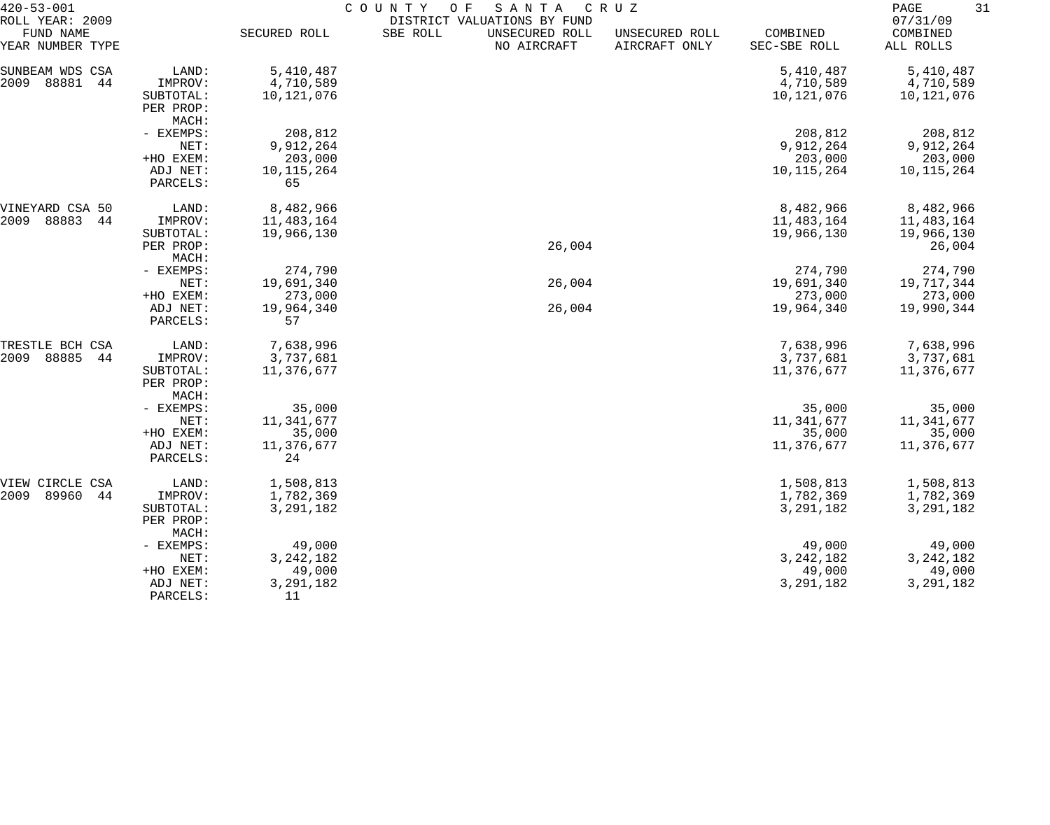420-53-001 COUNTY OF SANTA CRUZ

ROLL YEAR: 2009 DISTRICT VALUATIONS BY FUND 07/31/09

| FUND NAME YEAR NUMBER TYPE | | SECURED ROLL | SBE ROLL | UNSECURED ROLL NO AIRCRAFT | UNSECURED ROLL AIRCRAFT ONLY | COMBINED SEC-SBE ROLL | COMBINED ALL ROLLS |
|---|---|---|---|---|---|---|---|
| SUNBEAM WDS CSA | LAND: | 5,410,487 | | | | 5,410,487 | 5,410,487 |
| 2009 88881 44 | IMPROV: | 4,710,589 | | | | 4,710,589 | 4,710,589 |
| | SUBTOTAL: | 10,121,076 | | | | 10,121,076 | 10,121,076 |
| | PER PROP: | | | | | | |
| | MACH: | | | | | | |
| | - EXEMPS: | 208,812 | | | | 208,812 | 208,812 |
| | NET: | 9,912,264 | | | | 9,912,264 | 9,912,264 |
| | +HO EXEM: | 203,000 | | | | 203,000 | 203,000 |
| | ADJ NET: | 10,115,264 | | | | 10,115,264 | 10,115,264 |
| | PARCELS: | 65 | | | | | |
| VINEYARD CSA 50 | LAND: | 8,482,966 | | | | 8,482,966 | 8,482,966 |
| 2009 88883 44 | IMPROV: | 11,483,164 | | | | 11,483,164 | 11,483,164 |
| | SUBTOTAL: | 19,966,130 | | | | 19,966,130 | 19,966,130 |
| | PER PROP: | | | 26,004 | | | 26,004 |
| | MACH: | | | | | | |
| | - EXEMPS: | 274,790 | | | | 274,790 | 274,790 |
| | NET: | 19,691,340 | | 26,004 | | 19,691,340 | 19,717,344 |
| | +HO EXEM: | 273,000 | | | | 273,000 | 273,000 |
| | ADJ NET: | 19,964,340 | | 26,004 | | 19,964,340 | 19,990,344 |
| | PARCELS: | 57 | | | | | |
| TRESTLE BCH CSA | LAND: | 7,638,996 | | | | 7,638,996 | 7,638,996 |
| 2009 88885 44 | IMPROV: | 3,737,681 | | | | 3,737,681 | 3,737,681 |
| | SUBTOTAL: | 11,376,677 | | | | 11,376,677 | 11,376,677 |
| | PER PROP: | | | | | | |
| | MACH: | | | | | | |
| | - EXEMPS: | 35,000 | | | | 35,000 | 35,000 |
| | NET: | 11,341,677 | | | | 11,341,677 | 11,341,677 |
| | +HO EXEM: | 35,000 | | | | 35,000 | 35,000 |
| | ADJ NET: | 11,376,677 | | | | 11,376,677 | 11,376,677 |
| | PARCELS: | 24 | | | | | |
| VIEW CIRCLE CSA | LAND: | 1,508,813 | | | | 1,508,813 | 1,508,813 |
| 2009 89960 44 | IMPROV: | 1,782,369 | | | | 1,782,369 | 1,782,369 |
| | SUBTOTAL: | 3,291,182 | | | | 3,291,182 | 3,291,182 |
| | PER PROP: | | | | | | |
| | MACH: | | | | | | |
| | - EXEMPS: | 49,000 | | | | 49,000 | 49,000 |
| | NET: | 3,242,182 | | | | 3,242,182 | 3,242,182 |
| | +HO EXEM: | 49,000 | | | | 49,000 | 49,000 |
| | ADJ NET: | 3,291,182 | | | | 3,291,182 | 3,291,182 |
| | PARCELS: | 11 | | | | | |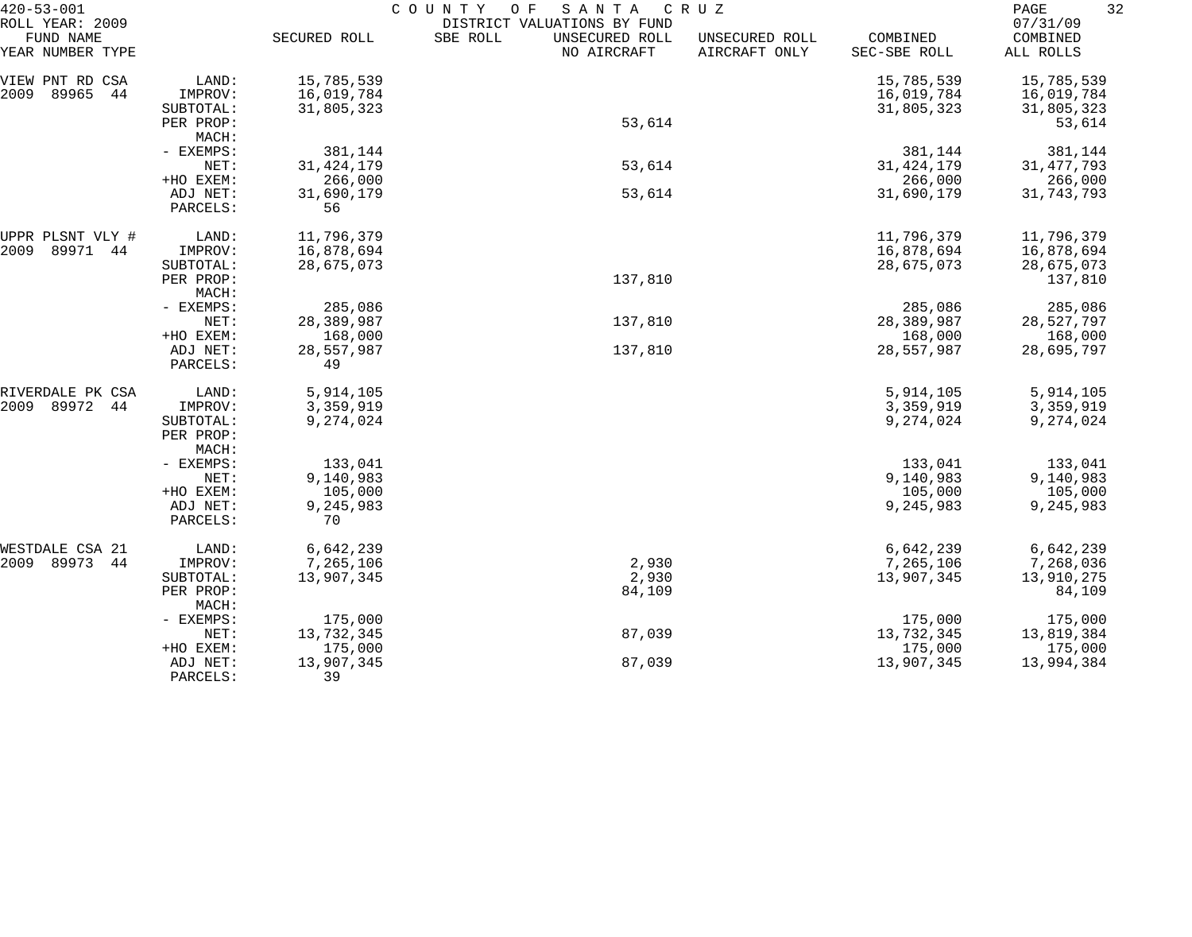420-53-001 COUNTY OF SANTA CRUZ
ROLL YEAR: 2009 DISTRICT VALUATIONS BY FUND 07/31/09

| FUND NAME YEAR NUMBER TYPE | | SECURED ROLL | SBE ROLL | UNSECURED ROLL NO AIRCRAFT | UNSECURED ROLL AIRCRAFT ONLY | COMBINED SEC-SBE ROLL | COMBINED ALL ROLLS |
|---|---|---|---|---|---|---|---|
| VIEW PNT RD CSA | LAND: | 15,785,539 | | | | 15,785,539 | 15,785,539 |
| 2009 89965 44 | IMPROV: | 16,019,784 | | | | 16,019,784 | 16,019,784 |
| | SUBTOTAL: | 31,805,323 | | | | 31,805,323 | 31,805,323 |
| | PER PROP: | | | 53,614 | | | 53,614 |
| | MACH: | | | | | | |
| | - EXEMPS: | 381,144 | | | | 381,144 | 381,144 |
| | NET: | 31,424,179 | | 53,614 | | 31,424,179 | 31,477,793 |
| | +HO EXEM: | 266,000 | | | | 266,000 | 266,000 |
| | ADJ NET: | 31,690,179 | | 53,614 | | 31,690,179 | 31,743,793 |
| | PARCELS: | 56 | | | | | |
| UPPR PLSNT VLY # | LAND: | 11,796,379 | | | | 11,796,379 | 11,796,379 |
| 2009 89971 44 | IMPROV: | 16,878,694 | | | | 16,878,694 | 16,878,694 |
| | SUBTOTAL: | 28,675,073 | | | | 28,675,073 | 28,675,073 |
| | PER PROP: | | | 137,810 | | | 137,810 |
| | MACH: | | | | | | |
| | - EXEMPS: | 285,086 | | | | 285,086 | 285,086 |
| | NET: | 28,389,987 | | 137,810 | | 28,389,987 | 28,527,797 |
| | +HO EXEM: | 168,000 | | | | 168,000 | 168,000 |
| | ADJ NET: | 28,557,987 | | 137,810 | | 28,557,987 | 28,695,797 |
| | PARCELS: | 49 | | | | | |
| RIVERDALE PK CSA | LAND: | 5,914,105 | | | | 5,914,105 | 5,914,105 |
| 2009 89972 44 | IMPROV: | 3,359,919 | | | | 3,359,919 | 3,359,919 |
| | SUBTOTAL: | 9,274,024 | | | | 9,274,024 | 9,274,024 |
| | PER PROP: | | | | | | |
| | MACH: | | | | | | |
| | - EXEMPS: | 133,041 | | | | 133,041 | 133,041 |
| | NET: | 9,140,983 | | | | 9,140,983 | 9,140,983 |
| | +HO EXEM: | 105,000 | | | | 105,000 | 105,000 |
| | ADJ NET: | 9,245,983 | | | | 9,245,983 | 9,245,983 |
| | PARCELS: | 70 | | | | | |
| WESTDALE CSA 21 | LAND: | 6,642,239 | | | | 6,642,239 | 6,642,239 |
| 2009 89973 44 | IMPROV: | 7,265,106 | | 2,930 | | 7,265,106 | 7,268,036 |
| | SUBTOTAL: | 13,907,345 | | 2,930 | | 13,907,345 | 13,910,275 |
| | PER PROP: | | | 84,109 | | | 84,109 |
| | MACH: | | | | | | |
| | - EXEMPS: | 175,000 | | | | 175,000 | 175,000 |
| | NET: | 13,732,345 | | 87,039 | | 13,732,345 | 13,819,384 |
| | +HO EXEM: | 175,000 | | | | 175,000 | 175,000 |
| | ADJ NET: | 13,907,345 | | 87,039 | | 13,907,345 | 13,994,384 |
| | PARCELS: | 39 | | | | | |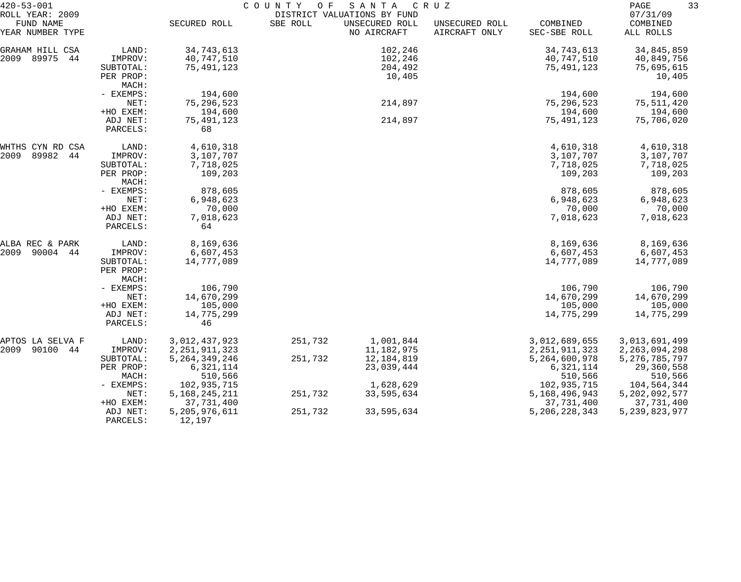420-53-001 COUNTY OF SANTA CRUZ
ROLL YEAR: 2009 DISTRICT VALUATIONS BY FUND 07/31/09

| FUND NAME<br>YEAR NUMBER TYPE | | SECURED ROLL | SBE ROLL | UNSECURED ROLL<br>NO AIRCRAFT | UNSECURED ROLL<br>AIRCRAFT ONLY | COMBINED<br>SEC-SBE ROLL | COMBINED<br>ALL ROLLS |
|---|---|---|---|---|---|---|---|
| GRAHAM HILL CSA | LAND: | 34,743,613 | | 102,246 | | 34,743,613 | 34,845,859 |
| 2009 89975 44 | IMPROV: | 40,747,510 | | 102,246 | | 40,747,510 | 40,849,756 |
| | SUBTOTAL: | 75,491,123 | | 204,492 | | 75,491,123 | 75,695,615 |
| | PER PROP: | | | 10,405 | | | 10,405 |
| | MACH: | | | | | | |
| | - EXEMPS: | 194,600 | | | | 194,600 | 194,600 |
| | NET: | 75,296,523 | | 214,897 | | 75,296,523 | 75,511,420 |
| | +HO EXEM: | 194,600 | | | | 194,600 | 194,600 |
| | ADJ NET: | 75,491,123 | | 214,897 | | 75,491,123 | 75,706,020 |
| | PARCELS: | 68 | | | | | |
| WHTHS CYN RD CSA | LAND: | 4,610,318 | | | | 4,610,318 | 4,610,318 |
| 2009 89982 44 | IMPROV: | 3,107,707 | | | | 3,107,707 | 3,107,707 |
| | SUBTOTAL: | 7,718,025 | | | | 7,718,025 | 7,718,025 |
| | PER PROP: | 109,203 | | | | 109,203 | 109,203 |
| | MACH: | | | | | | |
| | - EXEMPS: | 878,605 | | | | 878,605 | 878,605 |
| | NET: | 6,948,623 | | | | 6,948,623 | 6,948,623 |
| | +HO EXEM: | 70,000 | | | | 70,000 | 70,000 |
| | ADJ NET: | 7,018,623 | | | | 7,018,623 | 7,018,623 |
| | PARCELS: | 64 | | | | | |
| ALBA REC & PARK | LAND: | 8,169,636 | | | | 8,169,636 | 8,169,636 |
| 2009 90004 44 | IMPROV: | 6,607,453 | | | | 6,607,453 | 6,607,453 |
| | SUBTOTAL: | 14,777,089 | | | | 14,777,089 | 14,777,089 |
| | PER PROP: | | | | | | |
| | MACH: | | | | | | |
| | - EXEMPS: | 106,790 | | | | 106,790 | 106,790 |
| | NET: | 14,670,299 | | | | 14,670,299 | 14,670,299 |
| | +HO EXEM: | 105,000 | | | | 105,000 | 105,000 |
| | ADJ NET: | 14,775,299 | | | | 14,775,299 | 14,775,299 |
| | PARCELS: | 46 | | | | | |
| APTOS LA SELVA F | LAND: | 3,012,437,923 | 251,732 | 1,001,844 | | 3,012,689,655 | 3,013,691,499 |
| 2009 90100 44 | IMPROV: | 2,251,911,323 | | 11,182,975 | | 2,251,911,323 | 2,263,094,298 |
| | SUBTOTAL: | 5,264,349,246 | 251,732 | 12,184,819 | | 5,264,600,978 | 5,276,785,797 |
| | PER PROP: | 6,321,114 | | 23,039,444 | | 6,321,114 | 29,360,558 |
| | MACH: | 510,566 | | | | 510,566 | 510,566 |
| | - EXEMPS: | 102,935,715 | | 1,628,629 | | 102,935,715 | 104,564,344 |
| | NET: | 5,168,245,211 | 251,732 | 33,595,634 | | 5,168,496,943 | 5,202,092,577 |
| | +HO EXEM: | 37,731,400 | | | | 37,731,400 | 37,731,400 |
| | ADJ NET: | 5,205,976,611 | 251,732 | 33,595,634 | | 5,206,228,343 | 5,239,823,977 |
| | PARCELS: | 12,197 | | | | | |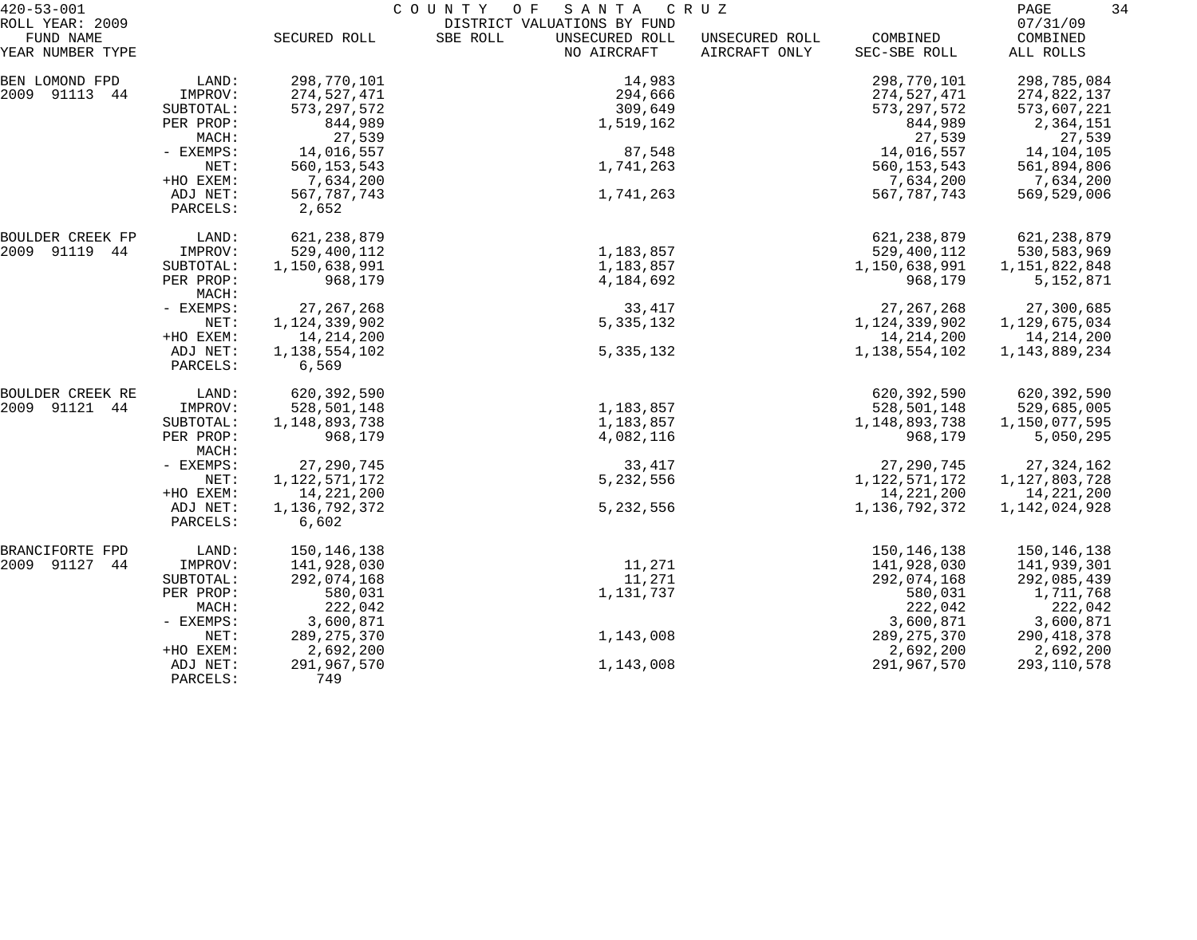420-53-001 COUNTY OF SANTA CRUZ

ROLL YEAR: 2009 DISTRICT VALUATIONS BY FUND 07/31/09

| FUND NAME YEAR NUMBER TYPE | | SECURED ROLL | SBE ROLL | UNSECURED ROLL NO AIRCRAFT | UNSECURED ROLL AIRCRAFT ONLY | COMBINED SEC-SBE ROLL | COMBINED ALL ROLLS |
|---|---|---|---|---|---|---|---|
| BEN LOMOND FPD | LAND: | 298,770,101 | | 14,983 | | 298,770,101 | 298,785,084 |
| 2009 91113 44 | IMPROV: | 274,527,471 | | 294,666 | | 274,527,471 | 274,822,137 |
| | SUBTOTAL: | 573,297,572 | | 309,649 | | 573,297,572 | 573,607,221 |
| | PER PROP: | 844,989 | | 1,519,162 | | 844,989 | 2,364,151 |
| | MACH: | 27,539 | | | | 27,539 | 27,539 |
| | - EXEMPS: | 14,016,557 | | 87,548 | | 14,016,557 | 14,104,105 |
| | NET: | 560,153,543 | | 1,741,263 | | 560,153,543 | 561,894,806 |
| | +HO EXEM: | 7,634,200 | | | | 7,634,200 | 7,634,200 |
| | ADJ NET: | 567,787,743 | | 1,741,263 | | 567,787,743 | 569,529,006 |
| | PARCELS: | 2,652 | | | | | |
| BOULDER CREEK FP | LAND: | 621,238,879 | | | | 621,238,879 | 621,238,879 |
| 2009 91119 44 | IMPROV: | 529,400,112 | | 1,183,857 | | 529,400,112 | 530,583,969 |
| | SUBTOTAL: | 1,150,638,991 | | 1,183,857 | | 1,150,638,991 | 1,151,822,848 |
| | PER PROP: | 968,179 | | 4,184,692 | | 968,179 | 5,152,871 |
| | MACH: | | | | | | |
| | - EXEMPS: | 27,267,268 | | 33,417 | | 27,267,268 | 27,300,685 |
| | NET: | 1,124,339,902 | | 5,335,132 | | 1,124,339,902 | 1,129,675,034 |
| | +HO EXEM: | 14,214,200 | | | | 14,214,200 | 14,214,200 |
| | ADJ NET: | 1,138,554,102 | | 5,335,132 | | 1,138,554,102 | 1,143,889,234 |
| | PARCELS: | 6,569 | | | | | |
| BOULDER CREEK RE | LAND: | 620,392,590 | | | | 620,392,590 | 620,392,590 |
| 2009 91121 44 | IMPROV: | 528,501,148 | | 1,183,857 | | 528,501,148 | 529,685,005 |
| | SUBTOTAL: | 1,148,893,738 | | 1,183,857 | | 1,148,893,738 | 1,150,077,595 |
| | PER PROP: | 968,179 | | 4,082,116 | | 968,179 | 5,050,295 |
| | MACH: | | | | | | |
| | - EXEMPS: | 27,290,745 | | 33,417 | | 27,290,745 | 27,324,162 |
| | NET: | 1,122,571,172 | | 5,232,556 | | 1,122,571,172 | 1,127,803,728 |
| | +HO EXEM: | 14,221,200 | | | | 14,221,200 | 14,221,200 |
| | ADJ NET: | 1,136,792,372 | | 5,232,556 | | 1,136,792,372 | 1,142,024,928 |
| | PARCELS: | 6,602 | | | | | |
| BRANCIFORTE FPD | LAND: | 150,146,138 | | | | 150,146,138 | 150,146,138 |
| 2009 91127 44 | IMPROV: | 141,928,030 | | 11,271 | | 141,928,030 | 141,939,301 |
| | SUBTOTAL: | 292,074,168 | | 11,271 | | 292,074,168 | 292,085,439 |
| | PER PROP: | 580,031 | | 1,131,737 | | 580,031 | 1,711,768 |
| | MACH: | 222,042 | | | | 222,042 | 222,042 |
| | - EXEMPS: | 3,600,871 | | | | 3,600,871 | 3,600,871 |
| | NET: | 289,275,370 | | 1,143,008 | | 289,275,370 | 290,418,378 |
| | +HO EXEM: | 2,692,200 | | | | 2,692,200 | 2,692,200 |
| | ADJ NET: | 291,967,570 | | 1,143,008 | | 291,967,570 | 293,110,578 |
| | PARCELS: | 749 | | | | | |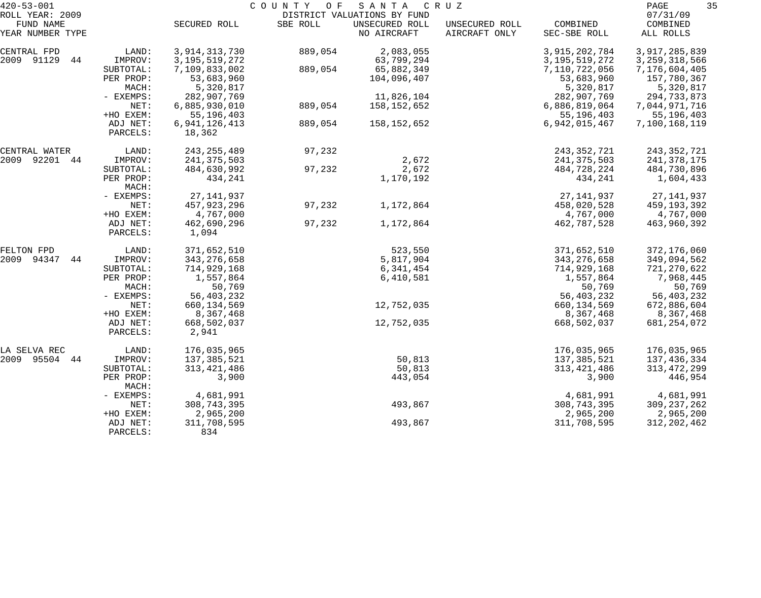420-53-001 COUNTY OF SANTA CRUZ
ROLL YEAR: 2009 DISTRICT VALUATIONS BY FUND 07/31/09

| FUND NAME YEAR NUMBER TYPE | | SECURED ROLL | SBE ROLL | UNSECURED ROLL NO AIRCRAFT | UNSECURED ROLL AIRCRAFT ONLY | COMBINED SEC-SBE ROLL | COMBINED ALL ROLLS |
|---|---|---|---|---|---|---|---|
| CENTRAL FPD | LAND: | 3,914,313,730 | 889,054 | 2,083,055 | | 3,915,202,784 | 3,917,285,839 |
| 2009 91129 44 | IMPROV: | 3,195,519,272 | | 63,799,294 | | 3,195,519,272 | 3,259,318,566 |
| | SUBTOTAL: | 7,109,833,002 | 889,054 | 65,882,349 | | 7,110,722,056 | 7,176,604,405 |
| | PER PROP: | 53,683,960 | | 104,096,407 | | 53,683,960 | 157,780,367 |
| | MACH: | 5,320,817 | | | | 5,320,817 | 5,320,817 |
| | - EXEMPS: | 282,907,769 | | 11,826,104 | | 282,907,769 | 294,733,873 |
| | NET: | 6,885,930,010 | 889,054 | 158,152,652 | | 6,886,819,064 | 7,044,971,716 |
| | +HO EXEM: | 55,196,403 | | | | 55,196,403 | 55,196,403 |
| | ADJ NET: | 6,941,126,413 | 889,054 | 158,152,652 | | 6,942,015,467 | 7,100,168,119 |
| | PARCELS: | 18,362 | | | | | |
| CENTRAL WATER | LAND: | 243,255,489 | 97,232 | | | 243,352,721 | 243,352,721 |
| 2009 92201 44 | IMPROV: | 241,375,503 | | 2,672 | | 241,375,503 | 241,378,175 |
| | SUBTOTAL: | 484,630,992 | 97,232 | 2,672 | | 484,728,224 | 484,730,896 |
| | PER PROP: | 434,241 | | 1,170,192 | | 434,241 | 1,604,433 |
| | MACH: | | | | | | |
| | - EXEMPS: | 27,141,937 | | | | 27,141,937 | 27,141,937 |
| | NET: | 457,923,296 | 97,232 | 1,172,864 | | 458,020,528 | 459,193,392 |
| | +HO EXEM: | 4,767,000 | | | | 4,767,000 | 4,767,000 |
| | ADJ NET: | 462,690,296 | 97,232 | 1,172,864 | | 462,787,528 | 463,960,392 |
| | PARCELS: | 1,094 | | | | | |
| FELTON FPD | LAND: | 371,652,510 | | 523,550 | | 371,652,510 | 372,176,060 |
| 2009 94347 44 | IMPROV: | 343,276,658 | | 5,817,904 | | 343,276,658 | 349,094,562 |
| | SUBTOTAL: | 714,929,168 | | 6,341,454 | | 714,929,168 | 721,270,622 |
| | PER PROP: | 1,557,864 | | 6,410,581 | | 1,557,864 | 7,968,445 |
| | MACH: | 50,769 | | | | 50,769 | 50,769 |
| | - EXEMPS: | 56,403,232 | | | | 56,403,232 | 56,403,232 |
| | NET: | 660,134,569 | | 12,752,035 | | 660,134,569 | 672,886,604 |
| | +HO EXEM: | 8,367,468 | | | | 8,367,468 | 8,367,468 |
| | ADJ NET: | 668,502,037 | | 12,752,035 | | 668,502,037 | 681,254,072 |
| | PARCELS: | 2,941 | | | | | |
| LA SELVA REC | LAND: | 176,035,965 | | | | 176,035,965 | 176,035,965 |
| 2009 95504 44 | IMPROV: | 137,385,521 | | 50,813 | | 137,385,521 | 137,436,334 |
| | SUBTOTAL: | 313,421,486 | | 50,813 | | 313,421,486 | 313,472,299 |
| | PER PROP: | 3,900 | | 443,054 | | 3,900 | 446,954 |
| | MACH: | | | | | | |
| | - EXEMPS: | 4,681,991 | | | | 4,681,991 | 4,681,991 |
| | NET: | 308,743,395 | | 493,867 | | 308,743,395 | 309,237,262 |
| | +HO EXEM: | 2,965,200 | | | | 2,965,200 | 2,965,200 |
| | ADJ NET: | 311,708,595 | | 493,867 | | 311,708,595 | 312,202,462 |
| | PARCELS: | 834 | | | | | |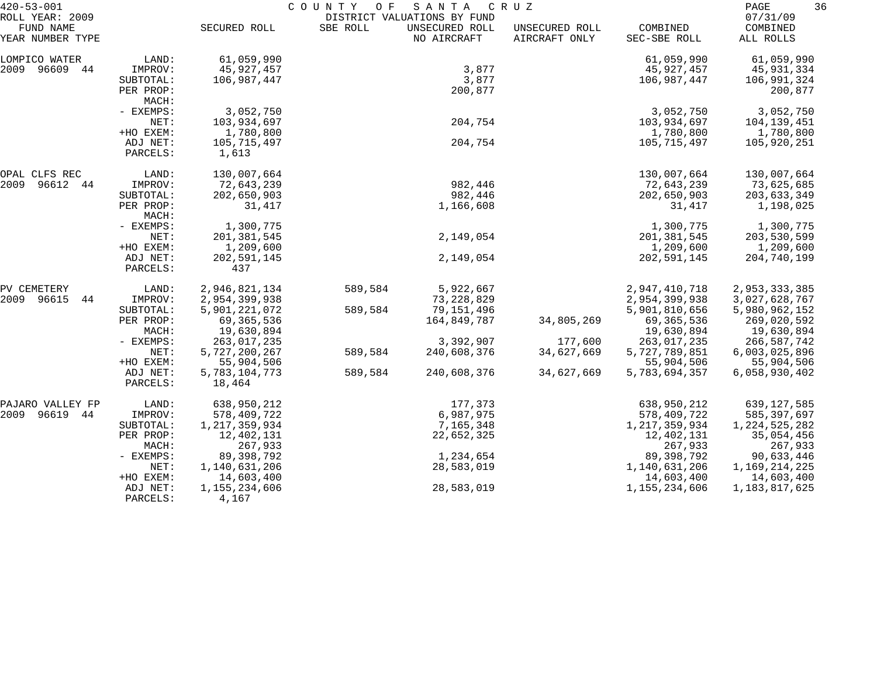420-53-001 COUNTY OF SANTA CRUZ
ROLL YEAR: 2009 DISTRICT VALUATIONS BY FUND 07/31/09

| FUND NAME YEAR NUMBER TYPE | | SECURED ROLL | SBE ROLL | UNSECURED ROLL NO AIRCRAFT | UNSECURED ROLL AIRCRAFT ONLY | COMBINED SEC-SBE ROLL | COMBINED ALL ROLLS |
|---|---|---|---|---|---|---|---|
| LOMPICO WATER | LAND: | 61,059,990 | | | | 61,059,990 | 61,059,990 |
| 2009 96609 44 | IMPROV: | 45,927,457 | | 3,877 | | 45,927,457 | 45,931,334 |
| | SUBTOTAL: | 106,987,447 | | 3,877 | | 106,987,447 | 106,991,324 |
| | PER PROP: | | | 200,877 | | | 200,877 |
| | MACH: | | | | | | |
| | - EXEMPS: | 3,052,750 | | | | 3,052,750 | 3,052,750 |
| | NET: | 103,934,697 | | 204,754 | | 103,934,697 | 104,139,451 |
| | +HO EXEM: | 1,780,800 | | | | 1,780,800 | 1,780,800 |
| | ADJ NET: | 105,715,497 | | 204,754 | | 105,715,497 | 105,920,251 |
| | PARCELS: | 1,613 | | | | | |
| OPAL CLFS REC | LAND: | 130,007,664 | | | | 130,007,664 | 130,007,664 |
| 2009 96612 44 | IMPROV: | 72,643,239 | | 982,446 | | 72,643,239 | 73,625,685 |
| | SUBTOTAL: | 202,650,903 | | 982,446 | | 202,650,903 | 203,633,349 |
| | PER PROP: | 31,417 | | 1,166,608 | | 31,417 | 1,198,025 |
| | MACH: | | | | | | |
| | - EXEMPS: | 1,300,775 | | | | 1,300,775 | 1,300,775 |
| | NET: | 201,381,545 | | 2,149,054 | | 201,381,545 | 203,530,599 |
| | +HO EXEM: | 1,209,600 | | | | 1,209,600 | 1,209,600 |
| | ADJ NET: | 202,591,145 | | 2,149,054 | | 202,591,145 | 204,740,199 |
| | PARCELS: | 437 | | | | | |
| PV CEMETERY | LAND: | 2,946,821,134 | 589,584 | 5,922,667 | | 2,947,410,718 | 2,953,333,385 |
| 2009 96615 44 | IMPROV: | 2,954,399,938 | | 73,228,829 | | 2,954,399,938 | 3,027,628,767 |
| | SUBTOTAL: | 5,901,221,072 | 589,584 | 79,151,496 | | 5,901,810,656 | 5,980,962,152 |
| | PER PROP: | 69,365,536 | | 164,849,787 | 34,805,269 | 69,365,536 | 269,020,592 |
| | MACH: | 19,630,894 | | | | 19,630,894 | 19,630,894 |
| | - EXEMPS: | 263,017,235 | | 3,392,907 | 177,600 | 263,017,235 | 266,587,742 |
| | NET: | 5,727,200,267 | 589,584 | 240,608,376 | 34,627,669 | 5,727,789,851 | 6,003,025,896 |
| | +HO EXEM: | 55,904,506 | | | | 55,904,506 | 55,904,506 |
| | ADJ NET: | 5,783,104,773 | 589,584 | 240,608,376 | 34,627,669 | 5,783,694,357 | 6,058,930,402 |
| | PARCELS: | 18,464 | | | | | |
| PAJARO VALLEY FP | LAND: | 638,950,212 | | 177,373 | | 638,950,212 | 639,127,585 |
| 2009 96619 44 | IMPROV: | 578,409,722 | | 6,987,975 | | 578,409,722 | 585,397,697 |
| | SUBTOTAL: | 1,217,359,934 | | 7,165,348 | | 1,217,359,934 | 1,224,525,282 |
| | PER PROP: | 12,402,131 | | 22,652,325 | | 12,402,131 | 35,054,456 |
| | MACH: | 267,933 | | | | 267,933 | 267,933 |
| | - EXEMPS: | 89,398,792 | | 1,234,654 | | 89,398,792 | 90,633,446 |
| | NET: | 1,140,631,206 | | 28,583,019 | | 1,140,631,206 | 1,169,214,225 |
| | +HO EXEM: | 14,603,400 | | | | 14,603,400 | 14,603,400 |
| | ADJ NET: | 1,155,234,606 | | 28,583,019 | | 1,155,234,606 | 1,183,817,625 |
| | PARCELS: | 4,167 | | | | | |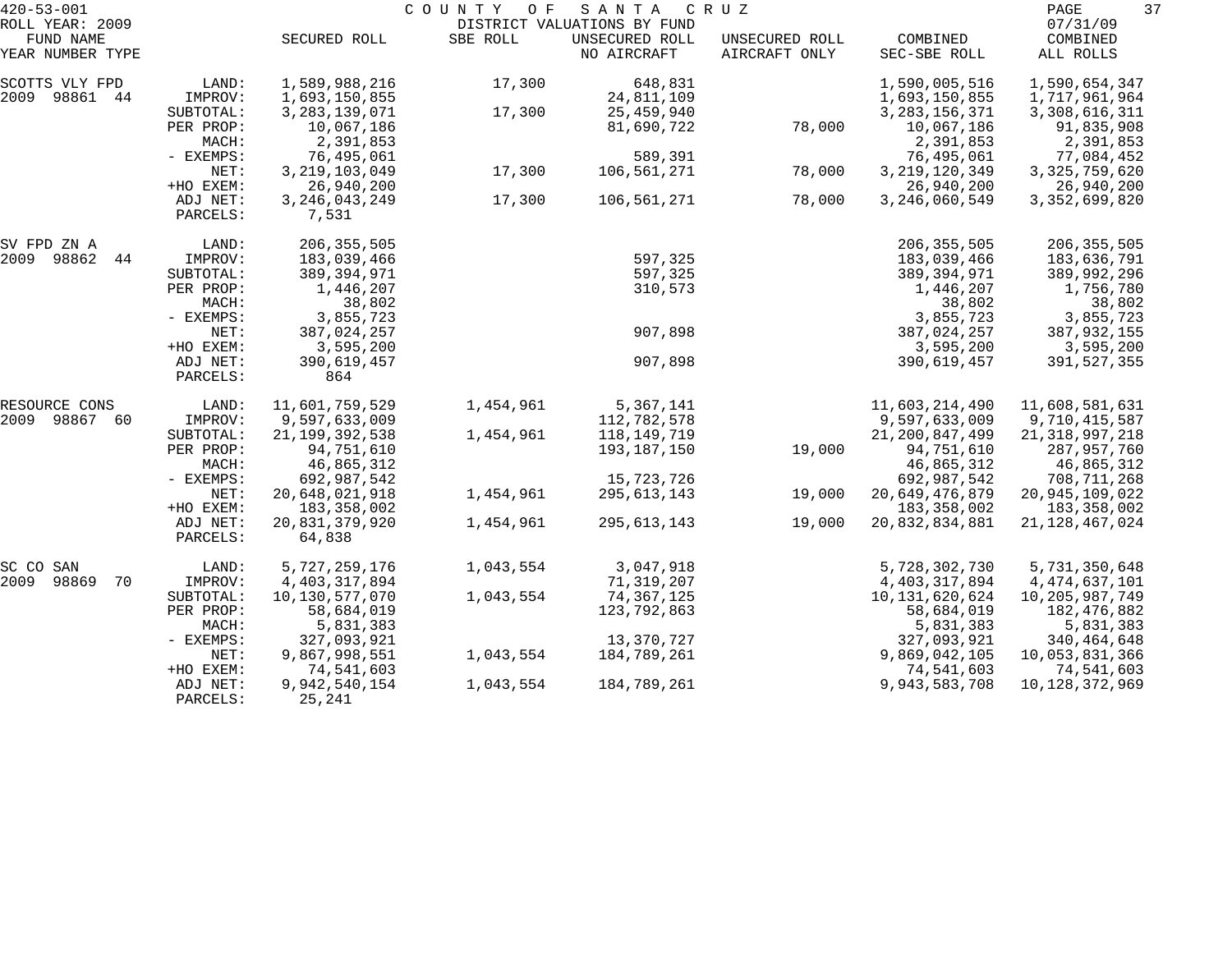420-53-001 COUNTY OF SANTA CRUZ
ROLL YEAR: 2009 DISTRICT VALUATIONS BY FUND 07/31/09

| FUND NAME<br>YEAR NUMBER TYPE | | SECURED ROLL | SBE ROLL | UNSECURED ROLL<br>NO AIRCRAFT | UNSECURED ROLL<br>AIRCRAFT ONLY | COMBINED<br>SEC-SBE ROLL | COMBINED<br>ALL ROLLS |
|---|---|---|---|---|---|---|---|
| SCOTTS VLY FPD | LAND: | 1,589,988,216 | 17,300 | 648,831 | | 1,590,005,516 | 1,590,654,347 |
| 2009 98861 44 | IMPROV: | 1,693,150,855 | | 24,811,109 | | 1,693,150,855 | 1,717,961,964 |
| | SUBTOTAL: | 3,283,139,071 | 17,300 | 25,459,940 | | 3,283,156,371 | 3,308,616,311 |
| | PER PROP: | 10,067,186 | | 81,690,722 | 78,000 | 10,067,186 | 91,835,908 |
| | MACH: | 2,391,853 | | | | 2,391,853 | 2,391,853 |
| | - EXEMPS: | 76,495,061 | | 589,391 | | 76,495,061 | 77,084,452 |
| | NET: | 3,219,103,049 | 17,300 | 106,561,271 | 78,000 | 3,219,120,349 | 3,325,759,620 |
| | +HO EXEM: | 26,940,200 | | | | 26,940,200 | 26,940,200 |
| | ADJ NET: | 3,246,043,249 | 17,300 | 106,561,271 | 78,000 | 3,246,060,549 | 3,352,699,820 |
| | PARCELS: | 7,531 | | | | | |
| SV FPD ZN A | LAND: | 206,355,505 | | | | 206,355,505 | 206,355,505 |
| 2009 98862 44 | IMPROV: | 183,039,466 | | 597,325 | | 183,039,466 | 183,636,791 |
| | SUBTOTAL: | 389,394,971 | | 597,325 | | 389,394,971 | 389,992,296 |
| | PER PROP: | 1,446,207 | | 310,573 | | 1,446,207 | 1,756,780 |
| | MACH: | 38,802 | | | | 38,802 | 38,802 |
| | - EXEMPS: | 3,855,723 | | | | 3,855,723 | 3,855,723 |
| | NET: | 387,024,257 | | 907,898 | | 387,024,257 | 387,932,155 |
| | +HO EXEM: | 3,595,200 | | | | 3,595,200 | 3,595,200 |
| | ADJ NET: | 390,619,457 | | 907,898 | | 390,619,457 | 391,527,355 |
| | PARCELS: | 864 | | | | | |
| RESOURCE CONS | LAND: | 11,601,759,529 | 1,454,961 | 5,367,141 | | 11,603,214,490 | 11,608,581,631 |
| 2009 98867 60 | IMPROV: | 9,597,633,009 | | 112,782,578 | | 9,597,633,009 | 9,710,415,587 |
| | SUBTOTAL: | 21,199,392,538 | 1,454,961 | 118,149,719 | | 21,200,847,499 | 21,318,997,218 |
| | PER PROP: | 94,751,610 | | 193,187,150 | 19,000 | 94,751,610 | 287,957,760 |
| | MACH: | 46,865,312 | | | | 46,865,312 | 46,865,312 |
| | - EXEMPS: | 692,987,542 | | 15,723,726 | | 692,987,542 | 708,711,268 |
| | NET: | 20,648,021,918 | 1,454,961 | 295,613,143 | 19,000 | 20,649,476,879 | 20,945,109,022 |
| | +HO EXEM: | 183,358,002 | | | | 183,358,002 | 183,358,002 |
| | ADJ NET: | 20,831,379,920 | 1,454,961 | 295,613,143 | 19,000 | 20,832,834,881 | 21,128,467,024 |
| | PARCELS: | 64,838 | | | | | |
| SC CO SAN | LAND: | 5,727,259,176 | 1,043,554 | 3,047,918 | | 5,728,302,730 | 5,731,350,648 |
| 2009 98869 70 | IMPROV: | 4,403,317,894 | | 71,319,207 | | 4,403,317,894 | 4,474,637,101 |
| | SUBTOTAL: | 10,130,577,070 | 1,043,554 | 74,367,125 | | 10,131,620,624 | 10,205,987,749 |
| | PER PROP: | 58,684,019 | | 123,792,863 | | 58,684,019 | 182,476,882 |
| | MACH: | 5,831,383 | | | | 5,831,383 | 5,831,383 |
| | - EXEMPS: | 327,093,921 | | 13,370,727 | | 327,093,921 | 340,464,648 |
| | NET: | 9,867,998,551 | 1,043,554 | 184,789,261 | | 9,869,042,105 | 10,053,831,366 |
| | +HO EXEM: | 74,541,603 | | | | 74,541,603 | 74,541,603 |
| | ADJ NET: | 9,942,540,154 | 1,043,554 | 184,789,261 | | 9,943,583,708 | 10,128,372,969 |
| | PARCELS: | 25,241 | | | | | |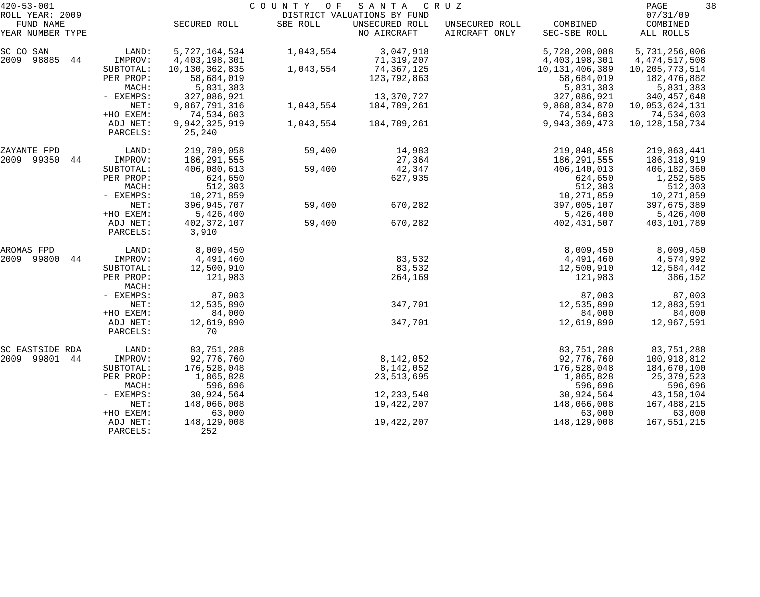420-53-001 COUNTY OF SANTA CRUZ
ROLL YEAR: 2009 DISTRICT VALUATIONS BY FUND 07/31/09

| FUND NAME YEAR NUMBER TYPE | | SECURED ROLL | SBE ROLL | UNSECURED ROLL NO AIRCRAFT | UNSECURED ROLL AIRCRAFT ONLY | COMBINED SEC-SBE ROLL | COMBINED ALL ROLLS |
|---|---|---|---|---|---|---|---|
| SC CO SAN | LAND: | 5,727,164,534 | 1,043,554 | 3,047,918 | | 5,728,208,088 | 5,731,256,006 |
| 2009 98885 44 | IMPROV: | 4,403,198,301 | | 71,319,207 | | 4,403,198,301 | 4,474,517,508 |
| | SUBTOTAL: | 10,130,362,835 | 1,043,554 | 74,367,125 | | 10,131,406,389 | 10,205,773,514 |
| | PER PROP: | 58,684,019 | | 123,792,863 | | 58,684,019 | 182,476,882 |
| | MACH: | 5,831,383 | | | | 5,831,383 | 5,831,383 |
| | - EXEMPS: | 327,086,921 | | 13,370,727 | | 327,086,921 | 340,457,648 |
| | NET: | 9,867,791,316 | 1,043,554 | 184,789,261 | | 9,868,834,870 | 10,053,624,131 |
| | +HO EXEM: | 74,534,603 | | | | 74,534,603 | 74,534,603 |
| | ADJ NET: | 9,942,325,919 | 1,043,554 | 184,789,261 | | 9,943,369,473 | 10,128,158,734 |
| | PARCELS: | 25,240 | | | | | |
| ZAYANTE FPD | LAND: | 219,789,058 | 59,400 | 14,983 | | 219,848,458 | 219,863,441 |
| 2009 99350 44 | IMPROV: | 186,291,555 | | 27,364 | | 186,291,555 | 186,318,919 |
| | SUBTOTAL: | 406,080,613 | 59,400 | 42,347 | | 406,140,013 | 406,182,360 |
| | PER PROP: | 624,650 | | 627,935 | | 624,650 | 1,252,585 |
| | MACH: | 512,303 | | | | 512,303 | 512,303 |
| | - EXEMPS: | 10,271,859 | | | | 10,271,859 | 10,271,859 |
| | NET: | 396,945,707 | 59,400 | 670,282 | | 397,005,107 | 397,675,389 |
| | +HO EXEM: | 5,426,400 | | | | 5,426,400 | 5,426,400 |
| | ADJ NET: | 402,372,107 | 59,400 | 670,282 | | 402,431,507 | 403,101,789 |
| | PARCELS: | 3,910 | | | | | |
| AROMAS FPD | LAND: | 8,009,450 | | | | 8,009,450 | 8,009,450 |
| 2009 99800 44 | IMPROV: | 4,491,460 | | 83,532 | | 4,491,460 | 4,574,992 |
| | SUBTOTAL: | 12,500,910 | | 83,532 | | 12,500,910 | 12,584,442 |
| | PER PROP: | 121,983 | | 264,169 | | 121,983 | 386,152 |
| | MACH: | | | | | | |
| | - EXEMPS: | 87,003 | | | | 87,003 | 87,003 |
| | NET: | 12,535,890 | | 347,701 | | 12,535,890 | 12,883,591 |
| | +HO EXEM: | 84,000 | | | | 84,000 | 84,000 |
| | ADJ NET: | 12,619,890 | | 347,701 | | 12,619,890 | 12,967,591 |
| | PARCELS: | 70 | | | | | |
| SC EASTSIDE RDA | LAND: | 83,751,288 | | | | 83,751,288 | 83,751,288 |
| 2009 99801 44 | IMPROV: | 92,776,760 | | 8,142,052 | | 92,776,760 | 100,918,812 |
| | SUBTOTAL: | 176,528,048 | | 8,142,052 | | 176,528,048 | 184,670,100 |
| | PER PROP: | 1,865,828 | | 23,513,695 | | 1,865,828 | 25,379,523 |
| | MACH: | 596,696 | | | | 596,696 | 596,696 |
| | - EXEMPS: | 30,924,564 | | 12,233,540 | | 30,924,564 | 43,158,104 |
| | NET: | 148,066,008 | | 19,422,207 | | 148,066,008 | 167,488,215 |
| | +HO EXEM: | 63,000 | | | | 63,000 | 63,000 |
| | ADJ NET: | 148,129,008 | | 19,422,207 | | 148,129,008 | 167,551,215 |
| | PARCELS: | 252 | | | | | |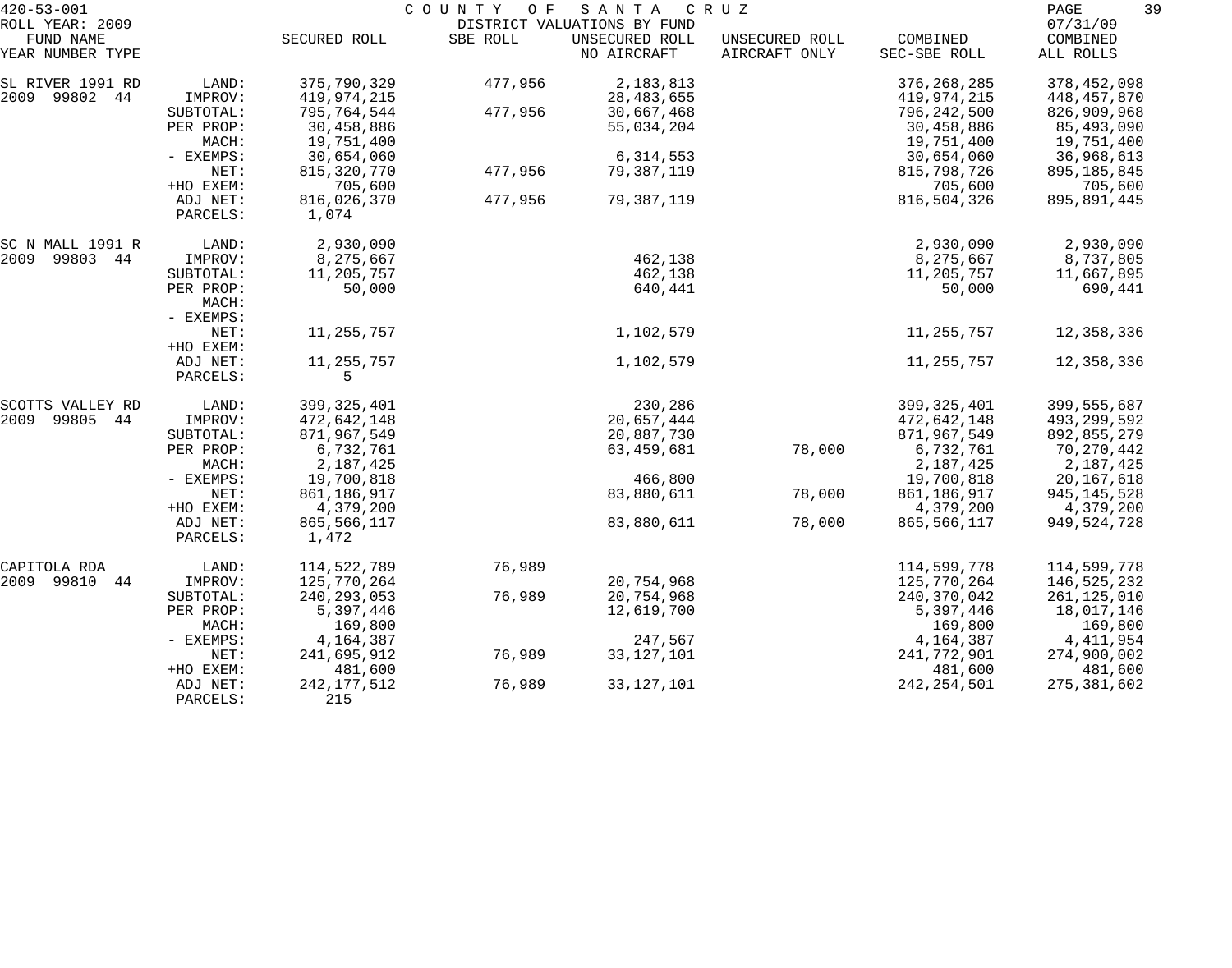420-53-001 COUNTY OF SANTA CRUZ
ROLL YEAR: 2009 DISTRICT VALUATIONS BY FUND 07/31/09

| FUND NAME YEAR NUMBER TYPE | | SECURED ROLL | SBE ROLL | UNSECURED ROLL NO AIRCRAFT | UNSECURED ROLL AIRCRAFT ONLY | COMBINED SEC-SBE ROLL | COMBINED ALL ROLLS |
|---|---|---|---|---|---|---|---|
| SL RIVER 1991 RD | LAND: | 375,790,329 | 477,956 | 2,183,813 | | 376,268,285 | 378,452,098 |
| 2009 99802 44 | IMPROV: | 419,974,215 | | 28,483,655 | | 419,974,215 | 448,457,870 |
| | SUBTOTAL: | 795,764,544 | 477,956 | 30,667,468 | | 796,242,500 | 826,909,968 |
| | PER PROP: | 30,458,886 | | 55,034,204 | | 30,458,886 | 85,493,090 |
| | MACH: | 19,751,400 | | | | 19,751,400 | 19,751,400 |
| | - EXEMPS: | 30,654,060 | | 6,314,553 | | 30,654,060 | 36,968,613 |
| | NET: | 815,320,770 | 477,956 | 79,387,119 | | 815,798,726 | 895,185,845 |
| | +HO EXEM: | 705,600 | | | | 705,600 | 705,600 |
| | ADJ NET: | 816,026,370 | 477,956 | 79,387,119 | | 816,504,326 | 895,891,445 |
| | PARCELS: | 1,074 | | | | | |
| SC N MALL 1991 R | LAND: | 2,930,090 | | | | 2,930,090 | 2,930,090 |
| 2009 99803 44 | IMPROV: | 8,275,667 | | 462,138 | | 8,275,667 | 8,737,805 |
| | SUBTOTAL: | 11,205,757 | | 462,138 | | 11,205,757 | 11,667,895 |
| | PER PROP: | 50,000 | | 640,441 | | 50,000 | 690,441 |
| | MACH: | | | | | | |
| | - EXEMPS: | | | | | | |
| | NET: | 11,255,757 | | 1,102,579 | | 11,255,757 | 12,358,336 |
| | +HO EXEM: | | | | | | |
| | ADJ NET: | 11,255,757 | | 1,102,579 | | 11,255,757 | 12,358,336 |
| | PARCELS: | 5 | | | | | |
| SCOTTS VALLEY RD | LAND: | 399,325,401 | | 230,286 | | 399,325,401 | 399,555,687 |
| 2009 99805 44 | IMPROV: | 472,642,148 | | 20,657,444 | | 472,642,148 | 493,299,592 |
| | SUBTOTAL: | 871,967,549 | | 20,887,730 | | 871,967,549 | 892,855,279 |
| | PER PROP: | 6,732,761 | | 63,459,681 | 78,000 | 6,732,761 | 70,270,442 |
| | MACH: | 2,187,425 | | | | 2,187,425 | 2,187,425 |
| | - EXEMPS: | 19,700,818 | | 466,800 | | 19,700,818 | 20,167,618 |
| | NET: | 861,186,917 | | 83,880,611 | 78,000 | 861,186,917 | 945,145,528 |
| | +HO EXEM: | 4,379,200 | | | | 4,379,200 | 4,379,200 |
| | ADJ NET: | 865,566,117 | | 83,880,611 | 78,000 | 865,566,117 | 949,524,728 |
| | PARCELS: | 1,472 | | | | | |
| CAPITOLA RDA | LAND: | 114,522,789 | 76,989 | | | 114,599,778 | 114,599,778 |
| 2009 99810 44 | IMPROV: | 125,770,264 | | 20,754,968 | | 125,770,264 | 146,525,232 |
| | SUBTOTAL: | 240,293,053 | 76,989 | 20,754,968 | | 240,370,042 | 261,125,010 |
| | PER PROP: | 5,397,446 | | 12,619,700 | | 5,397,446 | 18,017,146 |
| | MACH: | 169,800 | | | | 169,800 | 169,800 |
| | - EXEMPS: | 4,164,387 | | 247,567 | | 4,164,387 | 4,411,954 |
| | NET: | 241,695,912 | 76,989 | 33,127,101 | | 241,772,901 | 274,900,002 |
| | +HO EXEM: | 481,600 | | | | 481,600 | 481,600 |
| | ADJ NET: | 242,177,512 | 76,989 | 33,127,101 | | 242,254,501 | 275,381,602 |
| | PARCELS: | 215 | | | | | |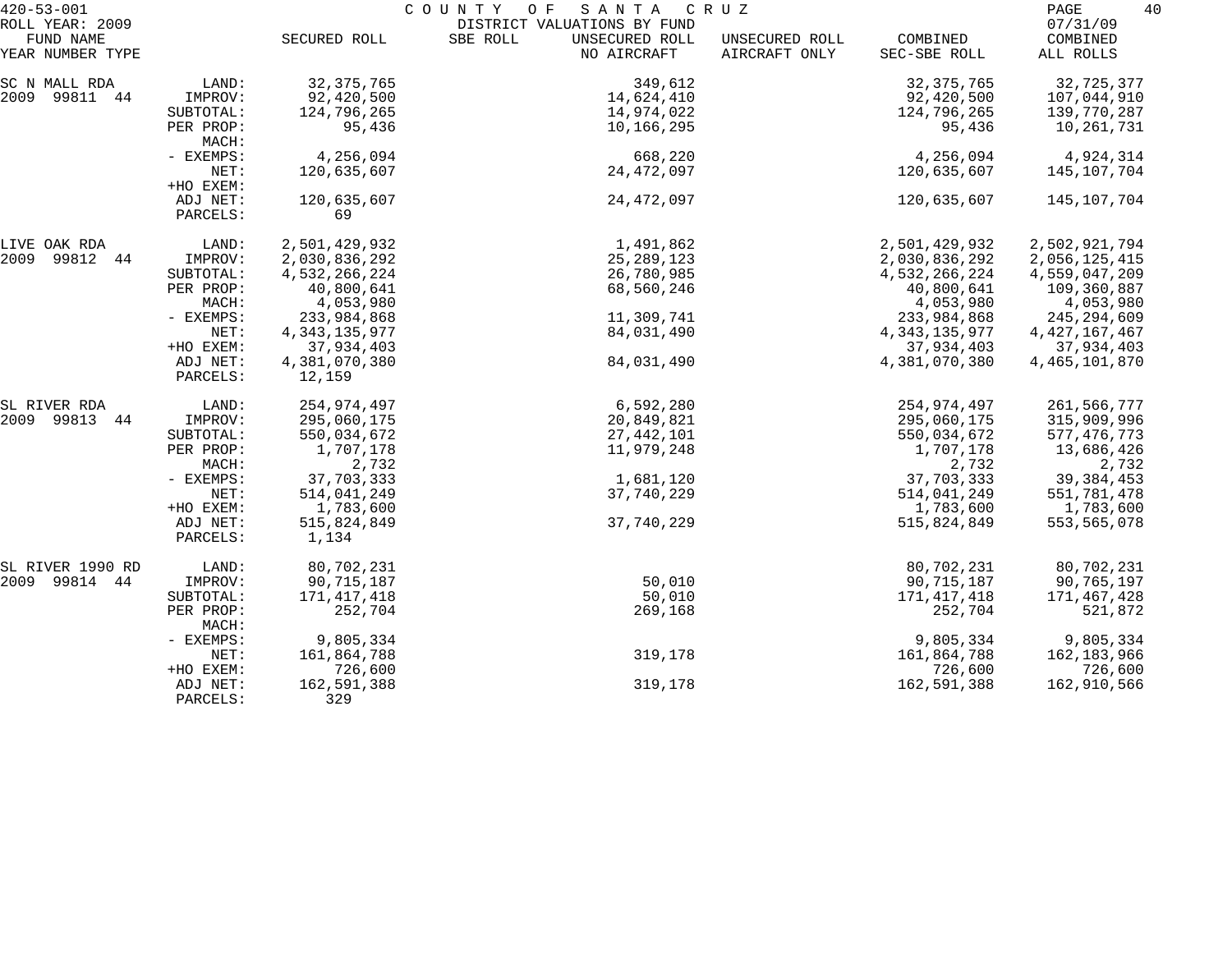420-53-001 COUNTY OF SANTA CRUZ
ROLL YEAR: 2009 DISTRICT VALUATIONS BY FUND 07/31/09

| FUND NAME YEAR NUMBER TYPE | | SECURED ROLL | SBE ROLL | UNSECURED ROLL NO AIRCRAFT | UNSECURED ROLL AIRCRAFT ONLY | COMBINED SEC-SBE ROLL | COMBINED ALL ROLLS |
|---|---|---|---|---|---|---|---|
| SC N MALL RDA | LAND: | 32,375,765 | | 349,612 | | 32,375,765 | 32,725,377 |
| 2009 99811 44 | IMPROV: | 92,420,500 | | 14,624,410 | | 92,420,500 | 107,044,910 |
| | SUBTOTAL: | 124,796,265 | | 14,974,022 | | 124,796,265 | 139,770,287 |
| | PER PROP: | 95,436 | | 10,166,295 | | 95,436 | 10,261,731 |
| | MACH: | | | | | | |
| | - EXEMPS: | 4,256,094 | | 668,220 | | 4,256,094 | 4,924,314 |
| | NET: | 120,635,607 | | 24,472,097 | | 120,635,607 | 145,107,704 |
| | +HO EXEM: | | | | | | |
| | ADJ NET: | 120,635,607 | | 24,472,097 | | 120,635,607 | 145,107,704 |
| | PARCELS: | 69 | | | | | |
| LIVE OAK RDA | LAND: | 2,501,429,932 | | 1,491,862 | | 2,501,429,932 | 2,502,921,794 |
| 2009 99812 44 | IMPROV: | 2,030,836,292 | | 25,289,123 | | 2,030,836,292 | 2,056,125,415 |
| | SUBTOTAL: | 4,532,266,224 | | 26,780,985 | | 4,532,266,224 | 4,559,047,209 |
| | PER PROP: | 40,800,641 | | 68,560,246 | | 40,800,641 | 109,360,887 |
| | MACH: | 4,053,980 | | | | 4,053,980 | 4,053,980 |
| | - EXEMPS: | 233,984,868 | | 11,309,741 | | 233,984,868 | 245,294,609 |
| | NET: | 4,343,135,977 | | 84,031,490 | | 4,343,135,977 | 4,427,167,467 |
| | +HO EXEM: | 37,934,403 | | | | 37,934,403 | 37,934,403 |
| | ADJ NET: | 4,381,070,380 | | 84,031,490 | | 4,381,070,380 | 4,465,101,870 |
| | PARCELS: | 12,159 | | | | | |
| SL RIVER RDA | LAND: | 254,974,497 | | 6,592,280 | | 254,974,497 | 261,566,777 |
| 2009 99813 44 | IMPROV: | 295,060,175 | | 20,849,821 | | 295,060,175 | 315,909,996 |
| | SUBTOTAL: | 550,034,672 | | 27,442,101 | | 550,034,672 | 577,476,773 |
| | PER PROP: | 1,707,178 | | 11,979,248 | | 1,707,178 | 13,686,426 |
| | MACH: | 2,732 | | | | 2,732 | 2,732 |
| | - EXEMPS: | 37,703,333 | | 1,681,120 | | 37,703,333 | 39,384,453 |
| | NET: | 514,041,249 | | 37,740,229 | | 514,041,249 | 551,781,478 |
| | +HO EXEM: | 1,783,600 | | | | 1,783,600 | 1,783,600 |
| | ADJ NET: | 515,824,849 | | 37,740,229 | | 515,824,849 | 553,565,078 |
| | PARCELS: | 1,134 | | | | | |
| SL RIVER 1990 RD | LAND: | 80,702,231 | | | | 80,702,231 | 80,702,231 |
| 2009 99814 44 | IMPROV: | 90,715,187 | | 50,010 | | 90,715,187 | 90,765,197 |
| | SUBTOTAL: | 171,417,418 | | 50,010 | | 171,417,418 | 171,467,428 |
| | PER PROP: | 252,704 | | 269,168 | | 252,704 | 521,872 |
| | MACH: | | | | | | |
| | - EXEMPS: | 9,805,334 | | | | 9,805,334 | 9,805,334 |
| | NET: | 161,864,788 | | 319,178 | | 161,864,788 | 162,183,966 |
| | +HO EXEM: | 726,600 | | | | 726,600 | 726,600 |
| | ADJ NET: | 162,591,388 | | 319,178 | | 162,591,388 | 162,910,566 |
| | PARCELS: | 329 | | | | | |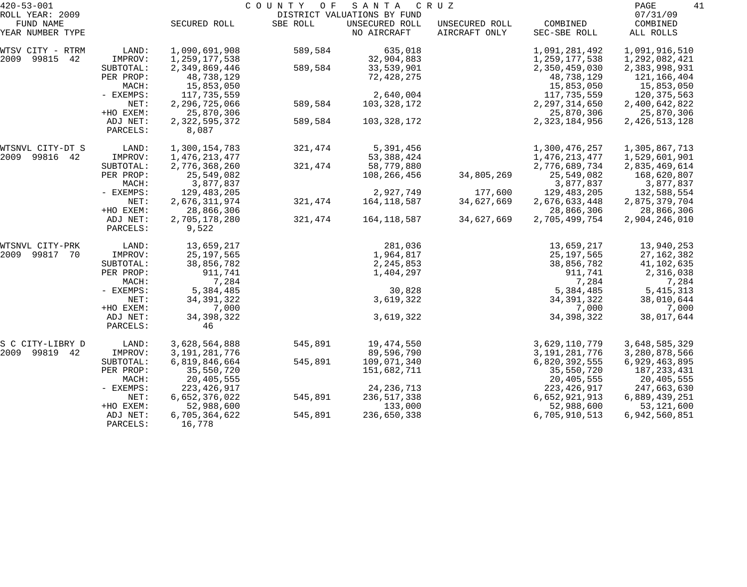420-53-001 COUNTY OF SANTA CRUZ
ROLL YEAR: 2009 DISTRICT VALUATIONS BY FUND 07/31/09

| FUND NAME YEAR NUMBER TYPE | | SECURED ROLL | SBE ROLL | UNSECURED ROLL NO AIRCRAFT | UNSECURED ROLL AIRCRAFT ONLY | COMBINED SEC-SBE ROLL | COMBINED ALL ROLLS |
|---|---|---|---|---|---|---|---|
| WTSV CITY - RTRM | LAND: | 1,090,691,908 | 589,584 | 635,018 | | 1,091,281,492 | 1,091,916,510 |
| 2009 99815 42 | IMPROV: | 1,259,177,538 | | 32,904,883 | | 1,259,177,538 | 1,292,082,421 |
| | SUBTOTAL: | 2,349,869,446 | 589,584 | 33,539,901 | | 2,350,459,030 | 2,383,998,931 |
| | PER PROP: | 48,738,129 | | 72,428,275 | | 48,738,129 | 121,166,404 |
| | MACH: | 15,853,050 | | | | 15,853,050 | 15,853,050 |
| | - EXEMPS: | 117,735,559 | | 2,640,004 | | 117,735,559 | 120,375,563 |
| | NET: | 2,296,725,066 | 589,584 | 103,328,172 | | 2,297,314,650 | 2,400,642,822 |
| | +HO EXEM: | 25,870,306 | | | | 25,870,306 | 25,870,306 |
| | ADJ NET: | 2,322,595,372 | 589,584 | 103,328,172 | | 2,323,184,956 | 2,426,513,128 |
| | PARCELS: | 8,087 | | | | | |
| WTSNVL CITY-DT S | LAND: | 1,300,154,783 | 321,474 | 5,391,456 | | 1,300,476,257 | 1,305,867,713 |
| 2009 99816 42 | IMPROV: | 1,476,213,477 | | 53,388,424 | | 1,476,213,477 | 1,529,601,901 |
| | SUBTOTAL: | 2,776,368,260 | 321,474 | 58,779,880 | | 2,776,689,734 | 2,835,469,614 |
| | PER PROP: | 25,549,082 | | 108,266,456 | 34,805,269 | 25,549,082 | 168,620,807 |
| | MACH: | 3,877,837 | | | | 3,877,837 | 3,877,837 |
| | - EXEMPS: | 129,483,205 | | 2,927,749 | 177,600 | 129,483,205 | 132,588,554 |
| | NET: | 2,676,311,974 | 321,474 | 164,118,587 | 34,627,669 | 2,676,633,448 | 2,875,379,704 |
| | +HO EXEM: | 28,866,306 | | | | 28,866,306 | 28,866,306 |
| | ADJ NET: | 2,705,178,280 | 321,474 | 164,118,587 | 34,627,669 | 2,705,499,754 | 2,904,246,010 |
| | PARCELS: | 9,522 | | | | | |
| WTSNVL CITY-PRK | LAND: | 13,659,217 | | 281,036 | | 13,659,217 | 13,940,253 |
| 2009 99817 70 | IMPROV: | 25,197,565 | | 1,964,817 | | 25,197,565 | 27,162,382 |
| | SUBTOTAL: | 38,856,782 | | 2,245,853 | | 38,856,782 | 41,102,635 |
| | PER PROP: | 911,741 | | 1,404,297 | | 911,741 | 2,316,038 |
| | MACH: | 7,284 | | | | 7,284 | 7,284 |
| | - EXEMPS: | 5,384,485 | | 30,828 | | 5,384,485 | 5,415,313 |
| | NET: | 34,391,322 | | 3,619,322 | | 34,391,322 | 38,010,644 |
| | +HO EXEM: | 7,000 | | | | 7,000 | 7,000 |
| | ADJ NET: | 34,398,322 | | 3,619,322 | | 34,398,322 | 38,017,644 |
| | PARCELS: | 46 | | | | | |
| S C CITY-LIBRY D | LAND: | 3,628,564,888 | 545,891 | 19,474,550 | | 3,629,110,779 | 3,648,585,329 |
| 2009 99819 42 | IMPROV: | 3,191,281,776 | | 89,596,790 | | 3,191,281,776 | 3,280,878,566 |
| | SUBTOTAL: | 6,819,846,664 | 545,891 | 109,071,340 | | 6,820,392,555 | 6,929,463,895 |
| | PER PROP: | 35,550,720 | | 151,682,711 | | 35,550,720 | 187,233,431 |
| | MACH: | 20,405,555 | | | | 20,405,555 | 20,405,555 |
| | - EXEMPS: | 223,426,917 | | 24,236,713 | | 223,426,917 | 247,663,630 |
| | NET: | 6,652,376,022 | 545,891 | 236,517,338 | | 6,652,921,913 | 6,889,439,251 |
| | +HO EXEM: | 52,988,600 | | 133,000 | | 52,988,600 | 53,121,600 |
| | ADJ NET: | 6,705,364,622 | 545,891 | 236,650,338 | | 6,705,910,513 | 6,942,560,851 |
| | PARCELS: | 16,778 | | | | | |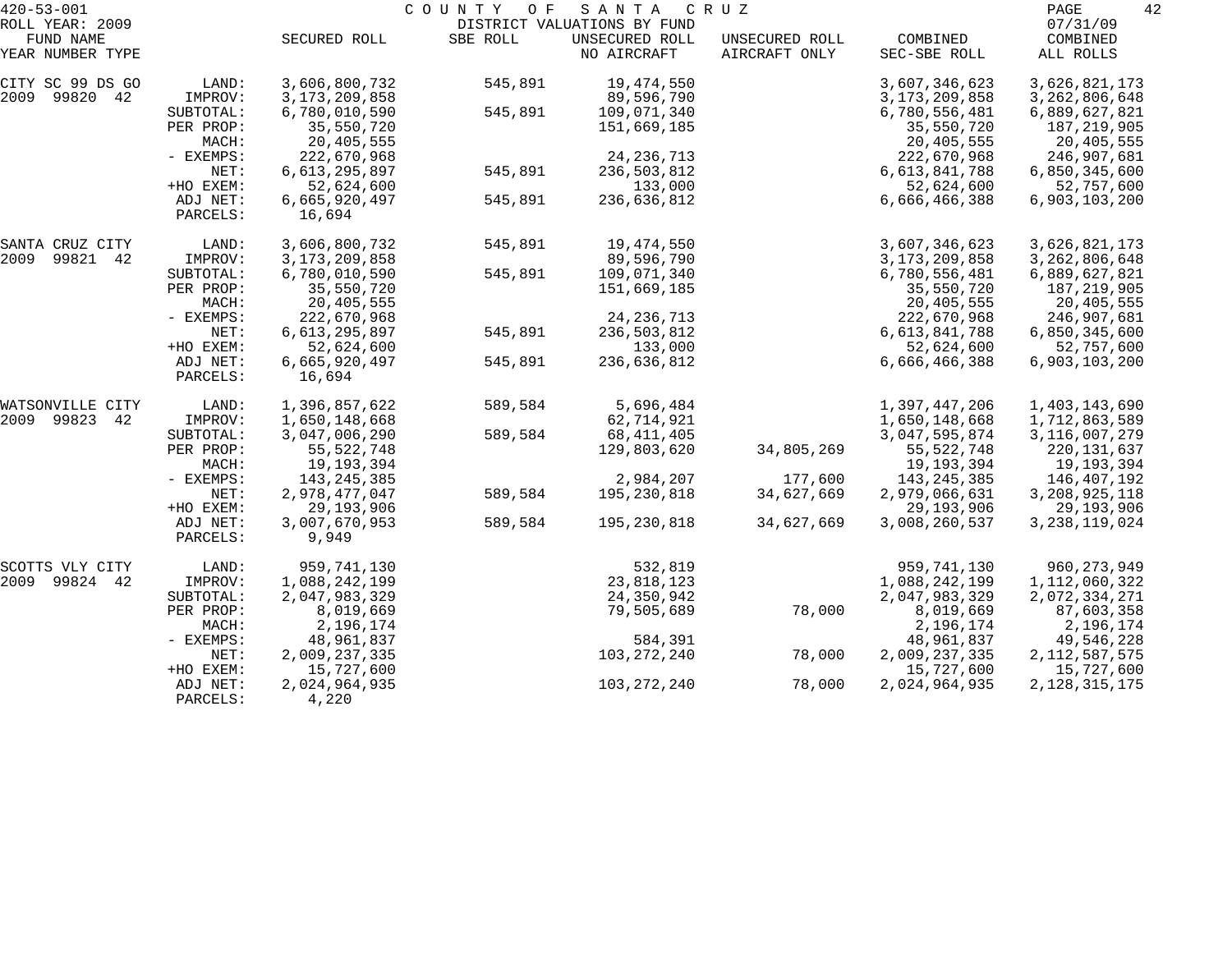420-53-001 COUNTY OF SANTA CRUZ
ROLL YEAR: 2009 DISTRICT VALUATIONS BY FUND 07/31/09

| FUND NAME YEAR NUMBER TYPE | | SECURED ROLL | SBE ROLL | UNSECURED ROLL NO AIRCRAFT | UNSECURED ROLL AIRCRAFT ONLY | COMBINED SEC-SBE ROLL | COMBINED ALL ROLLS |
|---|---|---|---|---|---|---|---|
| CITY SC 99 DS GO | LAND: | 3,606,800,732 | 545,891 | 19,474,550 | | 3,607,346,623 | 3,626,821,173 |
| 2009 99820 42 | IMPROV: | 3,173,209,858 | | 89,596,790 | | 3,173,209,858 | 3,262,806,648 |
| | SUBTOTAL: | 6,780,010,590 | 545,891 | 109,071,340 | | 6,780,556,481 | 6,889,627,821 |
| | PER PROP: | 35,550,720 | | 151,669,185 | | 35,550,720 | 187,219,905 |
| | MACH: | 20,405,555 | | | | 20,405,555 | 20,405,555 |
| | - EXEMPS: | 222,670,968 | | 24,236,713 | | 222,670,968 | 246,907,681 |
| | NET: | 6,613,295,897 | 545,891 | 236,503,812 | | 6,613,841,788 | 6,850,345,600 |
| | +HO EXEM: | 52,624,600 | | 133,000 | | 52,624,600 | 52,757,600 |
| | ADJ NET: | 6,665,920,497 | 545,891 | 236,636,812 | | 6,666,466,388 | 6,903,103,200 |
| | PARCELS: | 16,694 | | | | | |
| SANTA CRUZ CITY | LAND: | 3,606,800,732 | 545,891 | 19,474,550 | | 3,607,346,623 | 3,626,821,173 |
| 2009 99821 42 | IMPROV: | 3,173,209,858 | | 89,596,790 | | 3,173,209,858 | 3,262,806,648 |
| | SUBTOTAL: | 6,780,010,590 | 545,891 | 109,071,340 | | 6,780,556,481 | 6,889,627,821 |
| | PER PROP: | 35,550,720 | | 151,669,185 | | 35,550,720 | 187,219,905 |
| | MACH: | 20,405,555 | | | | 20,405,555 | 20,405,555 |
| | - EXEMPS: | 222,670,968 | | 24,236,713 | | 222,670,968 | 246,907,681 |
| | NET: | 6,613,295,897 | 545,891 | 236,503,812 | | 6,613,841,788 | 6,850,345,600 |
| | +HO EXEM: | 52,624,600 | | 133,000 | | 52,624,600 | 52,757,600 |
| | ADJ NET: | 6,665,920,497 | 545,891 | 236,636,812 | | 6,666,466,388 | 6,903,103,200 |
| | PARCELS: | 16,694 | | | | | |
| WATSONVILLE CITY | LAND: | 1,396,857,622 | 589,584 | 5,696,484 | | 1,397,447,206 | 1,403,143,690 |
| 2009 99823 42 | IMPROV: | 1,650,148,668 | | 62,714,921 | | 1,650,148,668 | 1,712,863,589 |
| | SUBTOTAL: | 3,047,006,290 | 589,584 | 68,411,405 | | 3,047,595,874 | 3,116,007,279 |
| | PER PROP: | 55,522,748 | | 129,803,620 | 34,805,269 | 55,522,748 | 220,131,637 |
| | MACH: | 19,193,394 | | | | 19,193,394 | 19,193,394 |
| | - EXEMPS: | 143,245,385 | | 2,984,207 | 177,600 | 143,245,385 | 146,407,192 |
| | NET: | 2,978,477,047 | 589,584 | 195,230,818 | 34,627,669 | 2,979,066,631 | 3,208,925,118 |
| | +HO EXEM: | 29,193,906 | | | | 29,193,906 | 29,193,906 |
| | ADJ NET: | 3,007,670,953 | 589,584 | 195,230,818 | 34,627,669 | 3,008,260,537 | 3,238,119,024 |
| | PARCELS: | 9,949 | | | | | |
| SCOTTS VLY CITY | LAND: | 959,741,130 | | 532,819 | | 959,741,130 | 960,273,949 |
| 2009 99824 42 | IMPROV: | 1,088,242,199 | | 23,818,123 | | 1,088,242,199 | 1,112,060,322 |
| | SUBTOTAL: | 2,047,983,329 | | 24,350,942 | | 2,047,983,329 | 2,072,334,271 |
| | PER PROP: | 8,019,669 | | 79,505,689 | 78,000 | 8,019,669 | 87,603,358 |
| | MACH: | 2,196,174 | | | | 2,196,174 | 2,196,174 |
| | - EXEMPS: | 48,961,837 | | 584,391 | | 48,961,837 | 49,546,228 |
| | NET: | 2,009,237,335 | | 103,272,240 | 78,000 | 2,009,237,335 | 2,112,587,575 |
| | +HO EXEM: | 15,727,600 | | | | 15,727,600 | 15,727,600 |
| | ADJ NET: | 2,024,964,935 | | 103,272,240 | 78,000 | 2,024,964,935 | 2,128,315,175 |
| | PARCELS: | 4,220 | | | | | |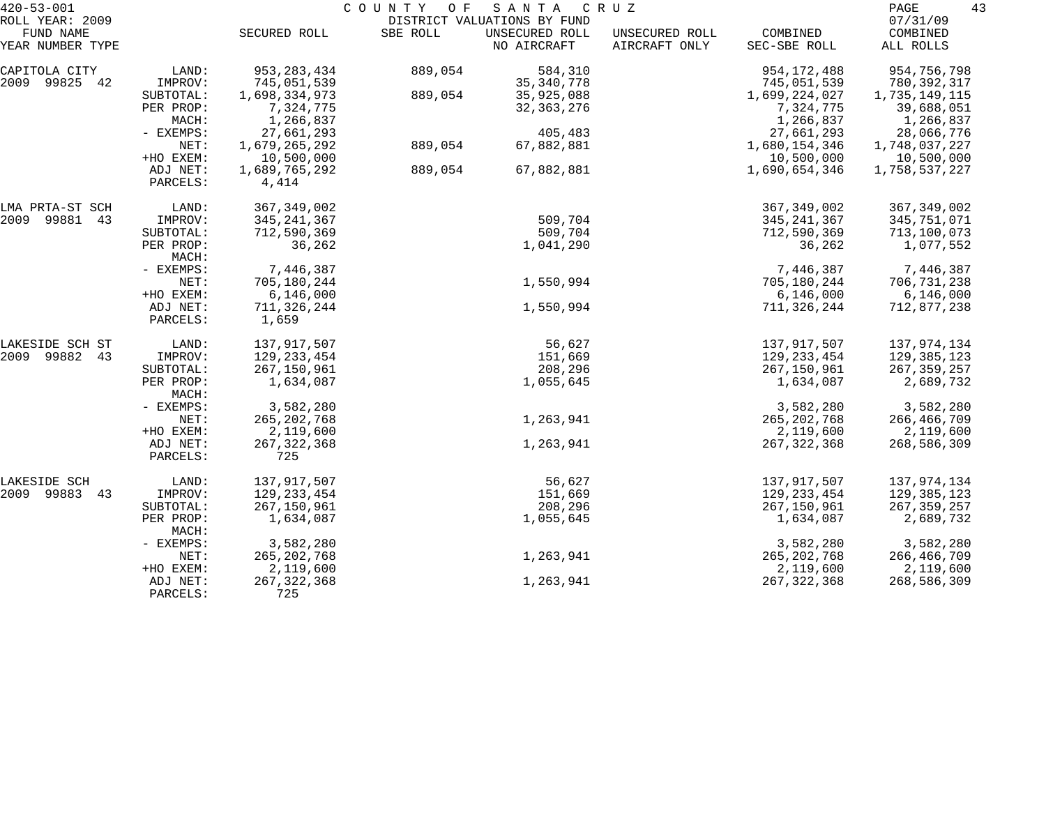420-53-001 COUNTY OF SANTA CRUZ
ROLL YEAR: 2009 DISTRICT VALUATIONS BY FUND 07/31/09

| FUND NAME YEAR NUMBER TYPE | | SECURED ROLL | SBE ROLL | UNSECURED ROLL NO AIRCRAFT | UNSECURED ROLL AIRCRAFT ONLY | COMBINED SEC-SBE ROLL | COMBINED ALL ROLLS |
|---|---|---|---|---|---|---|---|
| CAPITOLA CITY | LAND: | 953,283,434 | 889,054 | 584,310 | | 954,172,488 | 954,756,798 |
| 2009 99825 42 | IMPROV: | 745,051,539 | | 35,340,778 | | 745,051,539 | 780,392,317 |
| | SUBTOTAL: | 1,698,334,973 | 889,054 | 35,925,088 | | 1,699,224,027 | 1,735,149,115 |
| | PER PROP: | 7,324,775 | | 32,363,276 | | 7,324,775 | 39,688,051 |
| | MACH: | 1,266,837 | | | | 1,266,837 | 1,266,837 |
| | - EXEMPS: | 27,661,293 | | 405,483 | | 27,661,293 | 28,066,776 |
| | NET: | 1,679,265,292 | 889,054 | 67,882,881 | | 1,680,154,346 | 1,748,037,227 |
| | +HO EXEM: | 10,500,000 | | | | 10,500,000 | 10,500,000 |
| | ADJ NET: | 1,689,765,292 | 889,054 | 67,882,881 | | 1,690,654,346 | 1,758,537,227 |
| | PARCELS: | 4,414 | | | | | |
| LMA PRTA-ST SCH | LAND: | 367,349,002 | | | | 367,349,002 | 367,349,002 |
| 2009 99881 43 | IMPROV: | 345,241,367 | | 509,704 | | 345,241,367 | 345,751,071 |
| | SUBTOTAL: | 712,590,369 | | 509,704 | | 712,590,369 | 713,100,073 |
| | PER PROP: | 36,262 | | 1,041,290 | | 36,262 | 1,077,552 |
| | MACH: | | | | | | |
| | - EXEMPS: | 7,446,387 | | | | 7,446,387 | 7,446,387 |
| | NET: | 705,180,244 | | 1,550,994 | | 705,180,244 | 706,731,238 |
| | +HO EXEM: | 6,146,000 | | | | 6,146,000 | 6,146,000 |
| | ADJ NET: | 711,326,244 | | 1,550,994 | | 711,326,244 | 712,877,238 |
| | PARCELS: | 1,659 | | | | | |
| LAKESIDE SCH ST | LAND: | 137,917,507 | | 56,627 | | 137,917,507 | 137,974,134 |
| 2009 99882 43 | IMPROV: | 129,233,454 | | 151,669 | | 129,233,454 | 129,385,123 |
| | SUBTOTAL: | 267,150,961 | | 208,296 | | 267,150,961 | 267,359,257 |
| | PER PROP: | 1,634,087 | | 1,055,645 | | 1,634,087 | 2,689,732 |
| | MACH: | | | | | | |
| | - EXEMPS: | 3,582,280 | | | | 3,582,280 | 3,582,280 |
| | NET: | 265,202,768 | | 1,263,941 | | 265,202,768 | 266,466,709 |
| | +HO EXEM: | 2,119,600 | | | | 2,119,600 | 2,119,600 |
| | ADJ NET: | 267,322,368 | | 1,263,941 | | 267,322,368 | 268,586,309 |
| | PARCELS: | 725 | | | | | |
| LAKESIDE SCH | LAND: | 137,917,507 | | 56,627 | | 137,917,507 | 137,974,134 |
| 2009 99883 43 | IMPROV: | 129,233,454 | | 151,669 | | 129,233,454 | 129,385,123 |
| | SUBTOTAL: | 267,150,961 | | 208,296 | | 267,150,961 | 267,359,257 |
| | PER PROP: | 1,634,087 | | 1,055,645 | | 1,634,087 | 2,689,732 |
| | MACH: | | | | | | |
| | - EXEMPS: | 3,582,280 | | | | 3,582,280 | 3,582,280 |
| | NET: | 265,202,768 | | 1,263,941 | | 265,202,768 | 266,466,709 |
| | +HO EXEM: | 2,119,600 | | | | 2,119,600 | 2,119,600 |
| | ADJ NET: | 267,322,368 | | 1,263,941 | | 267,322,368 | 268,586,309 |
| | PARCELS: | 725 | | | | | |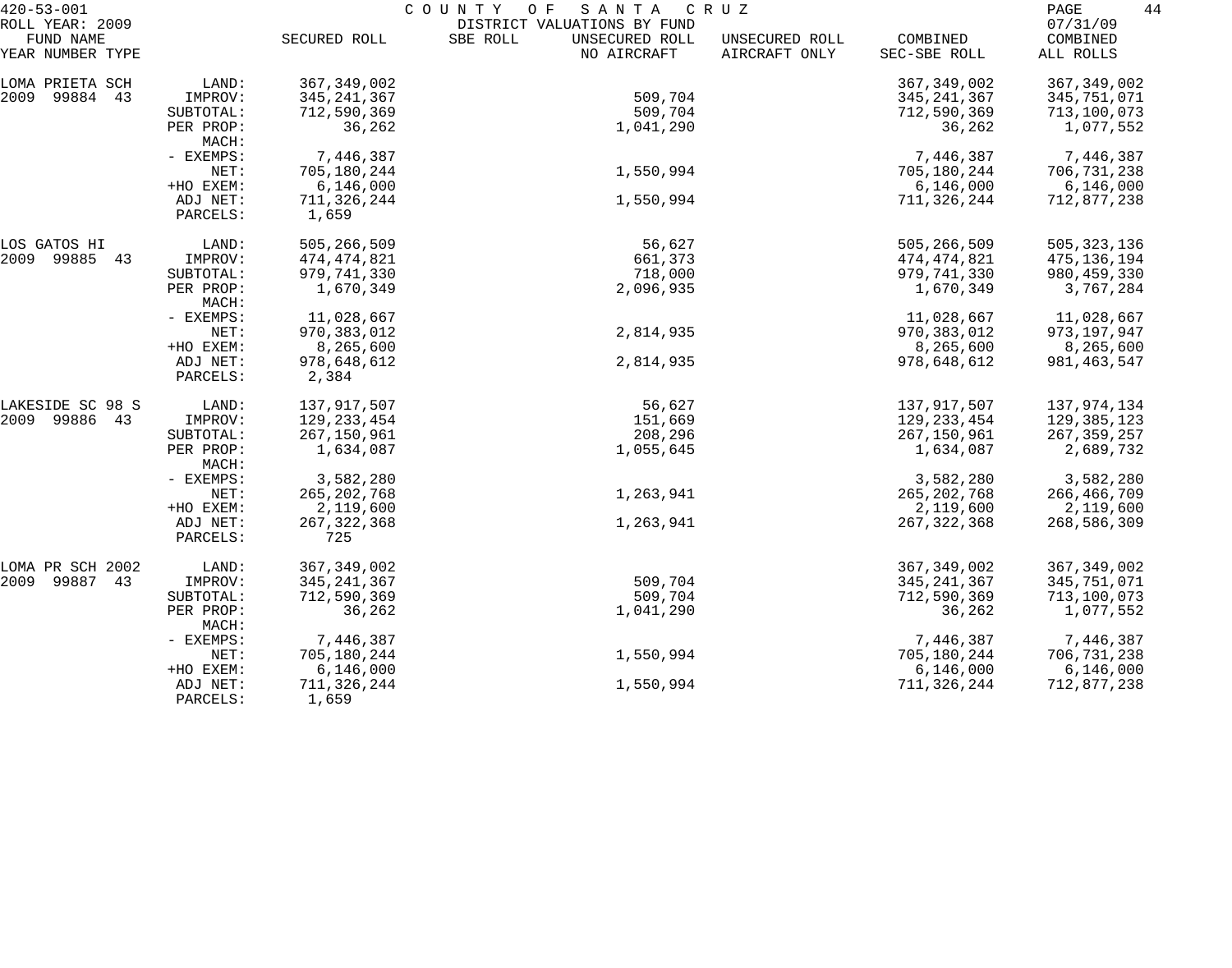420-53-001 COUNTY OF SANTA CRUZ
ROLL YEAR: 2009 DISTRICT VALUATIONS BY FUND 07/31/09

| FUND NAME YEAR NUMBER TYPE | | SECURED ROLL | SBE ROLL | UNSECURED ROLL NO AIRCRAFT | UNSECURED ROLL AIRCRAFT ONLY | COMBINED SEC-SBE ROLL | COMBINED ALL ROLLS |
|---|---|---|---|---|---|---|---|
| LOMA PRIETA SCH | LAND: | 367,349,002 | | | | 367,349,002 | 367,349,002 |
| 2009 99884 43 | IMPROV: | 345,241,367 | | 509,704 | | 345,241,367 | 345,751,071 |
| | SUBTOTAL: | 712,590,369 | | 509,704 | | 712,590,369 | 713,100,073 |
| | PER PROP: | 36,262 | | 1,041,290 | | 36,262 | 1,077,552 |
| | MACH: | | | | | | |
| | - EXEMPS: | 7,446,387 | | | | 7,446,387 | 7,446,387 |
| | NET: | 705,180,244 | | 1,550,994 | | 705,180,244 | 706,731,238 |
| | +HO EXEM: | 6,146,000 | | | | 6,146,000 | 6,146,000 |
| | ADJ NET: | 711,326,244 | | 1,550,994 | | 711,326,244 | 712,877,238 |
| | PARCELS: | 1,659 | | | | | |
| LOS GATOS HI | LAND: | 505,266,509 | | 56,627 | | 505,266,509 | 505,323,136 |
| 2009 99885 43 | IMPROV: | 474,474,821 | | 661,373 | | 474,474,821 | 475,136,194 |
| | SUBTOTAL: | 979,741,330 | | 718,000 | | 979,741,330 | 980,459,330 |
| | PER PROP: | 1,670,349 | | 2,096,935 | | 1,670,349 | 3,767,284 |
| | MACH: | | | | | | |
| | - EXEMPS: | 11,028,667 | | | | 11,028,667 | 11,028,667 |
| | NET: | 970,383,012 | | 2,814,935 | | 970,383,012 | 973,197,947 |
| | +HO EXEM: | 8,265,600 | | | | 8,265,600 | 8,265,600 |
| | ADJ NET: | 978,648,612 | | 2,814,935 | | 978,648,612 | 981,463,547 |
| | PARCELS: | 2,384 | | | | | |
| LAKESIDE SC 98 S | LAND: | 137,917,507 | | 56,627 | | 137,917,507 | 137,974,134 |
| 2009 99886 43 | IMPROV: | 129,233,454 | | 151,669 | | 129,233,454 | 129,385,123 |
| | SUBTOTAL: | 267,150,961 | | 208,296 | | 267,150,961 | 267,359,257 |
| | PER PROP: | 1,634,087 | | 1,055,645 | | 1,634,087 | 2,689,732 |
| | MACH: | | | | | | |
| | - EXEMPS: | 3,582,280 | | | | 3,582,280 | 3,582,280 |
| | NET: | 265,202,768 | | 1,263,941 | | 265,202,768 | 266,466,709 |
| | +HO EXEM: | 2,119,600 | | | | 2,119,600 | 2,119,600 |
| | ADJ NET: | 267,322,368 | | 1,263,941 | | 267,322,368 | 268,586,309 |
| | PARCELS: | 725 | | | | | |
| LOMA PR SCH 2002 | LAND: | 367,349,002 | | | | 367,349,002 | 367,349,002 |
| 2009 99887 43 | IMPROV: | 345,241,367 | | 509,704 | | 345,241,367 | 345,751,071 |
| | SUBTOTAL: | 712,590,369 | | 509,704 | | 712,590,369 | 713,100,073 |
| | PER PROP: | 36,262 | | 1,041,290 | | 36,262 | 1,077,552 |
| | MACH: | | | | | | |
| | - EXEMPS: | 7,446,387 | | | | 7,446,387 | 7,446,387 |
| | NET: | 705,180,244 | | 1,550,994 | | 705,180,244 | 706,731,238 |
| | +HO EXEM: | 6,146,000 | | | | 6,146,000 | 6,146,000 |
| | ADJ NET: | 711,326,244 | | 1,550,994 | | 711,326,244 | 712,877,238 |
| | PARCELS: | 1,659 | | | | | |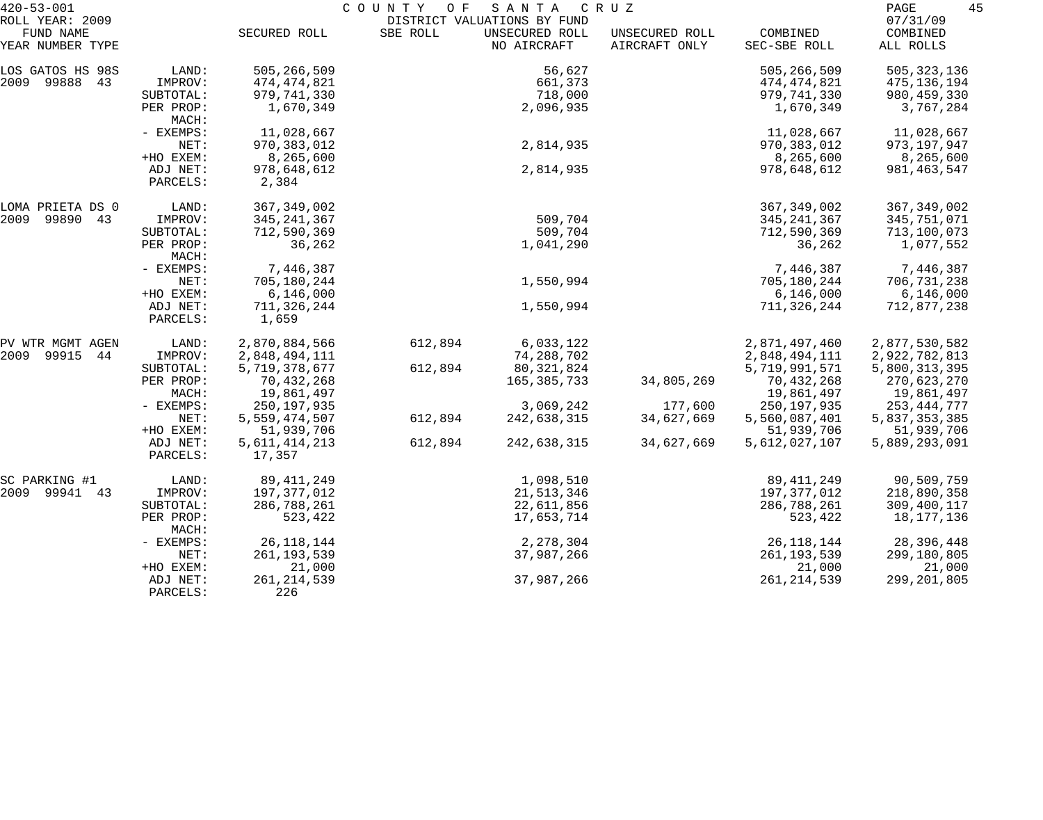420-53-001 COUNTY OF SANTA CRUZ
ROLL YEAR: 2009 DISTRICT VALUATIONS BY FUND 07/31/09

| FUND NAME YEAR NUMBER TYPE | | SECURED ROLL | SBE ROLL | UNSECURED ROLL NO AIRCRAFT | UNSECURED ROLL AIRCRAFT ONLY | COMBINED SEC-SBE ROLL | COMBINED ALL ROLLS |
|---|---|---|---|---|---|---|---|
| LOS GATOS HS 98S | LAND: | 505,266,509 | | 56,627 | | 505,266,509 | 505,323,136 |
| 2009 99888 43 | IMPROV: | 474,474,821 | | 661,373 | | 474,474,821 | 475,136,194 |
| | SUBTOTAL: | 979,741,330 | | 718,000 | | 979,741,330 | 980,459,330 |
| | PER PROP: | 1,670,349 | | 2,096,935 | | 1,670,349 | 3,767,284 |
| | MACH: | | | | | | |
| | - EXEMPS: | 11,028,667 | | | | 11,028,667 | 11,028,667 |
| | NET: | 970,383,012 | | 2,814,935 | | 970,383,012 | 973,197,947 |
| | +HO EXEM: | 8,265,600 | | | | 8,265,600 | 8,265,600 |
| | ADJ NET: | 978,648,612 | | 2,814,935 | | 978,648,612 | 981,463,547 |
| | PARCELS: | 2,384 | | | | | |
| LOMA PRIETA DS 0 | LAND: | 367,349,002 | | | | 367,349,002 | 367,349,002 |
| 2009 99890 43 | IMPROV: | 345,241,367 | | 509,704 | | 345,241,367 | 345,751,071 |
| | SUBTOTAL: | 712,590,369 | | 509,704 | | 712,590,369 | 713,100,073 |
| | PER PROP: | 36,262 | | 1,041,290 | | 36,262 | 1,077,552 |
| | MACH: | | | | | | |
| | - EXEMPS: | 7,446,387 | | | | 7,446,387 | 7,446,387 |
| | NET: | 705,180,244 | | 1,550,994 | | 705,180,244 | 706,731,238 |
| | +HO EXEM: | 6,146,000 | | | | 6,146,000 | 6,146,000 |
| | ADJ NET: | 711,326,244 | | 1,550,994 | | 711,326,244 | 712,877,238 |
| | PARCELS: | 1,659 | | | | | |
| PV WTR MGMT AGEN | LAND: | 2,870,884,566 | 612,894 | 6,033,122 | | 2,871,497,460 | 2,877,530,582 |
| 2009 99915 44 | IMPROV: | 2,848,494,111 | | 74,288,702 | | 2,848,494,111 | 2,922,782,813 |
| | SUBTOTAL: | 5,719,378,677 | 612,894 | 80,321,824 | | 5,719,991,571 | 5,800,313,395 |
| | PER PROP: | 70,432,268 | | 165,385,733 | 34,805,269 | 70,432,268 | 270,623,270 |
| | MACH: | 19,861,497 | | | | 19,861,497 | 19,861,497 |
| | - EXEMPS: | 250,197,935 | | 3,069,242 | 177,600 | 250,197,935 | 253,444,777 |
| | NET: | 5,559,474,507 | 612,894 | 242,638,315 | 34,627,669 | 5,560,087,401 | 5,837,353,385 |
| | +HO EXEM: | 51,939,706 | | | | 51,939,706 | 51,939,706 |
| | ADJ NET: | 5,611,414,213 | 612,894 | 242,638,315 | 34,627,669 | 5,612,027,107 | 5,889,293,091 |
| | PARCELS: | 17,357 | | | | | |
| SC PARKING #1 | LAND: | 89,411,249 | | 1,098,510 | | 89,411,249 | 90,509,759 |
| 2009 99941 43 | IMPROV: | 197,377,012 | | 21,513,346 | | 197,377,012 | 218,890,358 |
| | SUBTOTAL: | 286,788,261 | | 22,611,856 | | 286,788,261 | 309,400,117 |
| | PER PROP: | 523,422 | | 17,653,714 | | 523,422 | 18,177,136 |
| | MACH: | | | | | | |
| | - EXEMPS: | 26,118,144 | | 2,278,304 | | 26,118,144 | 28,396,448 |
| | NET: | 261,193,539 | | 37,987,266 | | 261,193,539 | 299,180,805 |
| | +HO EXEM: | 21,000 | | | | 21,000 | 21,000 |
| | ADJ NET: | 261,214,539 | | 37,987,266 | | 261,214,539 | 299,201,805 |
| | PARCELS: | 226 | | | | | |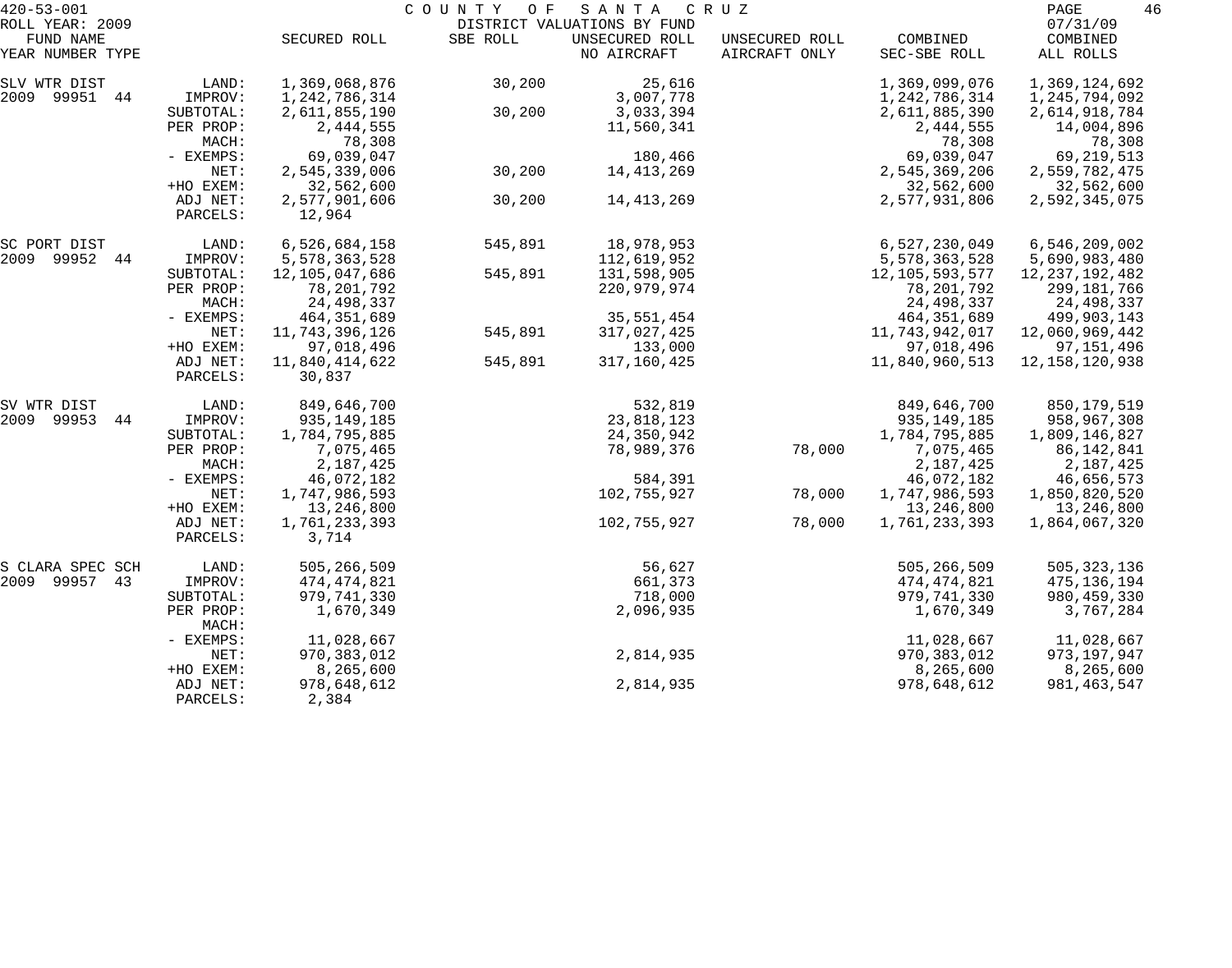COUNTY OF SANTA CRUZ
DISTRICT VALUATIONS BY FUND

420-53-001
ROLL YEAR: 2009
07/31/09

| FUND NAME YEAR NUMBER TYPE | | SECURED ROLL | SBE ROLL | UNSECURED ROLL NO AIRCRAFT | UNSECURED ROLL AIRCRAFT ONLY | COMBINED SEC-SBE ROLL | COMBINED ALL ROLLS |
|---|---|---|---|---|---|---|---|
| SLV WTR DIST | LAND: | 1,369,068,876 | 30,200 | 25,616 | | 1,369,099,076 | 1,369,124,692 |
| 2009 99951 44 | IMPROV: | 1,242,786,314 | | 3,007,778 | | 1,242,786,314 | 1,245,794,092 |
| | SUBTOTAL: | 2,611,855,190 | 30,200 | 3,033,394 | | 2,611,885,390 | 2,614,918,784 |
| | PER PROP: | 2,444,555 | | 11,560,341 | | 2,444,555 | 14,004,896 |
| | MACH: | 78,308 | | | | 78,308 | 78,308 |
| | - EXEMPS: | 69,039,047 | | 180,466 | | 69,039,047 | 69,219,513 |
| | NET: | 2,545,339,006 | 30,200 | 14,413,269 | | 2,545,369,206 | 2,559,782,475 |
| | +HO EXEM: | 32,562,600 | | | | 32,562,600 | 32,562,600 |
| | ADJ NET: | 2,577,901,606 | 30,200 | 14,413,269 | | 2,577,931,806 | 2,592,345,075 |
| | PARCELS: | 12,964 | | | | | |
| SC PORT DIST | LAND: | 6,526,684,158 | 545,891 | 18,978,953 | | 6,527,230,049 | 6,546,209,002 |
| 2009 99952 44 | IMPROV: | 5,578,363,528 | | 112,619,952 | | 5,578,363,528 | 5,690,983,480 |
| | SUBTOTAL: | 12,105,047,686 | 545,891 | 131,598,905 | | 12,105,593,577 | 12,237,192,482 |
| | PER PROP: | 78,201,792 | | 220,979,974 | | 78,201,792 | 299,181,766 |
| | MACH: | 24,498,337 | | | | 24,498,337 | 24,498,337 |
| | - EXEMPS: | 464,351,689 | | 35,551,454 | | 464,351,689 | 499,903,143 |
| | NET: | 11,743,396,126 | 545,891 | 317,027,425 | | 11,743,942,017 | 12,060,969,442 |
| | +HO EXEM: | 97,018,496 | | 133,000 | | 97,018,496 | 97,151,496 |
| | ADJ NET: | 11,840,414,622 | 545,891 | 317,160,425 | | 11,840,960,513 | 12,158,120,938 |
| | PARCELS: | 30,837 | | | | | |
| SV WTR DIST | LAND: | 849,646,700 | | 532,819 | | 849,646,700 | 850,179,519 |
| 2009 99953 44 | IMPROV: | 935,149,185 | | 23,818,123 | | 935,149,185 | 958,967,308 |
| | SUBTOTAL: | 1,784,795,885 | | 24,350,942 | | 1,784,795,885 | 1,809,146,827 |
| | PER PROP: | 7,075,465 | | 78,989,376 | 78,000 | 7,075,465 | 86,142,841 |
| | MACH: | 2,187,425 | | | | 2,187,425 | 2,187,425 |
| | - EXEMPS: | 46,072,182 | | 584,391 | | 46,072,182 | 46,656,573 |
| | NET: | 1,747,986,593 | | 102,755,927 | 78,000 | 1,747,986,593 | 1,850,820,520 |
| | +HO EXEM: | 13,246,800 | | | | 13,246,800 | 13,246,800 |
| | ADJ NET: | 1,761,233,393 | | 102,755,927 | 78,000 | 1,761,233,393 | 1,864,067,320 |
| | PARCELS: | 3,714 | | | | | |
| S CLARA SPEC SCH | LAND: | 505,266,509 | | 56,627 | | 505,266,509 | 505,323,136 |
| 2009 99957 43 | IMPROV: | 474,474,821 | | 661,373 | | 474,474,821 | 475,136,194 |
| | SUBTOTAL: | 979,741,330 | | 718,000 | | 979,741,330 | 980,459,330 |
| | PER PROP: | 1,670,349 | | 2,096,935 | | 1,670,349 | 3,767,284 |
| | MACH: | | | | | | |
| | - EXEMPS: | 11,028,667 | | | | 11,028,667 | 11,028,667 |
| | NET: | 970,383,012 | | 2,814,935 | | 970,383,012 | 973,197,947 |
| | +HO EXEM: | 8,265,600 | | | | 8,265,600 | 8,265,600 |
| | ADJ NET: | 978,648,612 | | 2,814,935 | | 978,648,612 | 981,463,547 |
| | PARCELS: | 2,384 | | | | | |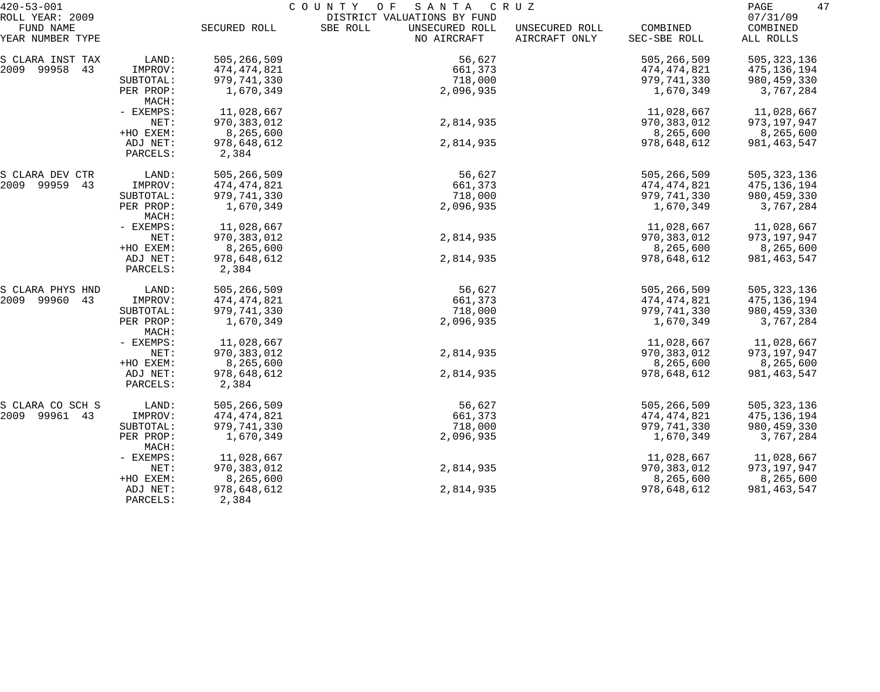420-53-001 COUNTY OF SANTA CRUZ

ROLL YEAR: 2009 DISTRICT VALUATIONS BY FUND 07/31/09

| FUND NAME YEAR NUMBER TYPE | | SECURED ROLL | SBE ROLL | UNSECURED ROLL NO AIRCRAFT | UNSECURED ROLL AIRCRAFT ONLY | COMBINED SEC-SBE ROLL | COMBINED ALL ROLLS |
|---|---|---|---|---|---|---|---|
| S CLARA INST TAX | LAND: | 505,266,509 | | 56,627 | | 505,266,509 | 505,323,136 |
| 2009 99958 43 | IMPROV: | 474,474,821 | | 661,373 | | 474,474,821 | 475,136,194 |
| | SUBTOTAL: | 979,741,330 | | 718,000 | | 979,741,330 | 980,459,330 |
| | PER PROP: | 1,670,349 | | 2,096,935 | | 1,670,349 | 3,767,284 |
| | MACH: | | | | | | |
| | - EXEMPS: | 11,028,667 | | | | 11,028,667 | 11,028,667 |
| | NET: | 970,383,012 | | 2,814,935 | | 970,383,012 | 973,197,947 |
| | +HO EXEM: | 8,265,600 | | | | 8,265,600 | 8,265,600 |
| | ADJ NET: | 978,648,612 | | 2,814,935 | | 978,648,612 | 981,463,547 |
| | PARCELS: | 2,384 | | | | | |
| S CLARA DEV CTR | LAND: | 505,266,509 | | 56,627 | | 505,266,509 | 505,323,136 |
| 2009 99959 43 | IMPROV: | 474,474,821 | | 661,373 | | 474,474,821 | 475,136,194 |
| | SUBTOTAL: | 979,741,330 | | 718,000 | | 979,741,330 | 980,459,330 |
| | PER PROP: | 1,670,349 | | 2,096,935 | | 1,670,349 | 3,767,284 |
| | MACH: | | | | | | |
| | - EXEMPS: | 11,028,667 | | | | 11,028,667 | 11,028,667 |
| | NET: | 970,383,012 | | 2,814,935 | | 970,383,012 | 973,197,947 |
| | +HO EXEM: | 8,265,600 | | | | 8,265,600 | 8,265,600 |
| | ADJ NET: | 978,648,612 | | 2,814,935 | | 978,648,612 | 981,463,547 |
| | PARCELS: | 2,384 | | | | | |
| S CLARA PHYS HND | LAND: | 505,266,509 | | 56,627 | | 505,266,509 | 505,323,136 |
| 2009 99960 43 | IMPROV: | 474,474,821 | | 661,373 | | 474,474,821 | 475,136,194 |
| | SUBTOTAL: | 979,741,330 | | 718,000 | | 979,741,330 | 980,459,330 |
| | PER PROP: | 1,670,349 | | 2,096,935 | | 1,670,349 | 3,767,284 |
| | MACH: | | | | | | |
| | - EXEMPS: | 11,028,667 | | | | 11,028,667 | 11,028,667 |
| | NET: | 970,383,012 | | 2,814,935 | | 970,383,012 | 973,197,947 |
| | +HO EXEM: | 8,265,600 | | | | 8,265,600 | 8,265,600 |
| | ADJ NET: | 978,648,612 | | 2,814,935 | | 978,648,612 | 981,463,547 |
| | PARCELS: | 2,384 | | | | | |
| S CLARA CO SCH S | LAND: | 505,266,509 | | 56,627 | | 505,266,509 | 505,323,136 |
| 2009 99961 43 | IMPROV: | 474,474,821 | | 661,373 | | 474,474,821 | 475,136,194 |
| | SUBTOTAL: | 979,741,330 | | 718,000 | | 979,741,330 | 980,459,330 |
| | PER PROP: | 1,670,349 | | 2,096,935 | | 1,670,349 | 3,767,284 |
| | MACH: | | | | | | |
| | - EXEMPS: | 11,028,667 | | | | 11,028,667 | 11,028,667 |
| | NET: | 970,383,012 | | 2,814,935 | | 970,383,012 | 973,197,947 |
| | +HO EXEM: | 8,265,600 | | | | 8,265,600 | 8,265,600 |
| | ADJ NET: | 978,648,612 | | 2,814,935 | | 978,648,612 | 981,463,547 |
| | PARCELS: | 2,384 | | | | | |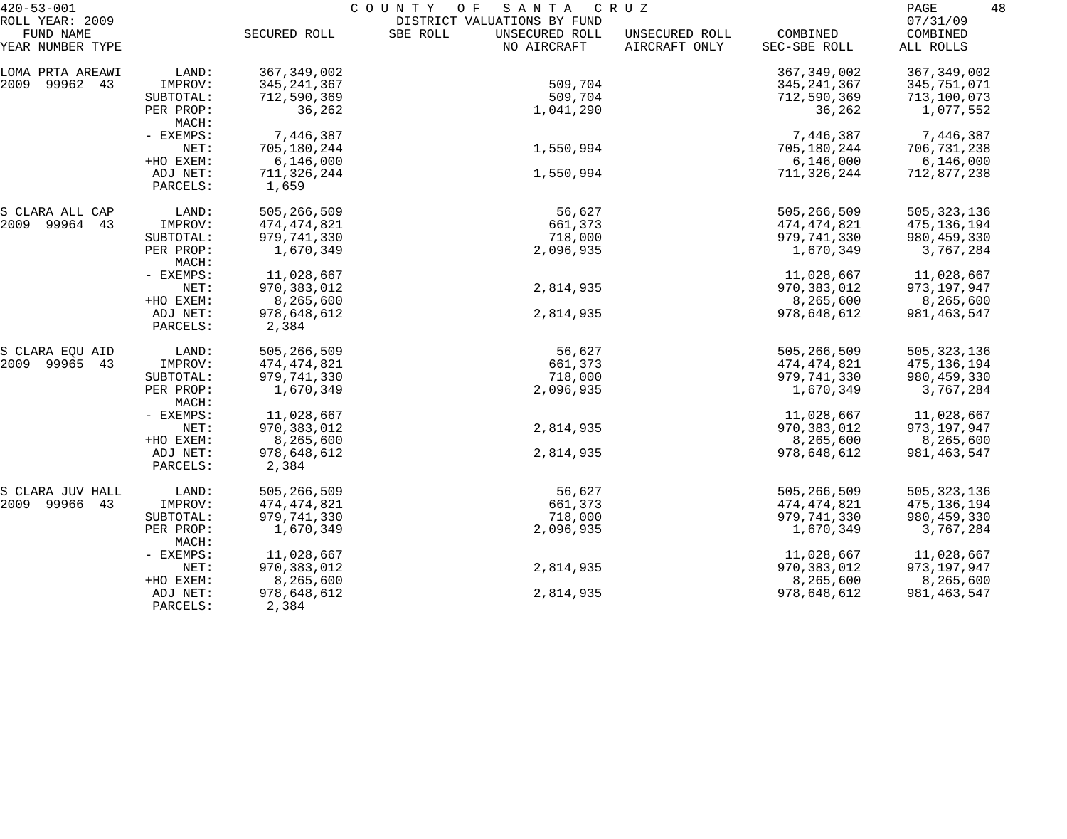420-53-001 COUNTY OF SANTA CRUZ
ROLL YEAR: 2009 DISTRICT VALUATIONS BY FUND 07/31/09

| FUND NAME YEAR NUMBER TYPE | | SECURED ROLL | SBE ROLL | UNSECURED ROLL NO AIRCRAFT | UNSECURED ROLL AIRCRAFT ONLY | COMBINED SEC-SBE ROLL | COMBINED ALL ROLLS |
|---|---|---|---|---|---|---|---|
| LOMA PRTA AREAWI | LAND: | 367,349,002 | | | | 367,349,002 | 367,349,002 |
| 2009 99962 43 | IMPROV: | 345,241,367 | | 509,704 | | 345,241,367 | 345,751,071 |
| | SUBTOTAL: | 712,590,369 | | 509,704 | | 712,590,369 | 713,100,073 |
| | PER PROP: | 36,262 | | 1,041,290 | | 36,262 | 1,077,552 |
| | MACH: | | | | | | |
| | - EXEMPS: | 7,446,387 | | | | 7,446,387 | 7,446,387 |
| | NET: | 705,180,244 | | 1,550,994 | | 705,180,244 | 706,731,238 |
| | +HO EXEM: | 6,146,000 | | | | 6,146,000 | 6,146,000 |
| | ADJ NET: | 711,326,244 | | 1,550,994 | | 711,326,244 | 712,877,238 |
| | PARCELS: | 1,659 | | | | | |
| S CLARA ALL CAP | LAND: | 505,266,509 | | 56,627 | | 505,266,509 | 505,323,136 |
| 2009 99964 43 | IMPROV: | 474,474,821 | | 661,373 | | 474,474,821 | 475,136,194 |
| | SUBTOTAL: | 979,741,330 | | 718,000 | | 979,741,330 | 980,459,330 |
| | PER PROP: | 1,670,349 | | 2,096,935 | | 1,670,349 | 3,767,284 |
| | MACH: | | | | | | |
| | - EXEMPS: | 11,028,667 | | | | 11,028,667 | 11,028,667 |
| | NET: | 970,383,012 | | 2,814,935 | | 970,383,012 | 973,197,947 |
| | +HO EXEM: | 8,265,600 | | | | 8,265,600 | 8,265,600 |
| | ADJ NET: | 978,648,612 | | 2,814,935 | | 978,648,612 | 981,463,547 |
| | PARCELS: | 2,384 | | | | | |
| S CLARA EQU AID | LAND: | 505,266,509 | | 56,627 | | 505,266,509 | 505,323,136 |
| 2009 99965 43 | IMPROV: | 474,474,821 | | 661,373 | | 474,474,821 | 475,136,194 |
| | SUBTOTAL: | 979,741,330 | | 718,000 | | 979,741,330 | 980,459,330 |
| | PER PROP: | 1,670,349 | | 2,096,935 | | 1,670,349 | 3,767,284 |
| | MACH: | | | | | | |
| | - EXEMPS: | 11,028,667 | | | | 11,028,667 | 11,028,667 |
| | NET: | 970,383,012 | | 2,814,935 | | 970,383,012 | 973,197,947 |
| | +HO EXEM: | 8,265,600 | | | | 8,265,600 | 8,265,600 |
| | ADJ NET: | 978,648,612 | | 2,814,935 | | 978,648,612 | 981,463,547 |
| | PARCELS: | 2,384 | | | | | |
| S CLARA JUV HALL | LAND: | 505,266,509 | | 56,627 | | 505,266,509 | 505,323,136 |
| 2009 99966 43 | IMPROV: | 474,474,821 | | 661,373 | | 474,474,821 | 475,136,194 |
| | SUBTOTAL: | 979,741,330 | | 718,000 | | 979,741,330 | 980,459,330 |
| | PER PROP: | 1,670,349 | | 2,096,935 | | 1,670,349 | 3,767,284 |
| | MACH: | | | | | | |
| | - EXEMPS: | 11,028,667 | | | | 11,028,667 | 11,028,667 |
| | NET: | 970,383,012 | | 2,814,935 | | 970,383,012 | 973,197,947 |
| | +HO EXEM: | 8,265,600 | | | | 8,265,600 | 8,265,600 |
| | ADJ NET: | 978,648,612 | | 2,814,935 | | 978,648,612 | 981,463,547 |
| | PARCELS: | 2,384 | | | | | |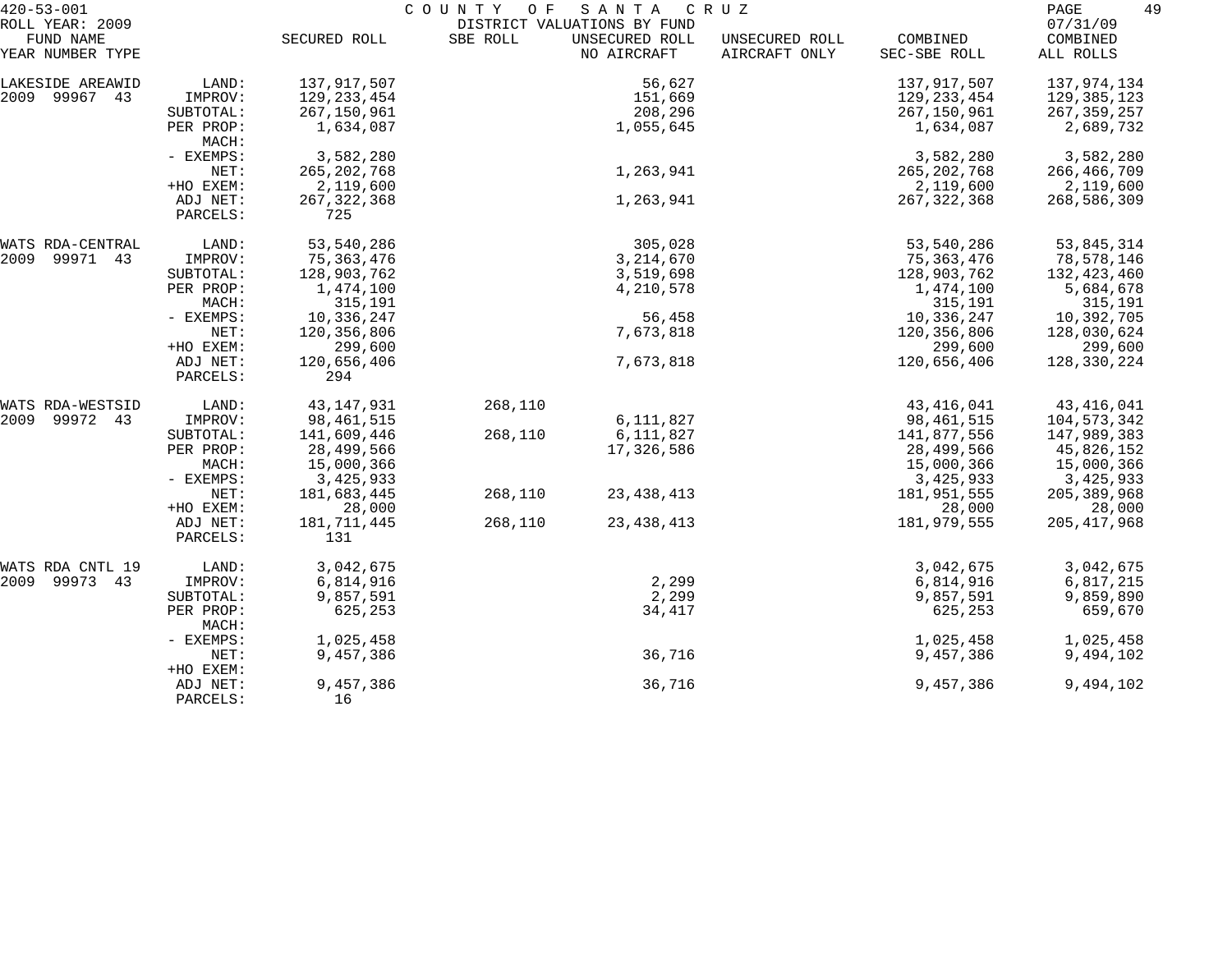420-53-001 — COUNTY OF SANTA CRUZ — DISTRICT VALUATIONS BY FUND

ROLL YEAR: 2009 — 07/31/09

| FUND NAME YEAR NUMBER TYPE | | SECURED ROLL | SBE ROLL | UNSECURED ROLL NO AIRCRAFT | UNSECURED ROLL AIRCRAFT ONLY | COMBINED SEC-SBE ROLL | COMBINED ALL ROLLS |
|---|---|---|---|---|---|---|---|
| LAKESIDE AREAWID | LAND: | 137,917,507 | | 56,627 | | 137,917,507 | 137,974,134 |
| 2009 99967 43 | IMPROV: | 129,233,454 | | 151,669 | | 129,233,454 | 129,385,123 |
| | SUBTOTAL: | 267,150,961 | | 208,296 | | 267,150,961 | 267,359,257 |
| | PER PROP: | 1,634,087 | | 1,055,645 | | 1,634,087 | 2,689,732 |
| | MACH: | | | | | | |
| | - EXEMPS: | 3,582,280 | | | | 3,582,280 | 3,582,280 |
| | NET: | 265,202,768 | | 1,263,941 | | 265,202,768 | 266,466,709 |
| | +HO EXEM: | 2,119,600 | | | | 2,119,600 | 2,119,600 |
| | ADJ NET: | 267,322,368 | | 1,263,941 | | 267,322,368 | 268,586,309 |
| | PARCELS: | 725 | | | | | |
| WATS RDA-CENTRAL | LAND: | 53,540,286 | | 305,028 | | 53,540,286 | 53,845,314 |
| 2009 99971 43 | IMPROV: | 75,363,476 | | 3,214,670 | | 75,363,476 | 78,578,146 |
| | SUBTOTAL: | 128,903,762 | | 3,519,698 | | 128,903,762 | 132,423,460 |
| | PER PROP: | 1,474,100 | | 4,210,578 | | 1,474,100 | 5,684,678 |
| | MACH: | 315,191 | | | | 315,191 | 315,191 |
| | - EXEMPS: | 10,336,247 | | 56,458 | | 10,336,247 | 10,392,705 |
| | NET: | 120,356,806 | | 7,673,818 | | 120,356,806 | 128,030,624 |
| | +HO EXEM: | 299,600 | | | | 299,600 | 299,600 |
| | ADJ NET: | 120,656,406 | | 7,673,818 | | 120,656,406 | 128,330,224 |
| | PARCELS: | 294 | | | | | |
| WATS RDA-WESTSID | LAND: | 43,147,931 | 268,110 | | | 43,416,041 | 43,416,041 |
| 2009 99972 43 | IMPROV: | 98,461,515 | | 6,111,827 | | 98,461,515 | 104,573,342 |
| | SUBTOTAL: | 141,609,446 | 268,110 | 6,111,827 | | 141,877,556 | 147,989,383 |
| | PER PROP: | 28,499,566 | | 17,326,586 | | 28,499,566 | 45,826,152 |
| | MACH: | 15,000,366 | | | | 15,000,366 | 15,000,366 |
| | - EXEMPS: | 3,425,933 | | | | 3,425,933 | 3,425,933 |
| | NET: | 181,683,445 | 268,110 | 23,438,413 | | 181,951,555 | 205,389,968 |
| | +HO EXEM: | 28,000 | | | | 28,000 | 28,000 |
| | ADJ NET: | 181,711,445 | 268,110 | 23,438,413 | | 181,979,555 | 205,417,968 |
| | PARCELS: | 131 | | | | | |
| WATS RDA CNTL 19 | LAND: | 3,042,675 | | | | 3,042,675 | 3,042,675 |
| 2009 99973 43 | IMPROV: | 6,814,916 | | 2,299 | | 6,814,916 | 6,817,215 |
| | SUBTOTAL: | 9,857,591 | | 2,299 | | 9,857,591 | 9,859,890 |
| | PER PROP: | 625,253 | | 34,417 | | 625,253 | 659,670 |
| | MACH: | | | | | | |
| | - EXEMPS: | 1,025,458 | | | | 1,025,458 | 1,025,458 |
| | NET: | 9,457,386 | | 36,716 | | 9,457,386 | 9,494,102 |
| | +HO EXEM: | | | | | | |
| | ADJ NET: | 9,457,386 | | 36,716 | | 9,457,386 | 9,494,102 |
| | PARCELS: | 16 | | | | | |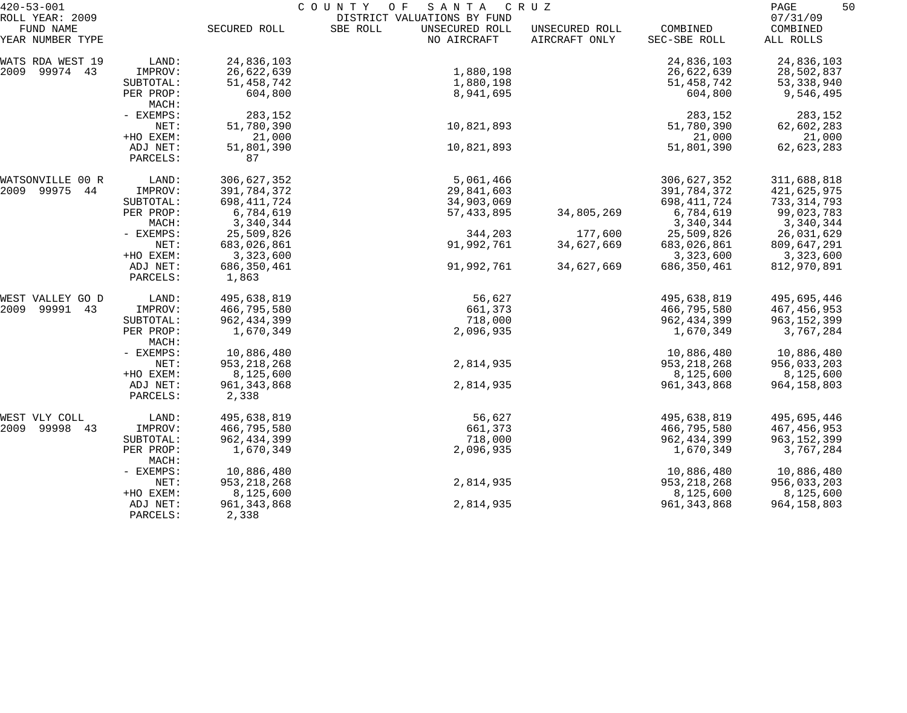420-53-001 COUNTY OF SANTA CRUZ
ROLL YEAR: 2009 DISTRICT VALUATIONS BY FUND 07/31/09

| FUND NAME YEAR NUMBER TYPE | | SECURED ROLL | SBE ROLL | UNSECURED ROLL NO AIRCRAFT | UNSECURED ROLL AIRCRAFT ONLY | COMBINED SEC-SBE ROLL | COMBINED ALL ROLLS |
|---|---|---|---|---|---|---|---|
| WATS RDA WEST 19 | LAND: | 24,836,103 | | | | 24,836,103 | 24,836,103 |
| 2009 99974 43 | IMPROV: | 26,622,639 | | 1,880,198 | | 26,622,639 | 28,502,837 |
| | SUBTOTAL: | 51,458,742 | | 1,880,198 | | 51,458,742 | 53,338,940 |
| | PER PROP: | 604,800 | | 8,941,695 | | 604,800 | 9,546,495 |
| | MACH: | | | | | | |
| | - EXEMPS: | 283,152 | | | | 283,152 | 283,152 |
| | NET: | 51,780,390 | | 10,821,893 | | 51,780,390 | 62,602,283 |
| | +HO EXEM: | 21,000 | | | | 21,000 | 21,000 |
| | ADJ NET: | 51,801,390 | | 10,821,893 | | 51,801,390 | 62,623,283 |
| | PARCELS: | 87 | | | | | |
| WATSONVILLE 00 R | LAND: | 306,627,352 | | 5,061,466 | | 306,627,352 | 311,688,818 |
| 2009 99975 44 | IMPROV: | 391,784,372 | | 29,841,603 | | 391,784,372 | 421,625,975 |
| | SUBTOTAL: | 698,411,724 | | 34,903,069 | | 698,411,724 | 733,314,793 |
| | PER PROP: | 6,784,619 | | 57,433,895 | 34,805,269 | 6,784,619 | 99,023,783 |
| | MACH: | 3,340,344 | | | | 3,340,344 | 3,340,344 |
| | - EXEMPS: | 25,509,826 | | 344,203 | 177,600 | 25,509,826 | 26,031,629 |
| | NET: | 683,026,861 | | 91,992,761 | 34,627,669 | 683,026,861 | 809,647,291 |
| | +HO EXEM: | 3,323,600 | | | | 3,323,600 | 3,323,600 |
| | ADJ NET: | 686,350,461 | | 91,992,761 | 34,627,669 | 686,350,461 | 812,970,891 |
| | PARCELS: | 1,863 | | | | | |
| WEST VALLEY GO D | LAND: | 495,638,819 | | 56,627 | | 495,638,819 | 495,695,446 |
| 2009 99991 43 | IMPROV: | 466,795,580 | | 661,373 | | 466,795,580 | 467,456,953 |
| | SUBTOTAL: | 962,434,399 | | 718,000 | | 962,434,399 | 963,152,399 |
| | PER PROP: | 1,670,349 | | 2,096,935 | | 1,670,349 | 3,767,284 |
| | MACH: | | | | | | |
| | - EXEMPS: | 10,886,480 | | | | 10,886,480 | 10,886,480 |
| | NET: | 953,218,268 | | 2,814,935 | | 953,218,268 | 956,033,203 |
| | +HO EXEM: | 8,125,600 | | | | 8,125,600 | 8,125,600 |
| | ADJ NET: | 961,343,868 | | 2,814,935 | | 961,343,868 | 964,158,803 |
| | PARCELS: | 2,338 | | | | | |
| WEST VLY COLL | LAND: | 495,638,819 | | 56,627 | | 495,638,819 | 495,695,446 |
| 2009 99998 43 | IMPROV: | 466,795,580 | | 661,373 | | 466,795,580 | 467,456,953 |
| | SUBTOTAL: | 962,434,399 | | 718,000 | | 962,434,399 | 963,152,399 |
| | PER PROP: | 1,670,349 | | 2,096,935 | | 1,670,349 | 3,767,284 |
| | MACH: | | | | | | |
| | - EXEMPS: | 10,886,480 | | | | 10,886,480 | 10,886,480 |
| | NET: | 953,218,268 | | 2,814,935 | | 953,218,268 | 956,033,203 |
| | +HO EXEM: | 8,125,600 | | | | 8,125,600 | 8,125,600 |
| | ADJ NET: | 961,343,868 | | 2,814,935 | | 961,343,868 | 964,158,803 |
| | PARCELS: | 2,338 | | | | | |